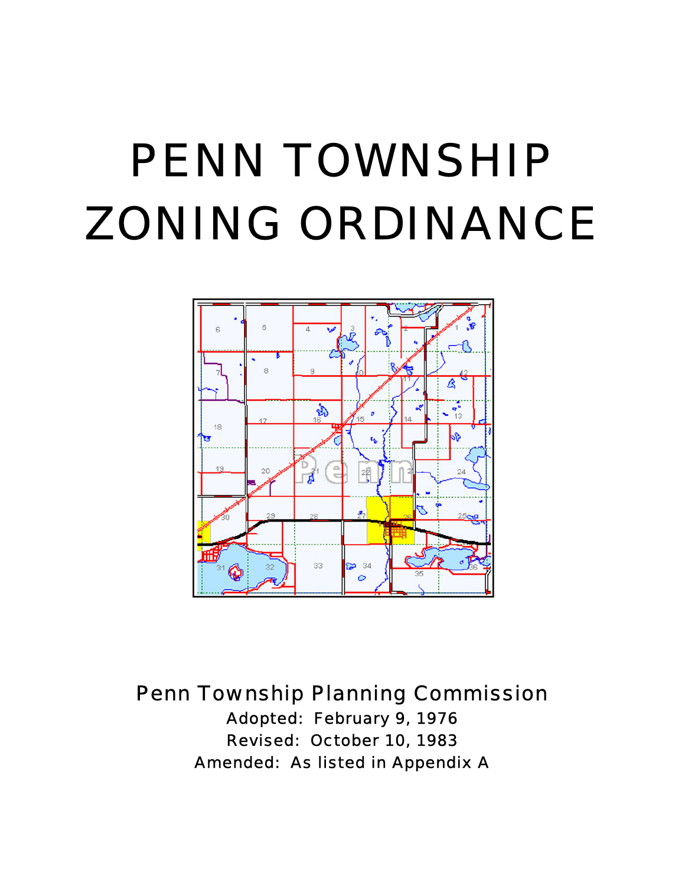# PENN TOWNSHIP ZONING ORDINANCE

Penn Township Planning Commission

Adopted: February 9, 1976

Revised: October 10, 1983

Amended: As listed in Appendix A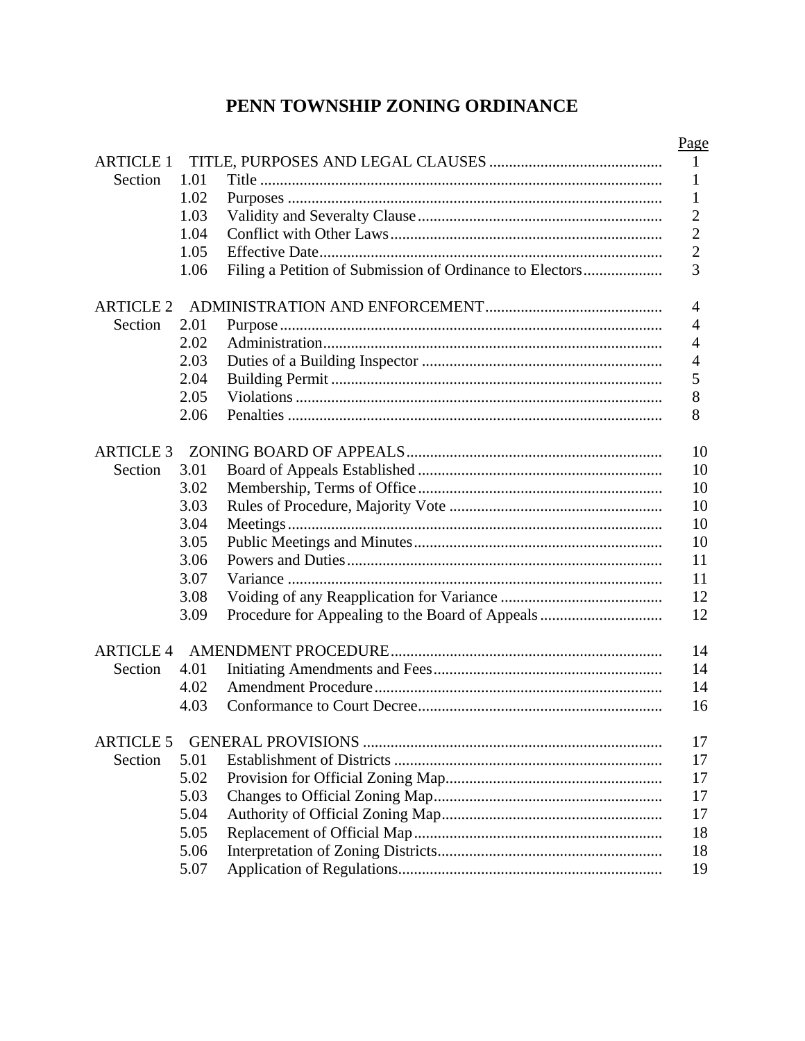# PENN TOWNSHIP ZONING ORDINANCE

| | | | Page |
|---|---|---|---|
| ARTICLE 1 | | TITLE, PURPOSES AND LEGAL CLAUSES | 1 |
| Section | 1.01 | Title | 1 |
| | 1.02 | Purposes | 1 |
| | 1.03 | Validity and Severalty Clause | 2 |
| | 1.04 | Conflict with Other Laws | 2 |
| | 1.05 | Effective Date | 2 |
| | 1.06 | Filing a Petition of Submission of Ordinance to Electors | 3 |
| ARTICLE 2 | | ADMINISTRATION AND ENFORCEMENT | 4 |
| Section | 2.01 | Purpose | 4 |
| | 2.02 | Administration | 4 |
| | 2.03 | Duties of a Building Inspector | 4 |
| | 2.04 | Building Permit | 5 |
| | 2.05 | Violations | 8 |
| | 2.06 | Penalties | 8 |
| ARTICLE 3 | | ZONING BOARD OF APPEALS | 10 |
| Section | 3.01 | Board of Appeals Established | 10 |
| | 3.02 | Membership, Terms of Office | 10 |
| | 3.03 | Rules of Procedure, Majority Vote | 10 |
| | 3.04 | Meetings | 10 |
| | 3.05 | Public Meetings and Minutes | 10 |
| | 3.06 | Powers and Duties | 11 |
| | 3.07 | Variance | 11 |
| | 3.08 | Voiding of any Reapplication for Variance | 12 |
| | 3.09 | Procedure for Appealing to the Board of Appeals | 12 |
| ARTICLE 4 | | AMENDMENT PROCEDURE | 14 |
| Section | 4.01 | Initiating Amendments and Fees | 14 |
| | 4.02 | Amendment Procedure | 14 |
| | 4.03 | Conformance to Court Decree | 16 |
| ARTICLE 5 | | GENERAL PROVISIONS | 17 |
| Section | 5.01 | Establishment of Districts | 17 |
| | 5.02 | Provision for Official Zoning Map | 17 |
| | 5.03 | Changes to Official Zoning Map | 17 |
| | 5.04 | Authority of Official Zoning Map | 17 |
| | 5.05 | Replacement of Official Map | 18 |
| | 5.06 | Interpretation of Zoning Districts | 18 |
| | 5.07 | Application of Regulations | 19 |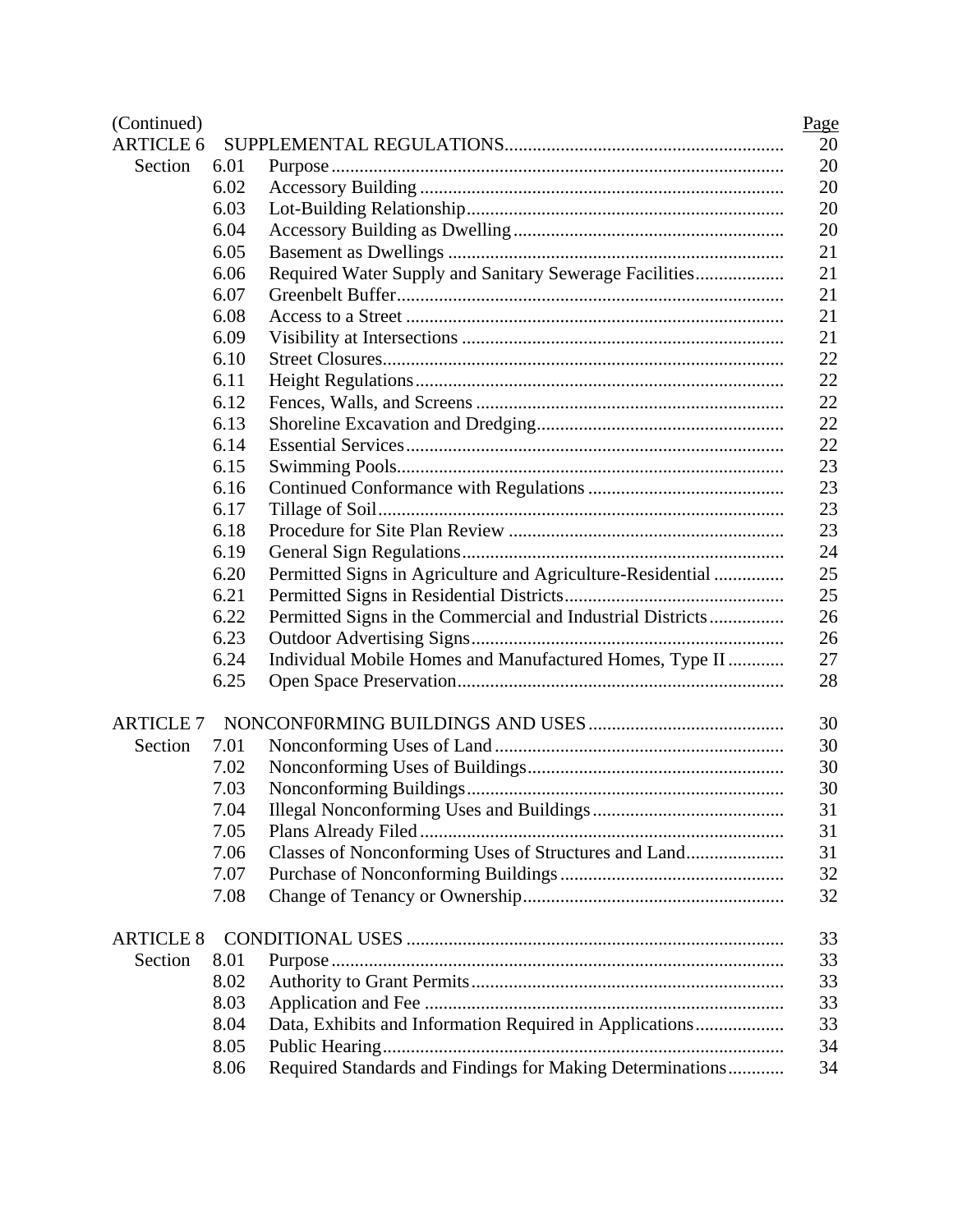(Continued)

| | | | Page |
|---|---|---|---|
| ARTICLE 6 | | SUPPLEMENTAL REGULATIONS | 20 |
| Section | 6.01 | Purpose | 20 |
| | 6.02 | Accessory Building | 20 |
| | 6.03 | Lot-Building Relationship | 20 |
| | 6.04 | Accessory Building as Dwelling | 20 |
| | 6.05 | Basement as Dwellings | 21 |
| | 6.06 | Required Water Supply and Sanitary Sewerage Facilities | 21 |
| | 6.07 | Greenbelt Buffer | 21 |
| | 6.08 | Access to a Street | 21 |
| | 6.09 | Visibility at Intersections | 21 |
| | 6.10 | Street Closures | 22 |
| | 6.11 | Height Regulations | 22 |
| | 6.12 | Fences, Walls, and Screens | 22 |
| | 6.13 | Shoreline Excavation and Dredging | 22 |
| | 6.14 | Essential Services | 22 |
| | 6.15 | Swimming Pools | 23 |
| | 6.16 | Continued Conformance with Regulations | 23 |
| | 6.17 | Tillage of Soil | 23 |
| | 6.18 | Procedure for Site Plan Review | 23 |
| | 6.19 | General Sign Regulations | 24 |
| | 6.20 | Permitted Signs in Agriculture and Agriculture-Residential | 25 |
| | 6.21 | Permitted Signs in Residential Districts | 25 |
| | 6.22 | Permitted Signs in the Commercial and Industrial Districts | 26 |
| | 6.23 | Outdoor Advertising Signs | 26 |
| | 6.24 | Individual Mobile Homes and Manufactured Homes, Type II | 27 |
| | 6.25 | Open Space Preservation | 28 |
| ARTICLE 7 | | NONCONF0RMING BUILDINGS AND USES | 30 |
| Section | 7.01 | Nonconforming Uses of Land | 30 |
| | 7.02 | Nonconforming Uses of Buildings | 30 |
| | 7.03 | Nonconforming Buildings | 30 |
| | 7.04 | Illegal Nonconforming Uses and Buildings | 31 |
| | 7.05 | Plans Already Filed | 31 |
| | 7.06 | Classes of Nonconforming Uses of Structures and Land | 31 |
| | 7.07 | Purchase of Nonconforming Buildings | 32 |
| | 7.08 | Change of Tenancy or Ownership | 32 |
| ARTICLE 8 | | CONDITIONAL USES | 33 |
| Section | 8.01 | Purpose | 33 |
| | 8.02 | Authority to Grant Permits | 33 |
| | 8.03 | Application and Fee | 33 |
| | 8.04 | Data, Exhibits and Information Required in Applications | 33 |
| | 8.05 | Public Hearing | 34 |
| | 8.06 | Required Standards and Findings for Making Determinations | 34 |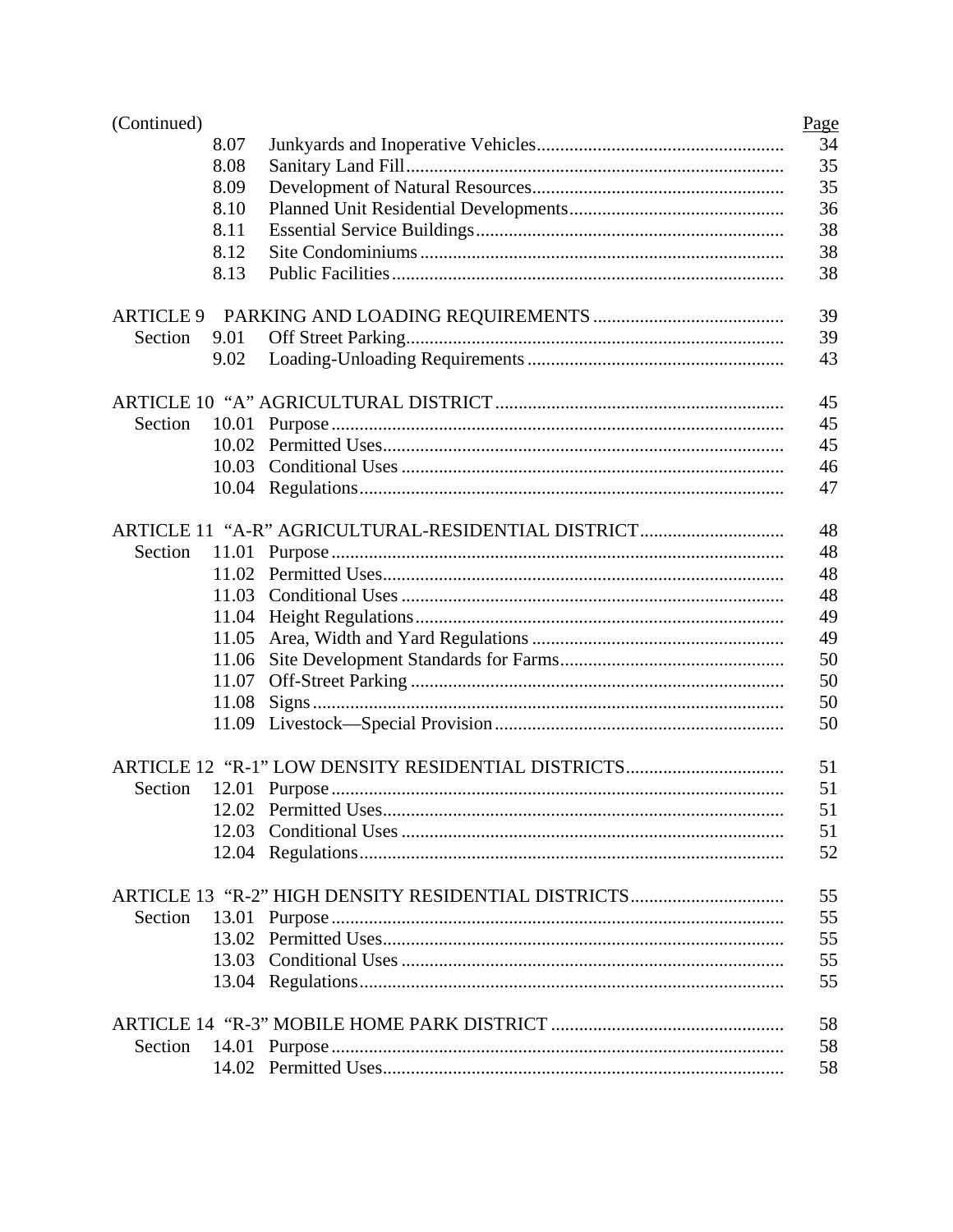| (Continued) | | | Page |
|---|---|---|---|
| | 8.07 | Junkyards and Inoperative Vehicles | 34 |
| | 8.08 | Sanitary Land Fill | 35 |
| | 8.09 | Development of Natural Resources | 35 |
| | 8.10 | Planned Unit Residential Developments | 36 |
| | 8.11 | Essential Service Buildings | 38 |
| | 8.12 | Site Condominiums | 38 |
| | 8.13 | Public Facilities | 38 |
| ARTICLE 9 | | PARKING AND LOADING REQUIREMENTS | 39 |
| Section | 9.01 | Off Street Parking | 39 |
| | 9.02 | Loading-Unloading Requirements | 43 |
| ARTICLE 10 | | "A" AGRICULTURAL DISTRICT | 45 |
| Section | 10.01 | Purpose | 45 |
| | 10.02 | Permitted Uses | 45 |
| | 10.03 | Conditional Uses | 46 |
| | 10.04 | Regulations | 47 |
| ARTICLE 11 | | "A-R" AGRICULTURAL-RESIDENTIAL DISTRICT | 48 |
| Section | 11.01 | Purpose | 48 |
| | 11.02 | Permitted Uses | 48 |
| | 11.03 | Conditional Uses | 48 |
| | 11.04 | Height Regulations | 49 |
| | 11.05 | Area, Width and Yard Regulations | 49 |
| | 11.06 | Site Development Standards for Farms | 50 |
| | 11.07 | Off-Street Parking | 50 |
| | 11.08 | Signs | 50 |
| | 11.09 | Livestock—Special Provision | 50 |
| ARTICLE 12 | | "R-1" LOW DENSITY RESIDENTIAL DISTRICTS | 51 |
| Section | 12.01 | Purpose | 51 |
| | 12.02 | Permitted Uses | 51 |
| | 12.03 | Conditional Uses | 51 |
| | 12.04 | Regulations | 52 |
| ARTICLE 13 | | "R-2" HIGH DENSITY RESIDENTIAL DISTRICTS | 55 |
| Section | 13.01 | Purpose | 55 |
| | 13.02 | Permitted Uses | 55 |
| | 13.03 | Conditional Uses | 55 |
| | 13.04 | Regulations | 55 |
| ARTICLE 14 | | "R-3" MOBILE HOME PARK DISTRICT | 58 |
| Section | 14.01 | Purpose | 58 |
| | 14.02 | Permitted Uses | 58 |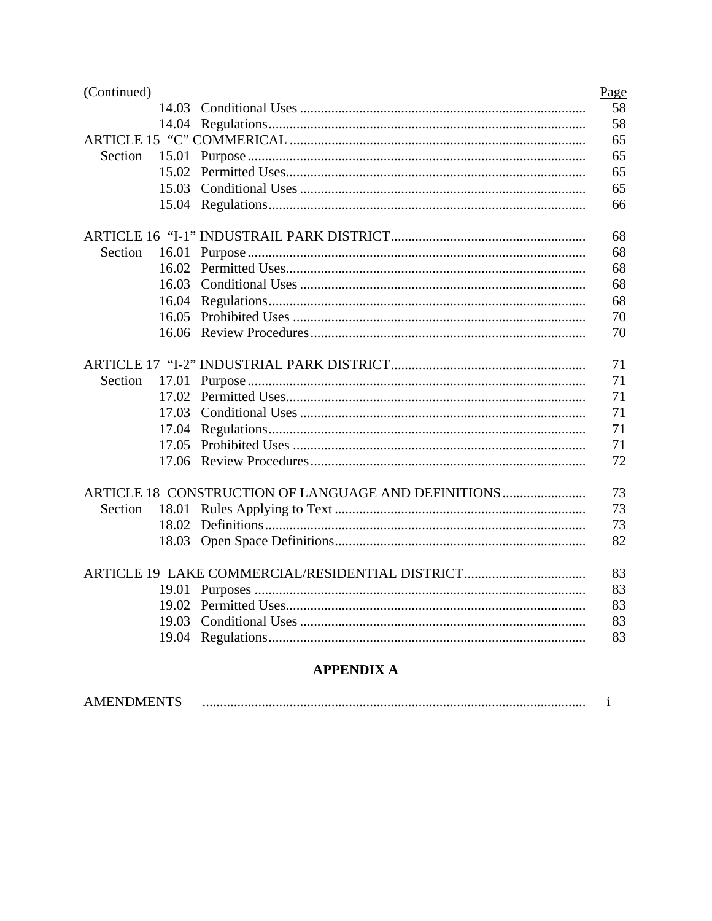| (Continued) | | | Page |
|---|---|---|---|
| | 14.03 | Conditional Uses | 58 |
| | 14.04 | Regulations | 58 |
| ARTICLE 15 “C” COMMERICAL | | | 65 |
| Section | 15.01 | Purpose | 65 |
| | 15.02 | Permitted Uses | 65 |
| | 15.03 | Conditional Uses | 65 |
| | 15.04 | Regulations | 66 |
| ARTICLE 16 “I-1” INDUSTRAIL PARK DISTRICT | | | 68 |
| Section | 16.01 | Purpose | 68 |
| | 16.02 | Permitted Uses | 68 |
| | 16.03 | Conditional Uses | 68 |
| | 16.04 | Regulations | 68 |
| | 16.05 | Prohibited Uses | 70 |
| | 16.06 | Review Procedures | 70 |
| ARTICLE 17 “I-2” INDUSTRIAL PARK DISTRICT | | | 71 |
| Section | 17.01 | Purpose | 71 |
| | 17.02 | Permitted Uses | 71 |
| | 17.03 | Conditional Uses | 71 |
| | 17.04 | Regulations | 71 |
| | 17.05 | Prohibited Uses | 71 |
| | 17.06 | Review Procedures | 72 |
| ARTICLE 18 CONSTRUCTION OF LANGUAGE AND DEFINITIONS | | | 73 |
| Section | 18.01 | Rules Applying to Text | 73 |
| | 18.02 | Definitions | 73 |
| | 18.03 | Open Space Definitions | 82 |
| ARTICLE 19 LAKE COMMERCIAL/RESIDENTIAL DISTRICT | | | 83 |
| | 19.01 | Purposes | 83 |
| | 19.02 | Permitted Uses | 83 |
| | 19.03 | Conditional Uses | 83 |
| | 19.04 | Regulations | 83 |

**APPENDIX A**

| | |
|---|---|
| AMENDMENTS | i |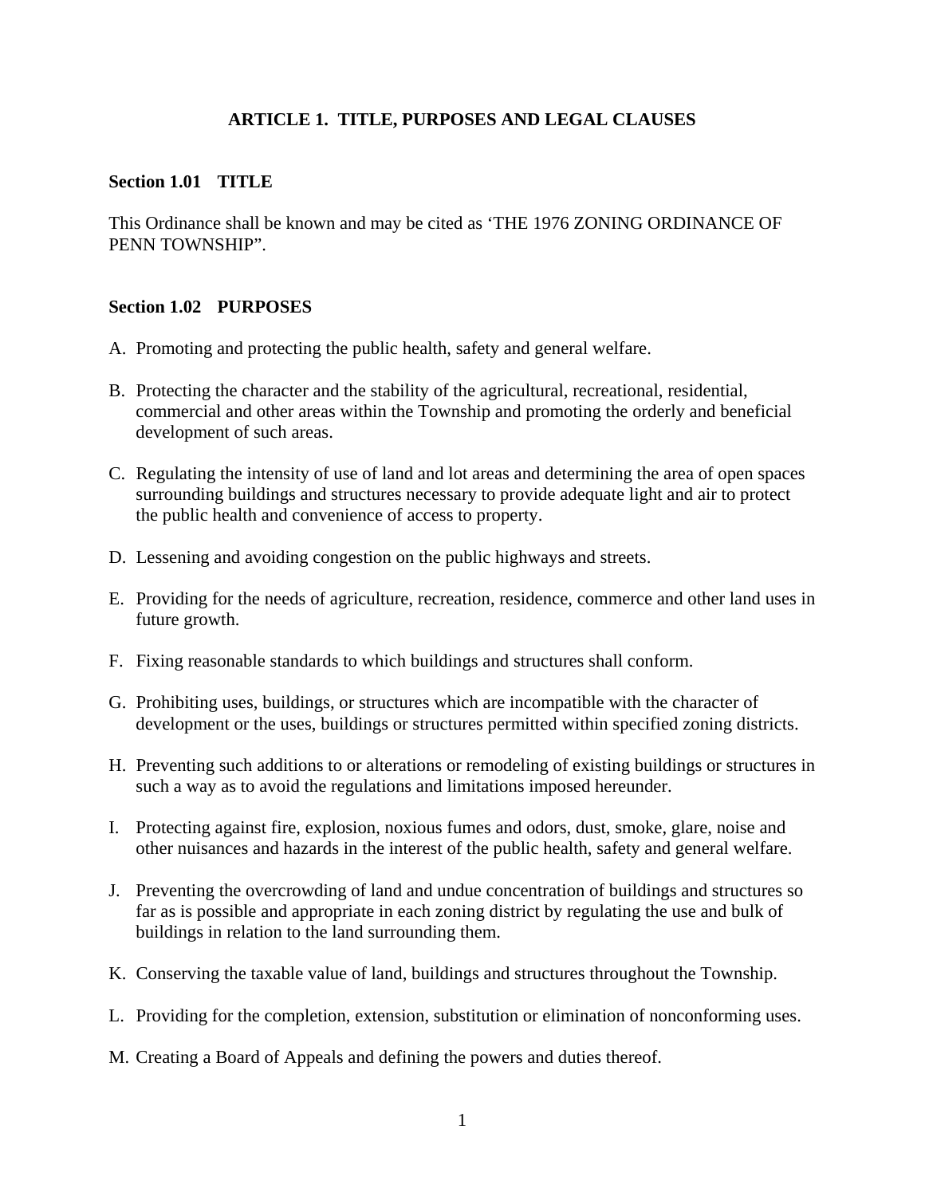# ARTICLE 1. TITLE, PURPOSES AND LEGAL CLAUSES

## Section 1.01 TITLE

This Ordinance shall be known and may be cited as 'THE 1976 ZONING ORDINANCE OF PENN TOWNSHIP".

## Section 1.02 PURPOSES

A. Promoting and protecting the public health, safety and general welfare.

B. Protecting the character and the stability of the agricultural, recreational, residential, commercial and other areas within the Township and promoting the orderly and beneficial development of such areas.

C. Regulating the intensity of use of land and lot areas and determining the area of open spaces surrounding buildings and structures necessary to provide adequate light and air to protect the public health and convenience of access to property.

D. Lessening and avoiding congestion on the public highways and streets.

E. Providing for the needs of agriculture, recreation, residence, commerce and other land uses in future growth.

F. Fixing reasonable standards to which buildings and structures shall conform.

G. Prohibiting uses, buildings, or structures which are incompatible with the character of development or the uses, buildings or structures permitted within specified zoning districts.

H. Preventing such additions to or alterations or remodeling of existing buildings or structures in such a way as to avoid the regulations and limitations imposed hereunder.

I. Protecting against fire, explosion, noxious fumes and odors, dust, smoke, glare, noise and other nuisances and hazards in the interest of the public health, safety and general welfare.

J. Preventing the overcrowding of land and undue concentration of buildings and structures so far as is possible and appropriate in each zoning district by regulating the use and bulk of buildings in relation to the land surrounding them.

K. Conserving the taxable value of land, buildings and structures throughout the Township.

L. Providing for the completion, extension, substitution or elimination of nonconforming uses.

M. Creating a Board of Appeals and defining the powers and duties thereof.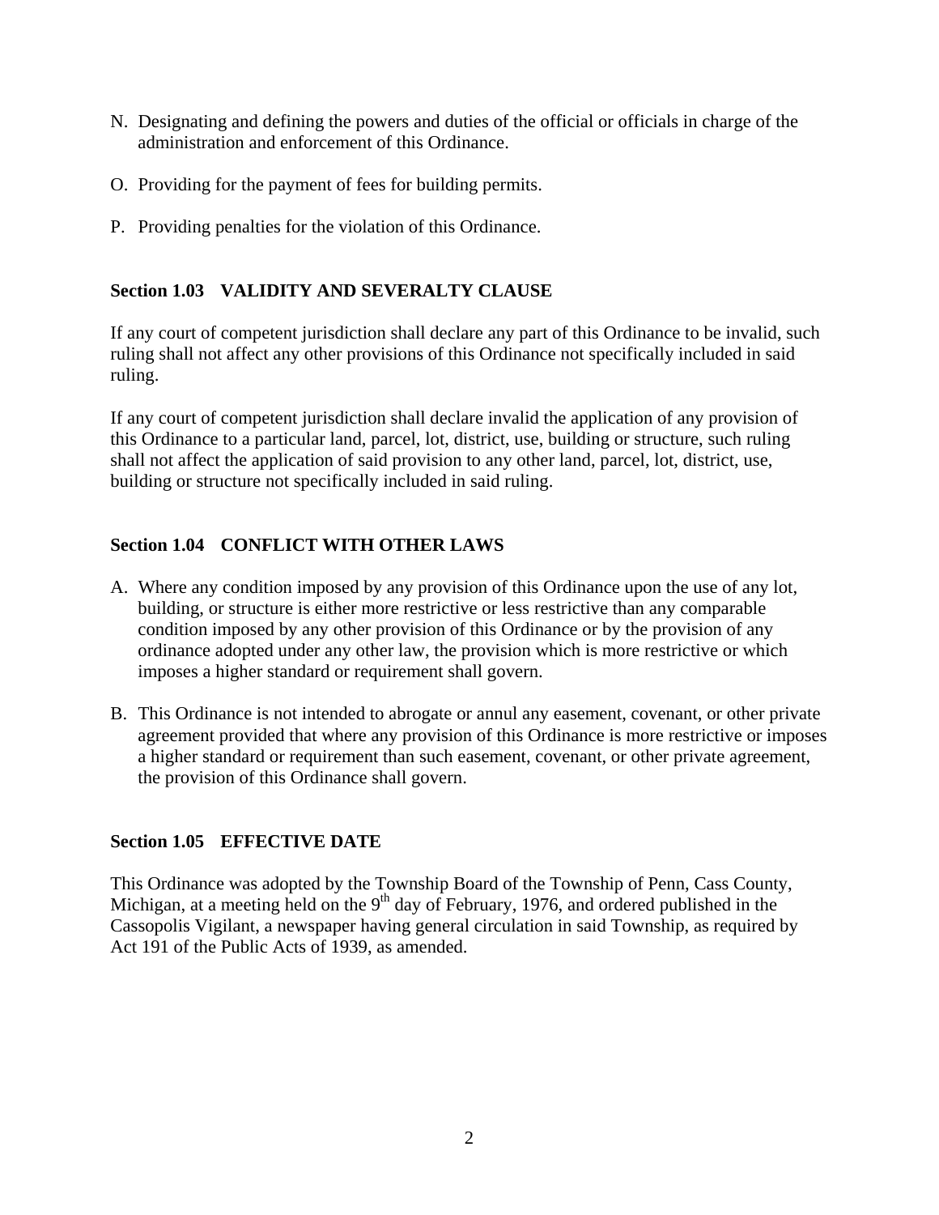N. Designating and defining the powers and duties of the official or officials in charge of the administration and enforcement of this Ordinance.

O. Providing for the payment of fees for building permits.

P. Providing penalties for the violation of this Ordinance.

### Section 1.03 VALIDITY AND SEVERALTY CLAUSE

If any court of competent jurisdiction shall declare any part of this Ordinance to be invalid, such ruling shall not affect any other provisions of this Ordinance not specifically included in said ruling.

If any court of competent jurisdiction shall declare invalid the application of any provision of this Ordinance to a particular land, parcel, lot, district, use, building or structure, such ruling shall not affect the application of said provision to any other land, parcel, lot, district, use, building or structure not specifically included in said ruling.

### Section 1.04 CONFLICT WITH OTHER LAWS

A. Where any condition imposed by any provision of this Ordinance upon the use of any lot, building, or structure is either more restrictive or less restrictive than any comparable condition imposed by any other provision of this Ordinance or by the provision of any ordinance adopted under any other law, the provision which is more restrictive or which imposes a higher standard or requirement shall govern.

B. This Ordinance is not intended to abrogate or annul any easement, covenant, or other private agreement provided that where any provision of this Ordinance is more restrictive or imposes a higher standard or requirement than such easement, covenant, or other private agreement, the provision of this Ordinance shall govern.

### Section 1.05 EFFECTIVE DATE

This Ordinance was adopted by the Township Board of the Township of Penn, Cass County, Michigan, at a meeting held on the 9th day of February, 1976, and ordered published in the Cassopolis Vigilant, a newspaper having general circulation in said Township, as required by Act 191 of the Public Acts of 1939, as amended.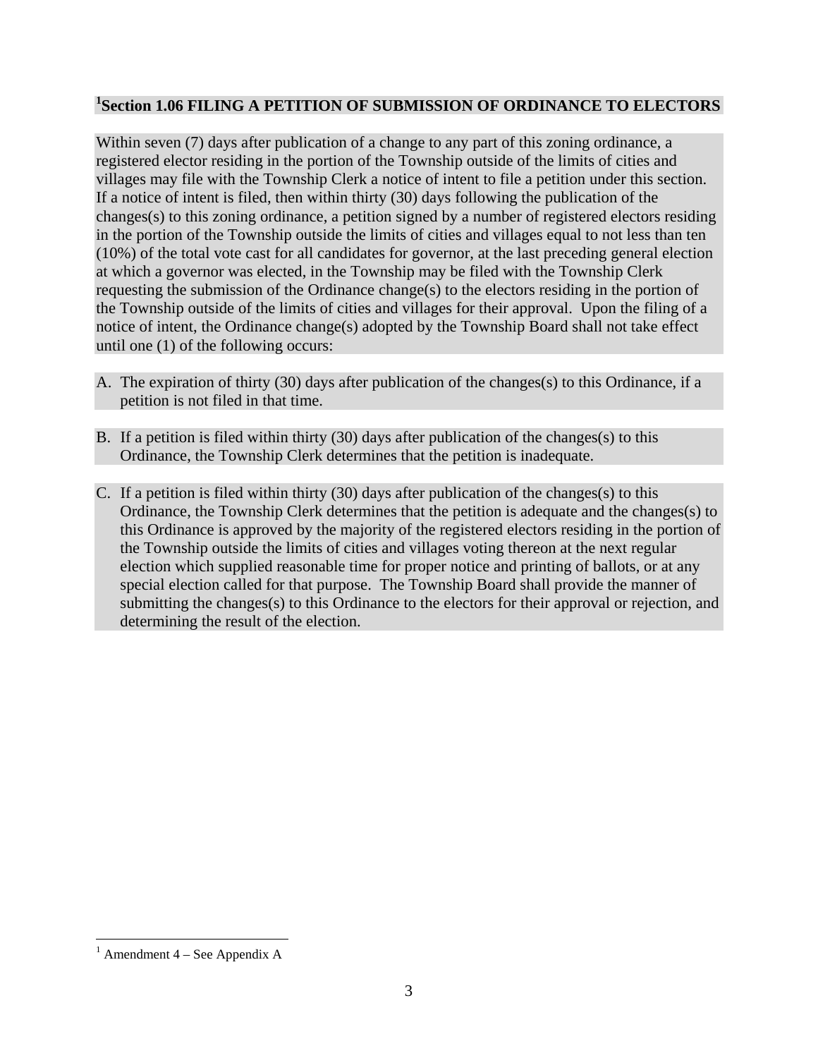## [1]Section 1.06 FILING A PETITION OF SUBMISSION OF ORDINANCE TO ELECTORS

Within seven (7) days after publication of a change to any part of this zoning ordinance, a registered elector residing in the portion of the Township outside of the limits of cities and villages may file with the Township Clerk a notice of intent to file a petition under this section. If a notice of intent is filed, then within thirty (30) days following the publication of the changes(s) to this zoning ordinance, a petition signed by a number of registered electors residing in the portion of the Township outside the limits of cities and villages equal to not less than ten (10%) of the total vote cast for all candidates for governor, at the last preceding general election at which a governor was elected, in the Township may be filed with the Township Clerk requesting the submission of the Ordinance change(s) to the electors residing in the portion of the Township outside of the limits of cities and villages for their approval. Upon the filing of a notice of intent, the Ordinance change(s) adopted by the Township Board shall not take effect until one (1) of the following occurs:

A. The expiration of thirty (30) days after publication of the changes(s) to this Ordinance, if a petition is not filed in that time.

B. If a petition is filed within thirty (30) days after publication of the changes(s) to this Ordinance, the Township Clerk determines that the petition is inadequate.

C. If a petition is filed within thirty (30) days after publication of the changes(s) to this Ordinance, the Township Clerk determines that the petition is adequate and the changes(s) to this Ordinance is approved by the majority of the registered electors residing in the portion of the Township outside the limits of cities and villages voting thereon at the next regular election which supplied reasonable time for proper notice and printing of ballots, or at any special election called for that purpose. The Township Board shall provide the manner of submitting the changes(s) to this Ordinance to the electors for their approval or rejection, and determining the result of the election.

[1] Amendment 4 – See Appendix A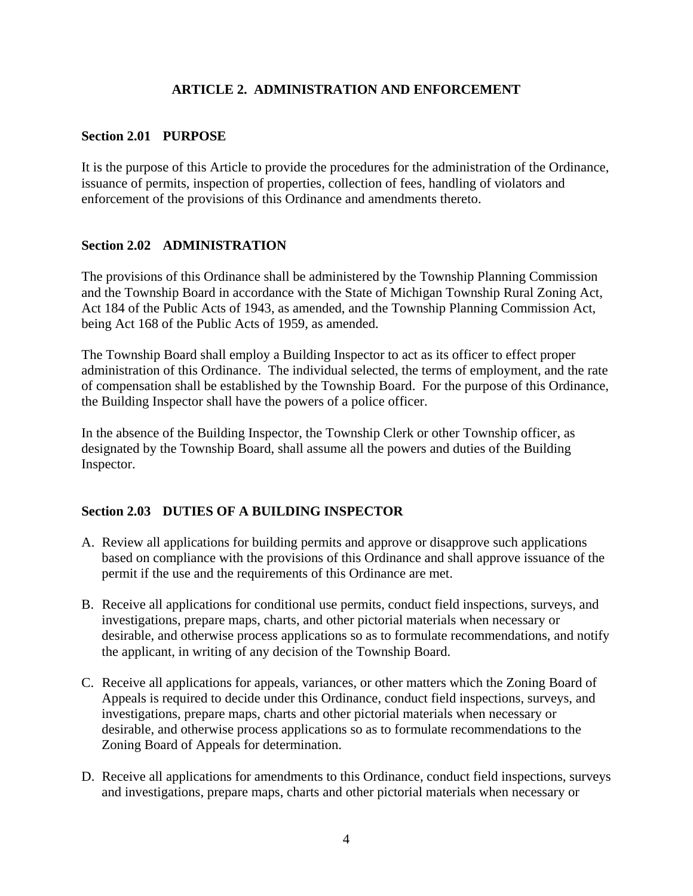# ARTICLE 2. ADMINISTRATION AND ENFORCEMENT

## Section 2.01 PURPOSE

It is the purpose of this Article to provide the procedures for the administration of the Ordinance, issuance of permits, inspection of properties, collection of fees, handling of violators and enforcement of the provisions of this Ordinance and amendments thereto.

## Section 2.02 ADMINISTRATION

The provisions of this Ordinance shall be administered by the Township Planning Commission and the Township Board in accordance with the State of Michigan Township Rural Zoning Act, Act 184 of the Public Acts of 1943, as amended, and the Township Planning Commission Act, being Act 168 of the Public Acts of 1959, as amended.

The Township Board shall employ a Building Inspector to act as its officer to effect proper administration of this Ordinance. The individual selected, the terms of employment, and the rate of compensation shall be established by the Township Board. For the purpose of this Ordinance, the Building Inspector shall have the powers of a police officer.

In the absence of the Building Inspector, the Township Clerk or other Township officer, as designated by the Township Board, shall assume all the powers and duties of the Building Inspector.

## Section 2.03 DUTIES OF A BUILDING INSPECTOR

A. Review all applications for building permits and approve or disapprove such applications based on compliance with the provisions of this Ordinance and shall approve issuance of the permit if the use and the requirements of this Ordinance are met.

B. Receive all applications for conditional use permits, conduct field inspections, surveys, and investigations, prepare maps, charts, and other pictorial materials when necessary or desirable, and otherwise process applications so as to formulate recommendations, and notify the applicant, in writing of any decision of the Township Board.

C. Receive all applications for appeals, variances, or other matters which the Zoning Board of Appeals is required to decide under this Ordinance, conduct field inspections, surveys, and investigations, prepare maps, charts and other pictorial materials when necessary or desirable, and otherwise process applications so as to formulate recommendations to the Zoning Board of Appeals for determination.

D. Receive all applications for amendments to this Ordinance, conduct field inspections, surveys and investigations, prepare maps, charts and other pictorial materials when necessary or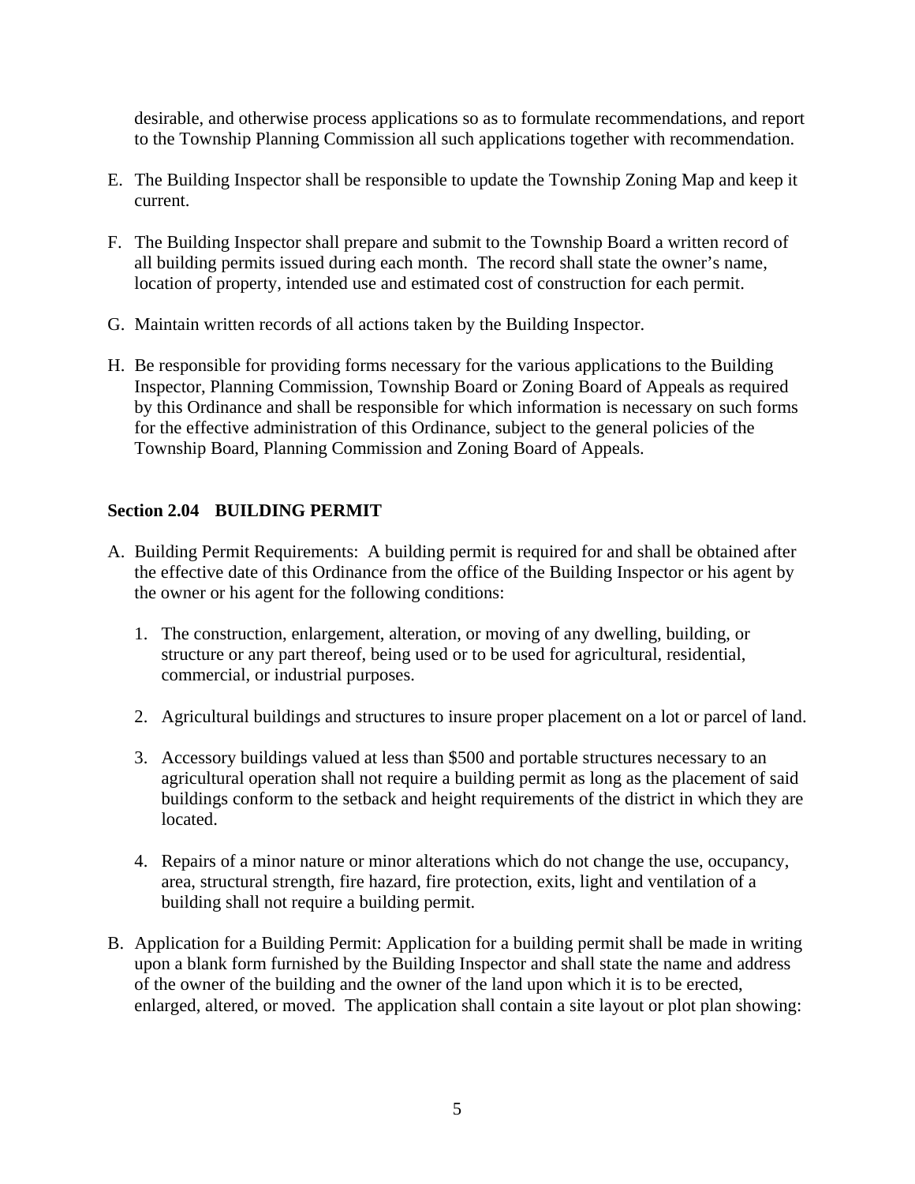desirable, and otherwise process applications so as to formulate recommendations, and report to the Township Planning Commission all such applications together with recommendation.

E. The Building Inspector shall be responsible to update the Township Zoning Map and keep it current.

F. The Building Inspector shall prepare and submit to the Township Board a written record of all building permits issued during each month. The record shall state the owner's name, location of property, intended use and estimated cost of construction for each permit.

G. Maintain written records of all actions taken by the Building Inspector.

H. Be responsible for providing forms necessary for the various applications to the Building Inspector, Planning Commission, Township Board or Zoning Board of Appeals as required by this Ordinance and shall be responsible for which information is necessary on such forms for the effective administration of this Ordinance, subject to the general policies of the Township Board, Planning Commission and Zoning Board of Appeals.

### Section 2.04 BUILDING PERMIT

A. Building Permit Requirements: A building permit is required for and shall be obtained after the effective date of this Ordinance from the office of the Building Inspector or his agent by the owner or his agent for the following conditions:

   1. The construction, enlargement, alteration, or moving of any dwelling, building, or structure or any part thereof, being used or to be used for agricultural, residential, commercial, or industrial purposes.

   2. Agricultural buildings and structures to insure proper placement on a lot or parcel of land.

   3. Accessory buildings valued at less than $500 and portable structures necessary to an agricultural operation shall not require a building permit as long as the placement of said buildings conform to the setback and height requirements of the district in which they are located.

   4. Repairs of a minor nature or minor alterations which do not change the use, occupancy, area, structural strength, fire hazard, fire protection, exits, light and ventilation of a building shall not require a building permit.

B. Application for a Building Permit: Application for a building permit shall be made in writing upon a blank form furnished by the Building Inspector and shall state the name and address of the owner of the building and the owner of the land upon which it is to be erected, enlarged, altered, or moved. The application shall contain a site layout or plot plan showing: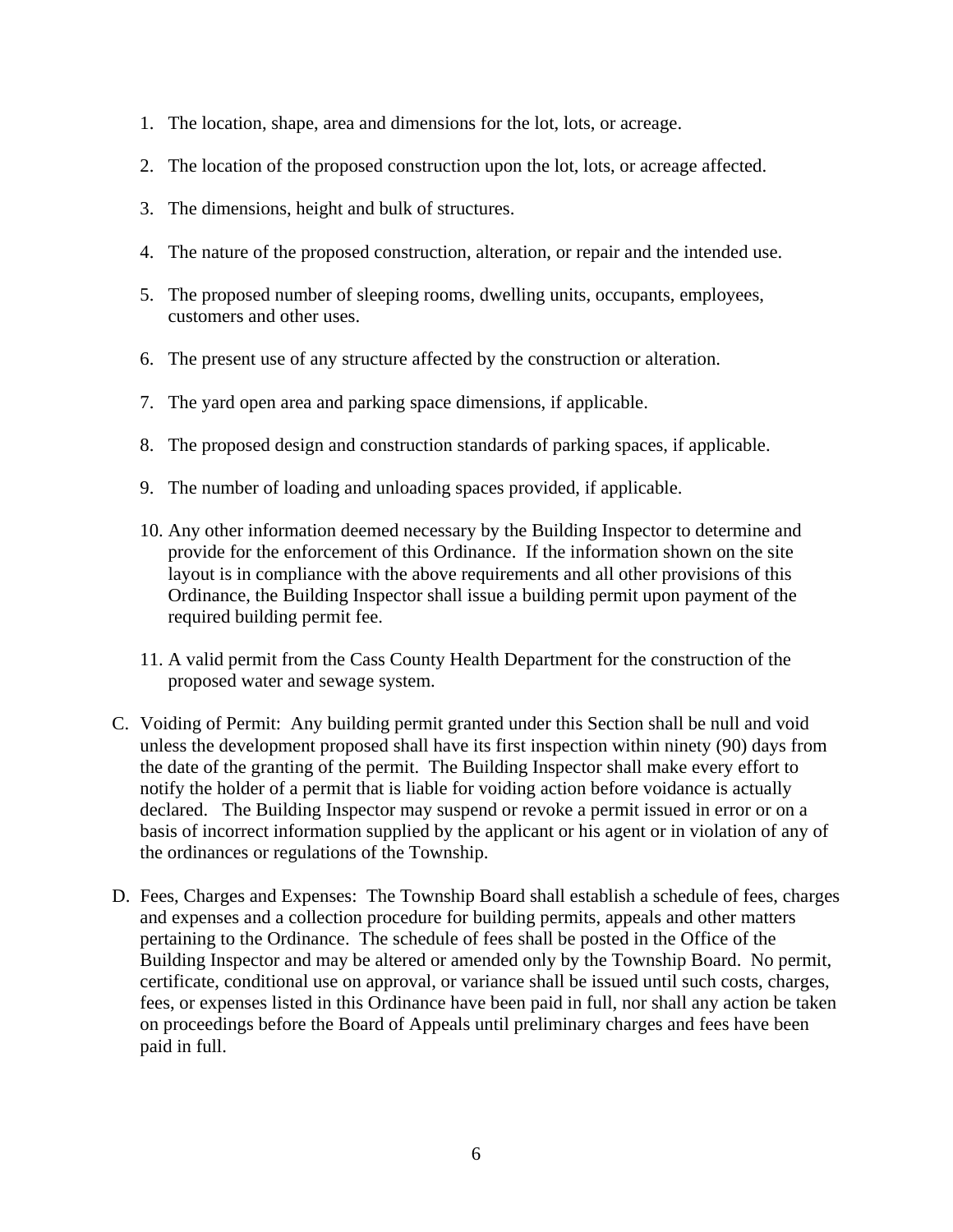1. The location, shape, area and dimensions for the lot, lots, or acreage.

2. The location of the proposed construction upon the lot, lots, or acreage affected.

3. The dimensions, height and bulk of structures.

4. The nature of the proposed construction, alteration, or repair and the intended use.

5. The proposed number of sleeping rooms, dwelling units, occupants, employees, customers and other uses.

6. The present use of any structure affected by the construction or alteration.

7. The yard open area and parking space dimensions, if applicable.

8. The proposed design and construction standards of parking spaces, if applicable.

9. The number of loading and unloading spaces provided, if applicable.

10. Any other information deemed necessary by the Building Inspector to determine and provide for the enforcement of this Ordinance. If the information shown on the site layout is in compliance with the above requirements and all other provisions of this Ordinance, the Building Inspector shall issue a building permit upon payment of the required building permit fee.

11. A valid permit from the Cass County Health Department for the construction of the proposed water and sewage system.

C. Voiding of Permit: Any building permit granted under this Section shall be null and void unless the development proposed shall have its first inspection within ninety (90) days from the date of the granting of the permit. The Building Inspector shall make every effort to notify the holder of a permit that is liable for voiding action before voidance is actually declared. The Building Inspector may suspend or revoke a permit issued in error or on a basis of incorrect information supplied by the applicant or his agent or in violation of any of the ordinances or regulations of the Township.

D. Fees, Charges and Expenses: The Township Board shall establish a schedule of fees, charges and expenses and a collection procedure for building permits, appeals and other matters pertaining to the Ordinance. The schedule of fees shall be posted in the Office of the Building Inspector and may be altered or amended only by the Township Board. No permit, certificate, conditional use on approval, or variance shall be issued until such costs, charges, fees, or expenses listed in this Ordinance have been paid in full, nor shall any action be taken on proceedings before the Board of Appeals until preliminary charges and fees have been paid in full.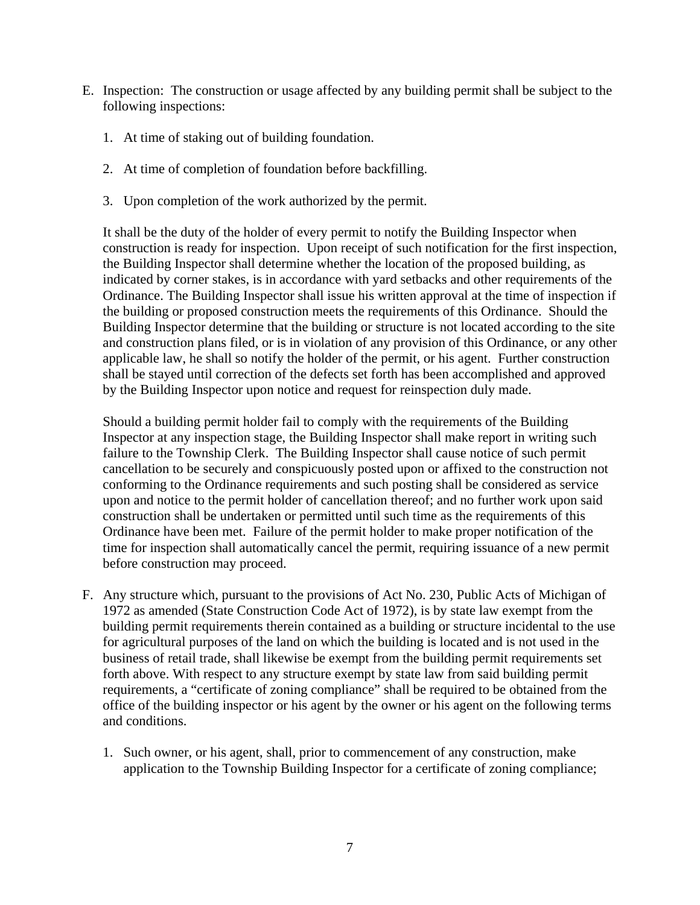E. Inspection: The construction or usage affected by any building permit shall be subject to the following inspections:

   1. At time of staking out of building foundation.

   2. At time of completion of foundation before backfilling.

   3. Upon completion of the work authorized by the permit.

   It shall be the duty of the holder of every permit to notify the Building Inspector when construction is ready for inspection. Upon receipt of such notification for the first inspection, the Building Inspector shall determine whether the location of the proposed building, as indicated by corner stakes, is in accordance with yard setbacks and other requirements of the Ordinance. The Building Inspector shall issue his written approval at the time of inspection if the building or proposed construction meets the requirements of this Ordinance. Should the Building Inspector determine that the building or structure is not located according to the site and construction plans filed, or is in violation of any provision of this Ordinance, or any other applicable law, he shall so notify the holder of the permit, or his agent. Further construction shall be stayed until correction of the defects set forth has been accomplished and approved by the Building Inspector upon notice and request for reinspection duly made.

   Should a building permit holder fail to comply with the requirements of the Building Inspector at any inspection stage, the Building Inspector shall make report in writing such failure to the Township Clerk. The Building Inspector shall cause notice of such permit cancellation to be securely and conspicuously posted upon or affixed to the construction not conforming to the Ordinance requirements and such posting shall be considered as service upon and notice to the permit holder of cancellation thereof; and no further work upon said construction shall be undertaken or permitted until such time as the requirements of this Ordinance have been met. Failure of the permit holder to make proper notification of the time for inspection shall automatically cancel the permit, requiring issuance of a new permit before construction may proceed.

F. Any structure which, pursuant to the provisions of Act No. 230, Public Acts of Michigan of 1972 as amended (State Construction Code Act of 1972), is by state law exempt from the building permit requirements therein contained as a building or structure incidental to the use for agricultural purposes of the land on which the building is located and is not used in the business of retail trade, shall likewise be exempt from the building permit requirements set forth above. With respect to any structure exempt by state law from said building permit requirements, a "certificate of zoning compliance" shall be required to be obtained from the office of the building inspector or his agent by the owner or his agent on the following terms and conditions.

   1. Such owner, or his agent, shall, prior to commencement of any construction, make application to the Township Building Inspector for a certificate of zoning compliance;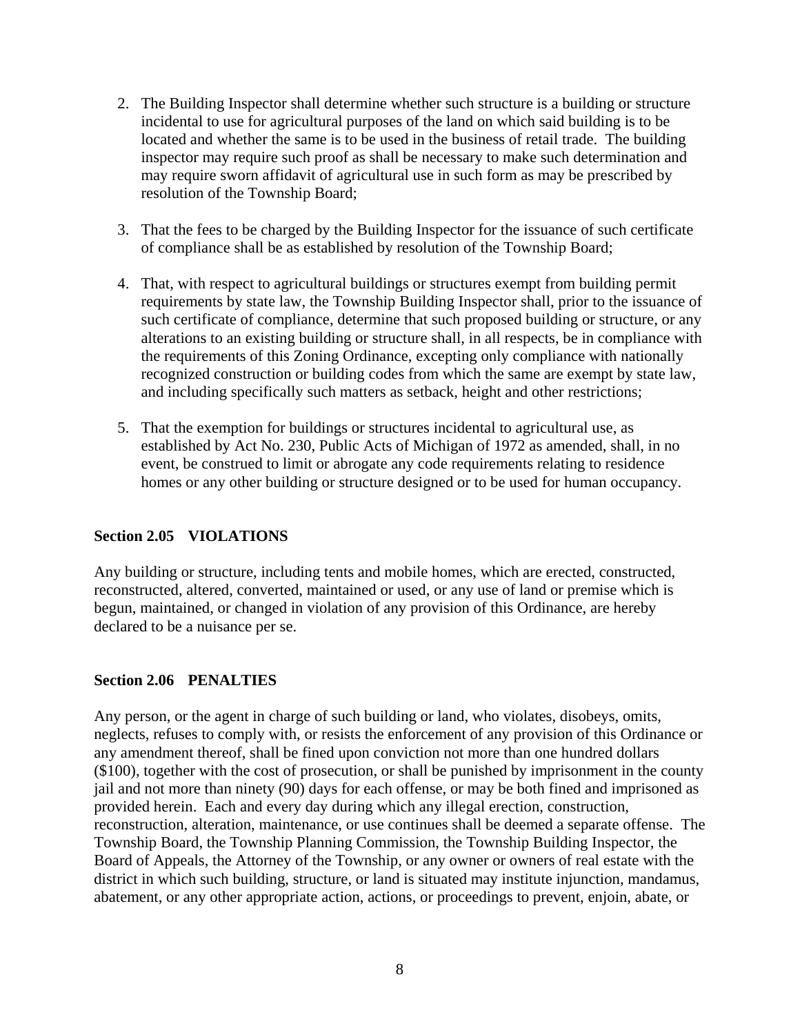2. The Building Inspector shall determine whether such structure is a building or structure incidental to use for agricultural purposes of the land on which said building is to be located and whether the same is to be used in the business of retail trade. The building inspector may require such proof as shall be necessary to make such determination and may require sworn affidavit of agricultural use in such form as may be prescribed by resolution of the Township Board;

3. That the fees to be charged by the Building Inspector for the issuance of such certificate of compliance shall be as established by resolution of the Township Board;

4. That, with respect to agricultural buildings or structures exempt from building permit requirements by state law, the Township Building Inspector shall, prior to the issuance of such certificate of compliance, determine that such proposed building or structure, or any alterations to an existing building or structure shall, in all respects, be in compliance with the requirements of this Zoning Ordinance, excepting only compliance with nationally recognized construction or building codes from which the same are exempt by state law, and including specifically such matters as setback, height and other restrictions;

5. That the exemption for buildings or structures incidental to agricultural use, as established by Act No. 230, Public Acts of Michigan of 1972 as amended, shall, in no event, be construed to limit or abrogate any code requirements relating to residence homes or any other building or structure designed or to be used for human occupancy.

### Section 2.05 VIOLATIONS

Any building or structure, including tents and mobile homes, which are erected, constructed, reconstructed, altered, converted, maintained or used, or any use of land or premise which is begun, maintained, or changed in violation of any provision of this Ordinance, are hereby declared to be a nuisance per se.

### Section 2.06 PENALTIES

Any person, or the agent in charge of such building or land, who violates, disobeys, omits, neglects, refuses to comply with, or resists the enforcement of any provision of this Ordinance or any amendment thereof, shall be fined upon conviction not more than one hundred dollars ($100), together with the cost of prosecution, or shall be punished by imprisonment in the county jail and not more than ninety (90) days for each offense, or may be both fined and imprisoned as provided herein. Each and every day during which any illegal erection, construction, reconstruction, alteration, maintenance, or use continues shall be deemed a separate offense. The Township Board, the Township Planning Commission, the Township Building Inspector, the Board of Appeals, the Attorney of the Township, or any owner or owners of real estate with the district in which such building, structure, or land is situated may institute injunction, mandamus, abatement, or any other appropriate action, actions, or proceedings to prevent, enjoin, abate, or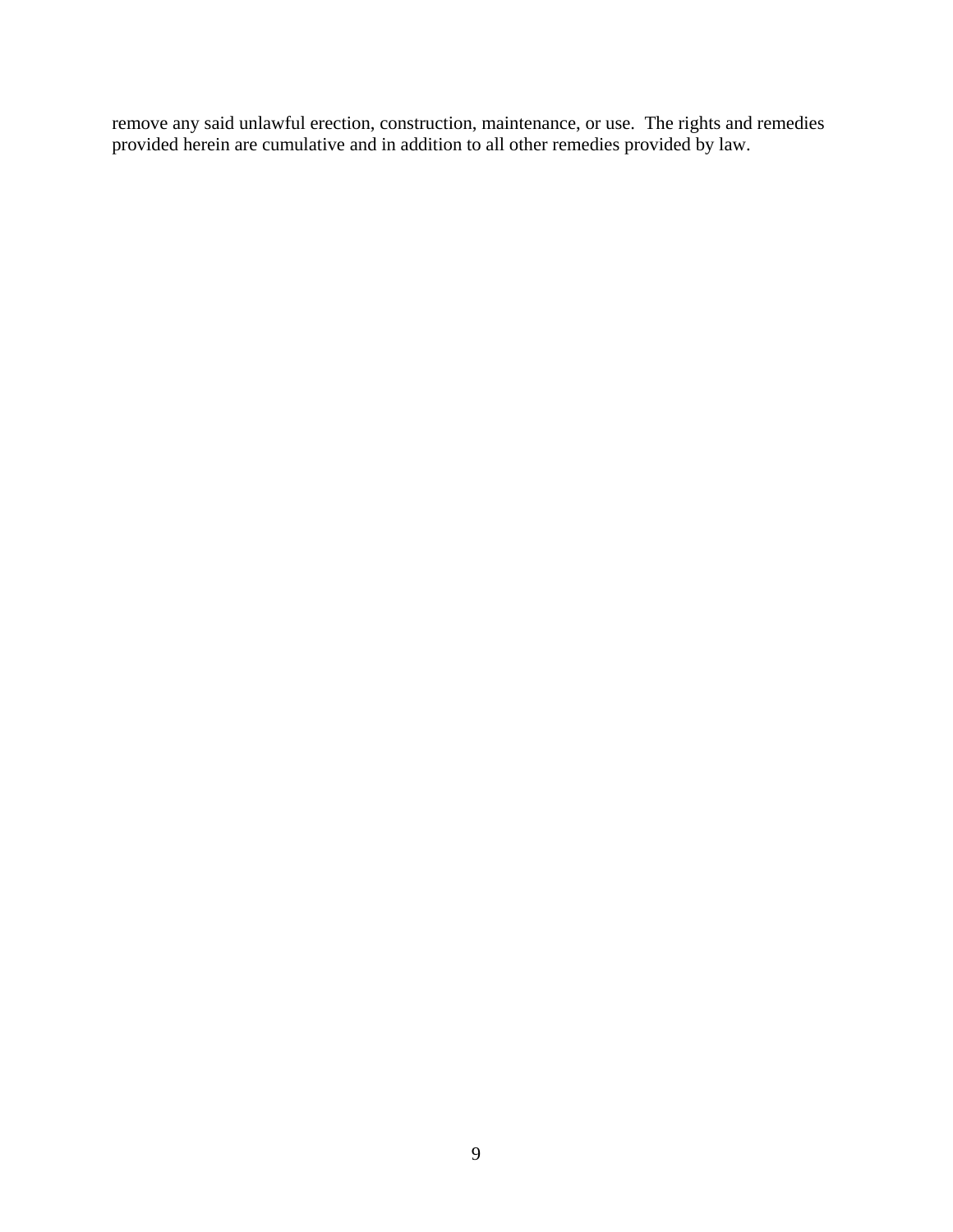remove any said unlawful erection, construction, maintenance, or use. The rights and remedies provided herein are cumulative and in addition to all other remedies provided by law.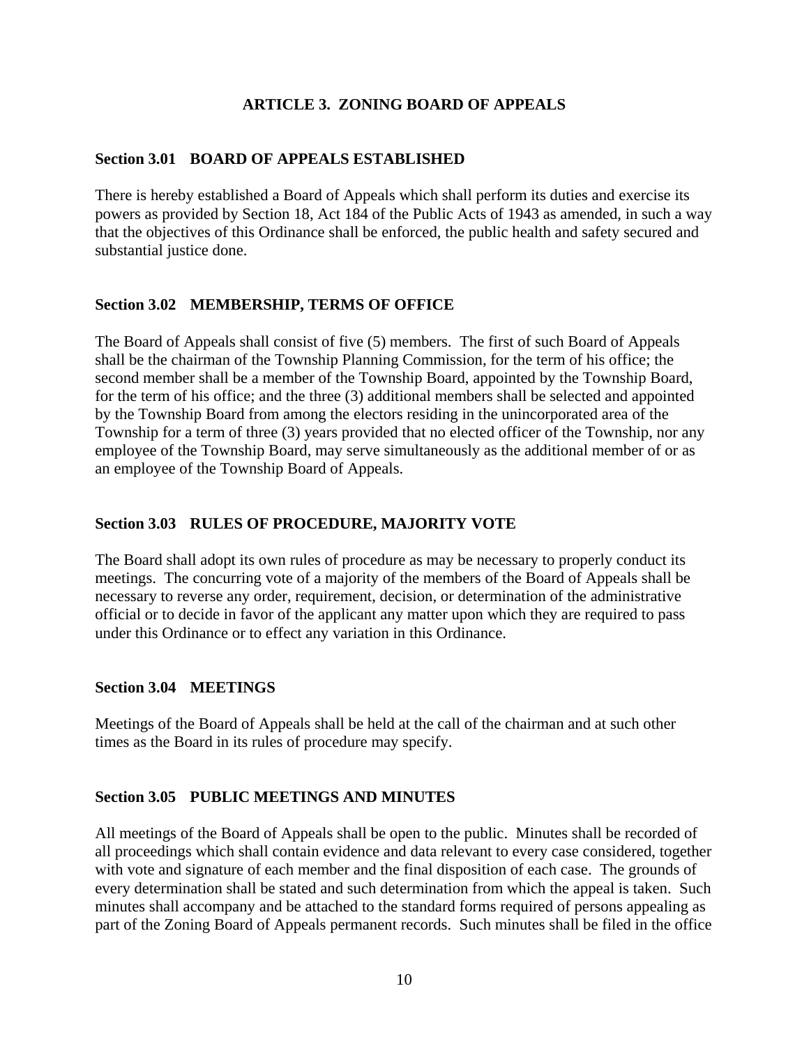# ARTICLE 3. ZONING BOARD OF APPEALS

## Section 3.01 BOARD OF APPEALS ESTABLISHED

There is hereby established a Board of Appeals which shall perform its duties and exercise its powers as provided by Section 18, Act 184 of the Public Acts of 1943 as amended, in such a way that the objectives of this Ordinance shall be enforced, the public health and safety secured and substantial justice done.

## Section 3.02 MEMBERSHIP, TERMS OF OFFICE

The Board of Appeals shall consist of five (5) members. The first of such Board of Appeals shall be the chairman of the Township Planning Commission, for the term of his office; the second member shall be a member of the Township Board, appointed by the Township Board, for the term of his office; and the three (3) additional members shall be selected and appointed by the Township Board from among the electors residing in the unincorporated area of the Township for a term of three (3) years provided that no elected officer of the Township, nor any employee of the Township Board, may serve simultaneously as the additional member of or as an employee of the Township Board of Appeals.

## Section 3.03 RULES OF PROCEDURE, MAJORITY VOTE

The Board shall adopt its own rules of procedure as may be necessary to properly conduct its meetings. The concurring vote of a majority of the members of the Board of Appeals shall be necessary to reverse any order, requirement, decision, or determination of the administrative official or to decide in favor of the applicant any matter upon which they are required to pass under this Ordinance or to effect any variation in this Ordinance.

## Section 3.04 MEETINGS

Meetings of the Board of Appeals shall be held at the call of the chairman and at such other times as the Board in its rules of procedure may specify.

## Section 3.05 PUBLIC MEETINGS AND MINUTES

All meetings of the Board of Appeals shall be open to the public. Minutes shall be recorded of all proceedings which shall contain evidence and data relevant to every case considered, together with vote and signature of each member and the final disposition of each case. The grounds of every determination shall be stated and such determination from which the appeal is taken. Such minutes shall accompany and be attached to the standard forms required of persons appealing as part of the Zoning Board of Appeals permanent records. Such minutes shall be filed in the office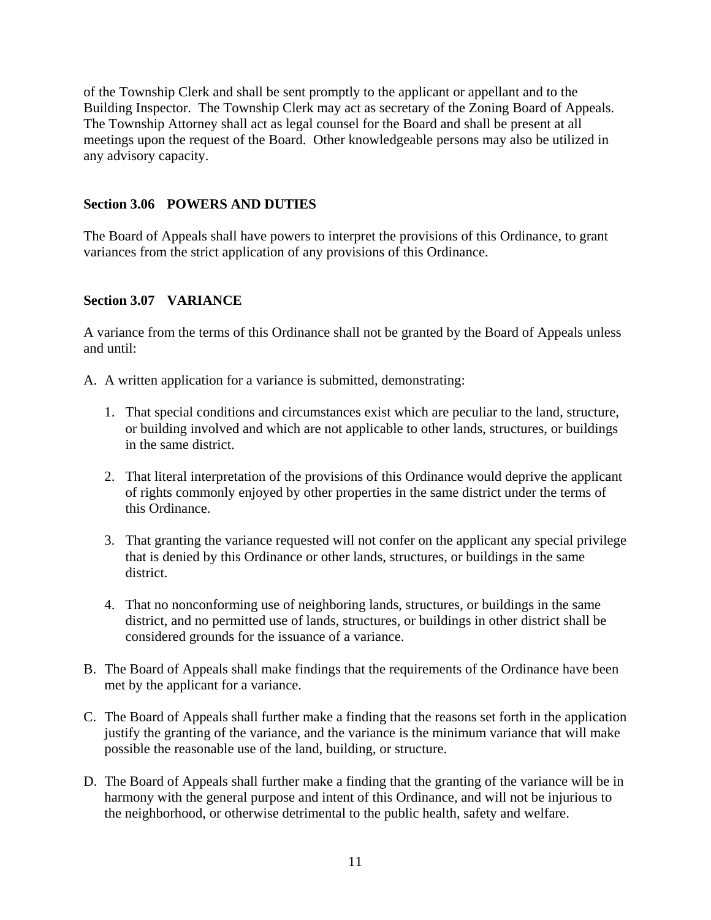of the Township Clerk and shall be sent promptly to the applicant or appellant and to the Building Inspector. The Township Clerk may act as secretary of the Zoning Board of Appeals. The Township Attorney shall act as legal counsel for the Board and shall be present at all meetings upon the request of the Board. Other knowledgeable persons may also be utilized in any advisory capacity.

### Section 3.06 POWERS AND DUTIES

The Board of Appeals shall have powers to interpret the provisions of this Ordinance, to grant variances from the strict application of any provisions of this Ordinance.

### Section 3.07 VARIANCE

A variance from the terms of this Ordinance shall not be granted by the Board of Appeals unless and until:

A. A written application for a variance is submitted, demonstrating:

   1. That special conditions and circumstances exist which are peculiar to the land, structure, or building involved and which are not applicable to other lands, structures, or buildings in the same district.

   2. That literal interpretation of the provisions of this Ordinance would deprive the applicant of rights commonly enjoyed by other properties in the same district under the terms of this Ordinance.

   3. That granting the variance requested will not confer on the applicant any special privilege that is denied by this Ordinance or other lands, structures, or buildings in the same district.

   4. That no nonconforming use of neighboring lands, structures, or buildings in the same district, and no permitted use of lands, structures, or buildings in other district shall be considered grounds for the issuance of a variance.

B. The Board of Appeals shall make findings that the requirements of the Ordinance have been met by the applicant for a variance.

C. The Board of Appeals shall further make a finding that the reasons set forth in the application justify the granting of the variance, and the variance is the minimum variance that will make possible the reasonable use of the land, building, or structure.

D. The Board of Appeals shall further make a finding that the granting of the variance will be in harmony with the general purpose and intent of this Ordinance, and will not be injurious to the neighborhood, or otherwise detrimental to the public health, safety and welfare.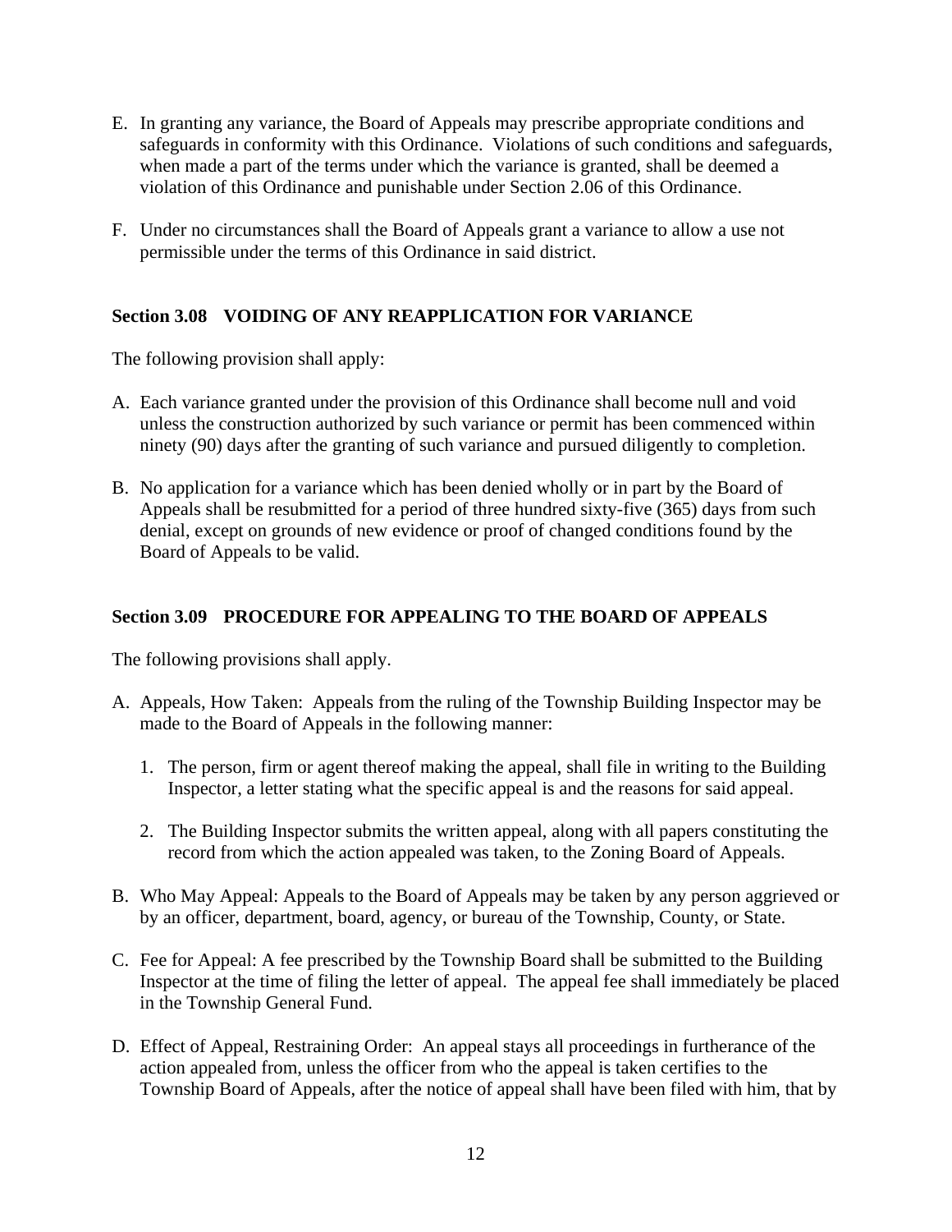E. In granting any variance, the Board of Appeals may prescribe appropriate conditions and safeguards in conformity with this Ordinance. Violations of such conditions and safeguards, when made a part of the terms under which the variance is granted, shall be deemed a violation of this Ordinance and punishable under Section 2.06 of this Ordinance.

F. Under no circumstances shall the Board of Appeals grant a variance to allow a use not permissible under the terms of this Ordinance in said district.

**Section 3.08 VOIDING OF ANY REAPPLICATION FOR VARIANCE**

The following provision shall apply:

A. Each variance granted under the provision of this Ordinance shall become null and void unless the construction authorized by such variance or permit has been commenced within ninety (90) days after the granting of such variance and pursued diligently to completion.

B. No application for a variance which has been denied wholly or in part by the Board of Appeals shall be resubmitted for a period of three hundred sixty-five (365) days from such denial, except on grounds of new evidence or proof of changed conditions found by the Board of Appeals to be valid.

**Section 3.09 PROCEDURE FOR APPEALING TO THE BOARD OF APPEALS**

The following provisions shall apply.

A. Appeals, How Taken: Appeals from the ruling of the Township Building Inspector may be made to the Board of Appeals in the following manner:

   1. The person, firm or agent thereof making the appeal, shall file in writing to the Building Inspector, a letter stating what the specific appeal is and the reasons for said appeal.

   2. The Building Inspector submits the written appeal, along with all papers constituting the record from which the action appealed was taken, to the Zoning Board of Appeals.

B. Who May Appeal: Appeals to the Board of Appeals may be taken by any person aggrieved or by an officer, department, board, agency, or bureau of the Township, County, or State.

C. Fee for Appeal: A fee prescribed by the Township Board shall be submitted to the Building Inspector at the time of filing the letter of appeal. The appeal fee shall immediately be placed in the Township General Fund.

D. Effect of Appeal, Restraining Order: An appeal stays all proceedings in furtherance of the action appealed from, unless the officer from who the appeal is taken certifies to the Township Board of Appeals, after the notice of appeal shall have been filed with him, that by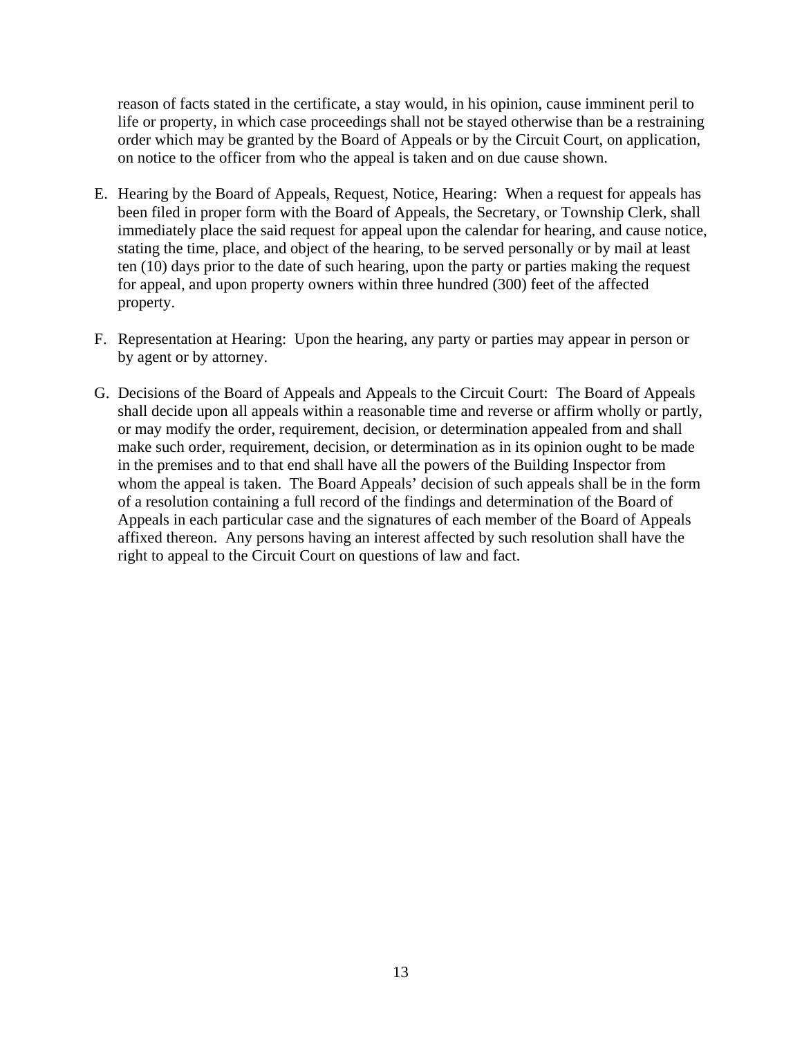reason of facts stated in the certificate, a stay would, in his opinion, cause imminent peril to life or property, in which case proceedings shall not be stayed otherwise than be a restraining order which may be granted by the Board of Appeals or by the Circuit Court, on application, on notice to the officer from who the appeal is taken and on due cause shown.

E. Hearing by the Board of Appeals, Request, Notice, Hearing: When a request for appeals has been filed in proper form with the Board of Appeals, the Secretary, or Township Clerk, shall immediately place the said request for appeal upon the calendar for hearing, and cause notice, stating the time, place, and object of the hearing, to be served personally or by mail at least ten (10) days prior to the date of such hearing, upon the party or parties making the request for appeal, and upon property owners within three hundred (300) feet of the affected property.

F. Representation at Hearing: Upon the hearing, any party or parties may appear in person or by agent or by attorney.

G. Decisions of the Board of Appeals and Appeals to the Circuit Court: The Board of Appeals shall decide upon all appeals within a reasonable time and reverse or affirm wholly or partly, or may modify the order, requirement, decision, or determination appealed from and shall make such order, requirement, decision, or determination as in its opinion ought to be made in the premises and to that end shall have all the powers of the Building Inspector from whom the appeal is taken. The Board Appeals' decision of such appeals shall be in the form of a resolution containing a full record of the findings and determination of the Board of Appeals in each particular case and the signatures of each member of the Board of Appeals affixed thereon. Any persons having an interest affected by such resolution shall have the right to appeal to the Circuit Court on questions of law and fact.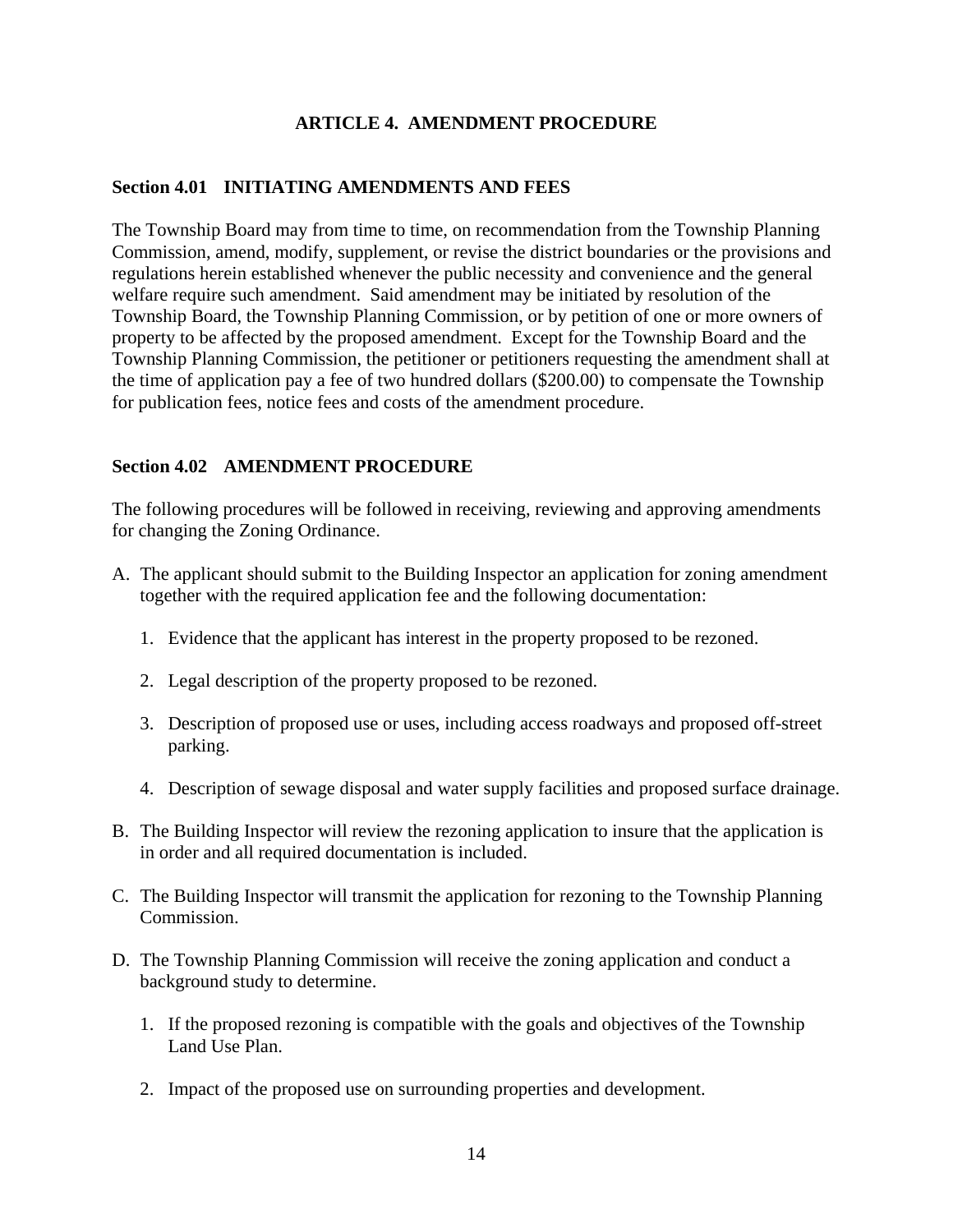# ARTICLE 4. AMENDMENT PROCEDURE

## Section 4.01 INITIATING AMENDMENTS AND FEES

The Township Board may from time to time, on recommendation from the Township Planning Commission, amend, modify, supplement, or revise the district boundaries or the provisions and regulations herein established whenever the public necessity and convenience and the general welfare require such amendment. Said amendment may be initiated by resolution of the Township Board, the Township Planning Commission, or by petition of one or more owners of property to be affected by the proposed amendment. Except for the Township Board and the Township Planning Commission, the petitioner or petitioners requesting the amendment shall at the time of application pay a fee of two hundred dollars ($200.00) to compensate the Township for publication fees, notice fees and costs of the amendment procedure.

## Section 4.02 AMENDMENT PROCEDURE

The following procedures will be followed in receiving, reviewing and approving amendments for changing the Zoning Ordinance.

A. The applicant should submit to the Building Inspector an application for zoning amendment together with the required application fee and the following documentation:

   1. Evidence that the applicant has interest in the property proposed to be rezoned.

   2. Legal description of the property proposed to be rezoned.

   3. Description of proposed use or uses, including access roadways and proposed off-street parking.

   4. Description of sewage disposal and water supply facilities and proposed surface drainage.

B. The Building Inspector will review the rezoning application to insure that the application is in order and all required documentation is included.

C. The Building Inspector will transmit the application for rezoning to the Township Planning Commission.

D. The Township Planning Commission will receive the zoning application and conduct a background study to determine.

   1. If the proposed rezoning is compatible with the goals and objectives of the Township Land Use Plan.

   2. Impact of the proposed use on surrounding properties and development.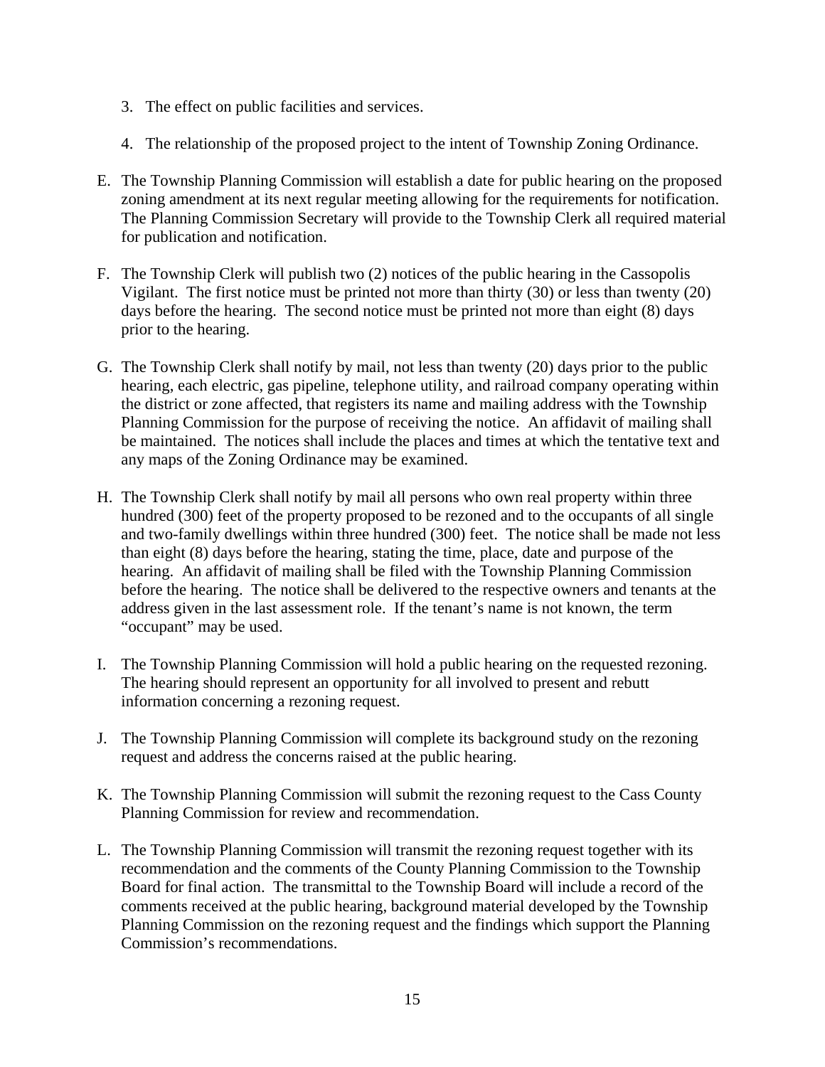3. The effect on public facilities and services.

4. The relationship of the proposed project to the intent of Township Zoning Ordinance.

E. The Township Planning Commission will establish a date for public hearing on the proposed zoning amendment at its next regular meeting allowing for the requirements for notification. The Planning Commission Secretary will provide to the Township Clerk all required material for publication and notification.

F. The Township Clerk will publish two (2) notices of the public hearing in the Cassopolis Vigilant. The first notice must be printed not more than thirty (30) or less than twenty (20) days before the hearing. The second notice must be printed not more than eight (8) days prior to the hearing.

G. The Township Clerk shall notify by mail, not less than twenty (20) days prior to the public hearing, each electric, gas pipeline, telephone utility, and railroad company operating within the district or zone affected, that registers its name and mailing address with the Township Planning Commission for the purpose of receiving the notice. An affidavit of mailing shall be maintained. The notices shall include the places and times at which the tentative text and any maps of the Zoning Ordinance may be examined.

H. The Township Clerk shall notify by mail all persons who own real property within three hundred (300) feet of the property proposed to be rezoned and to the occupants of all single and two-family dwellings within three hundred (300) feet. The notice shall be made not less than eight (8) days before the hearing, stating the time, place, date and purpose of the hearing. An affidavit of mailing shall be filed with the Township Planning Commission before the hearing. The notice shall be delivered to the respective owners and tenants at the address given in the last assessment role. If the tenant's name is not known, the term "occupant" may be used.

I. The Township Planning Commission will hold a public hearing on the requested rezoning. The hearing should represent an opportunity for all involved to present and rebutt information concerning a rezoning request.

J. The Township Planning Commission will complete its background study on the rezoning request and address the concerns raised at the public hearing.

K. The Township Planning Commission will submit the rezoning request to the Cass County Planning Commission for review and recommendation.

L. The Township Planning Commission will transmit the rezoning request together with its recommendation and the comments of the County Planning Commission to the Township Board for final action. The transmittal to the Township Board will include a record of the comments received at the public hearing, background material developed by the Township Planning Commission on the rezoning request and the findings which support the Planning Commission's recommendations.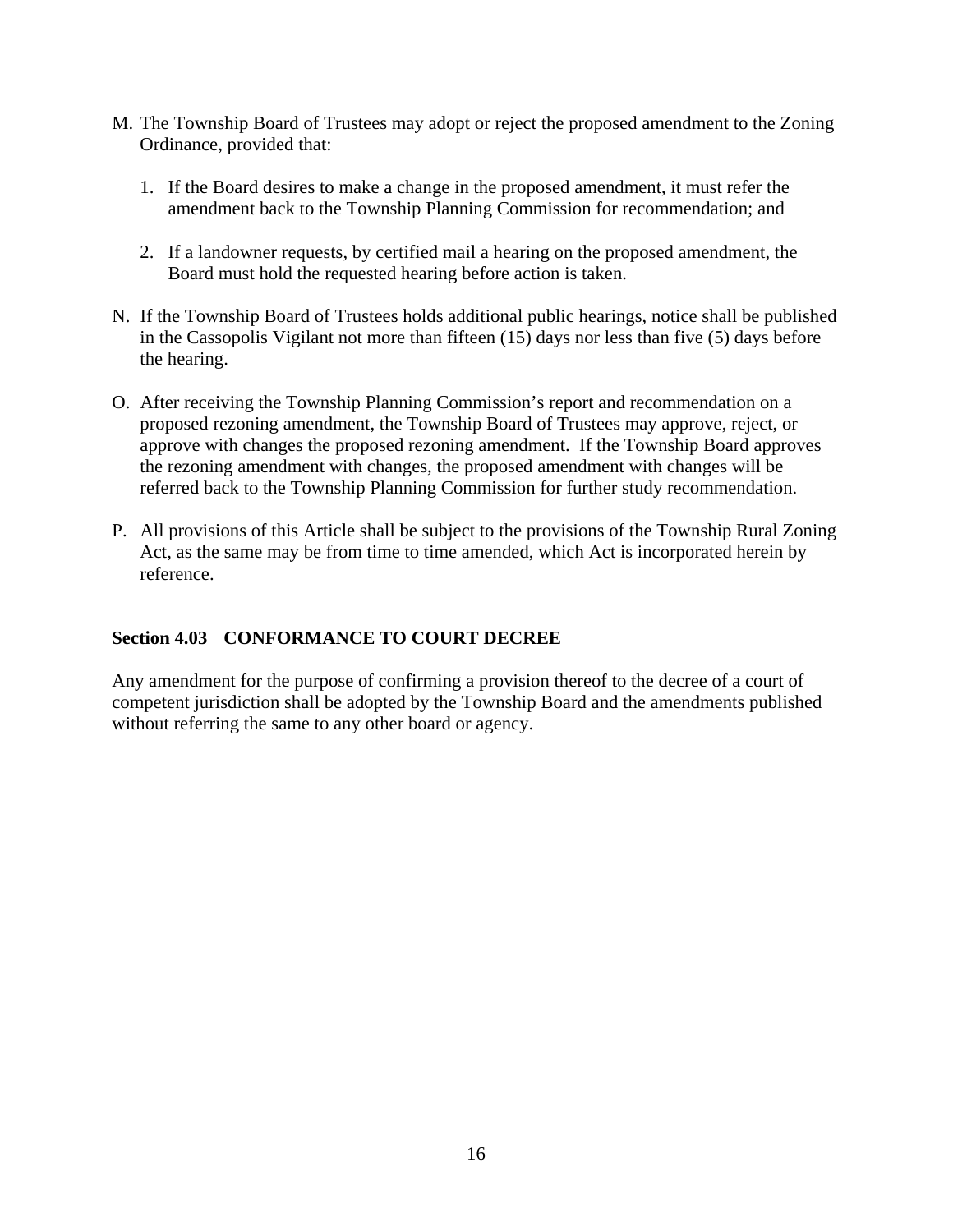M. The Township Board of Trustees may adopt or reject the proposed amendment to the Zoning Ordinance, provided that:

   1. If the Board desires to make a change in the proposed amendment, it must refer the amendment back to the Township Planning Commission for recommendation; and

   2. If a landowner requests, by certified mail a hearing on the proposed amendment, the Board must hold the requested hearing before action is taken.

N. If the Township Board of Trustees holds additional public hearings, notice shall be published in the Cassopolis Vigilant not more than fifteen (15) days nor less than five (5) days before the hearing.

O. After receiving the Township Planning Commission's report and recommendation on a proposed rezoning amendment, the Township Board of Trustees may approve, reject, or approve with changes the proposed rezoning amendment. If the Township Board approves the rezoning amendment with changes, the proposed amendment with changes will be referred back to the Township Planning Commission for further study recommendation.

P. All provisions of this Article shall be subject to the provisions of the Township Rural Zoning Act, as the same may be from time to time amended, which Act is incorporated herein by reference.

### Section 4.03 CONFORMANCE TO COURT DECREE

Any amendment for the purpose of confirming a provision thereof to the decree of a court of competent jurisdiction shall be adopted by the Township Board and the amendments published without referring the same to any other board or agency.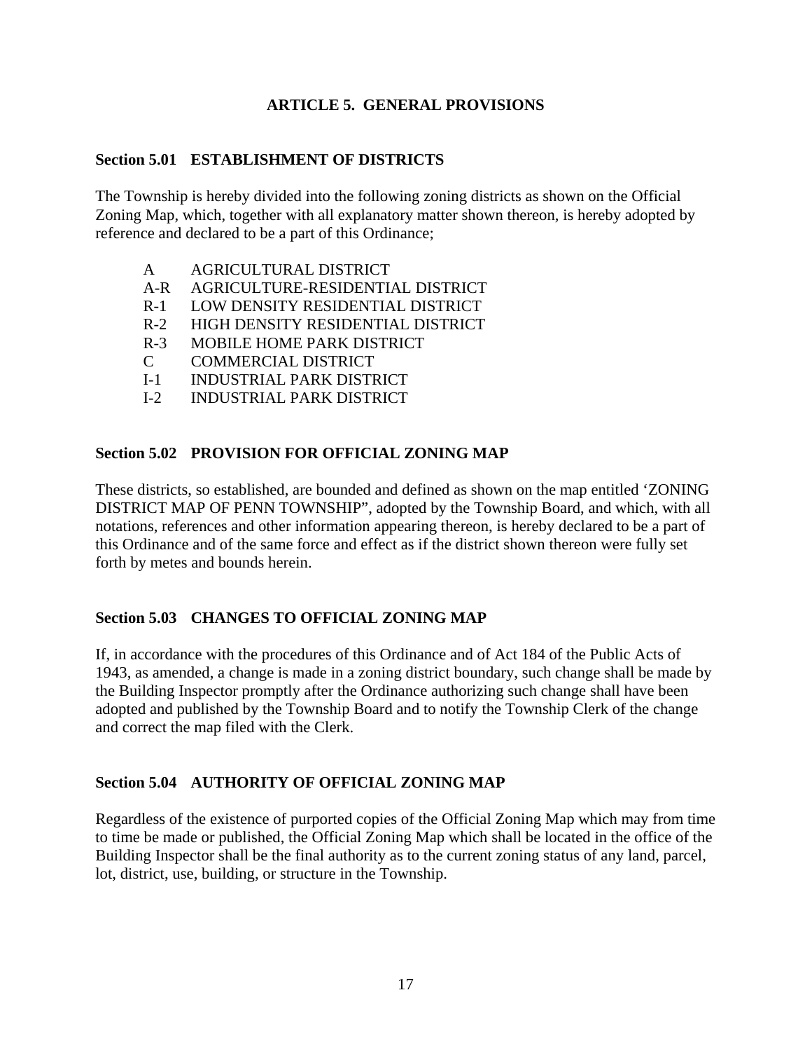# ARTICLE 5. GENERAL PROVISIONS

## Section 5.01 ESTABLISHMENT OF DISTRICTS

The Township is hereby divided into the following zoning districts as shown on the Official Zoning Map, which, together with all explanatory matter shown thereon, is hereby adopted by reference and declared to be a part of this Ordinance;

- A AGRICULTURAL DISTRICT
- A-R AGRICULTURE-RESIDENTIAL DISTRICT
- R-1 LOW DENSITY RESIDENTIAL DISTRICT
- R-2 HIGH DENSITY RESIDENTIAL DISTRICT
- R-3 MOBILE HOME PARK DISTRICT
- C COMMERCIAL DISTRICT
- I-1 INDUSTRIAL PARK DISTRICT
- I-2 INDUSTRIAL PARK DISTRICT

## Section 5.02 PROVISION FOR OFFICIAL ZONING MAP

These districts, so established, are bounded and defined as shown on the map entitled 'ZONING DISTRICT MAP OF PENN TOWNSHIP", adopted by the Township Board, and which, with all notations, references and other information appearing thereon, is hereby declared to be a part of this Ordinance and of the same force and effect as if the district shown thereon were fully set forth by metes and bounds herein.

## Section 5.03 CHANGES TO OFFICIAL ZONING MAP

If, in accordance with the procedures of this Ordinance and of Act 184 of the Public Acts of 1943, as amended, a change is made in a zoning district boundary, such change shall be made by the Building Inspector promptly after the Ordinance authorizing such change shall have been adopted and published by the Township Board and to notify the Township Clerk of the change and correct the map filed with the Clerk.

## Section 5.04 AUTHORITY OF OFFICIAL ZONING MAP

Regardless of the existence of purported copies of the Official Zoning Map which may from time to time be made or published, the Official Zoning Map which shall be located in the office of the Building Inspector shall be the final authority as to the current zoning status of any land, parcel, lot, district, use, building, or structure in the Township.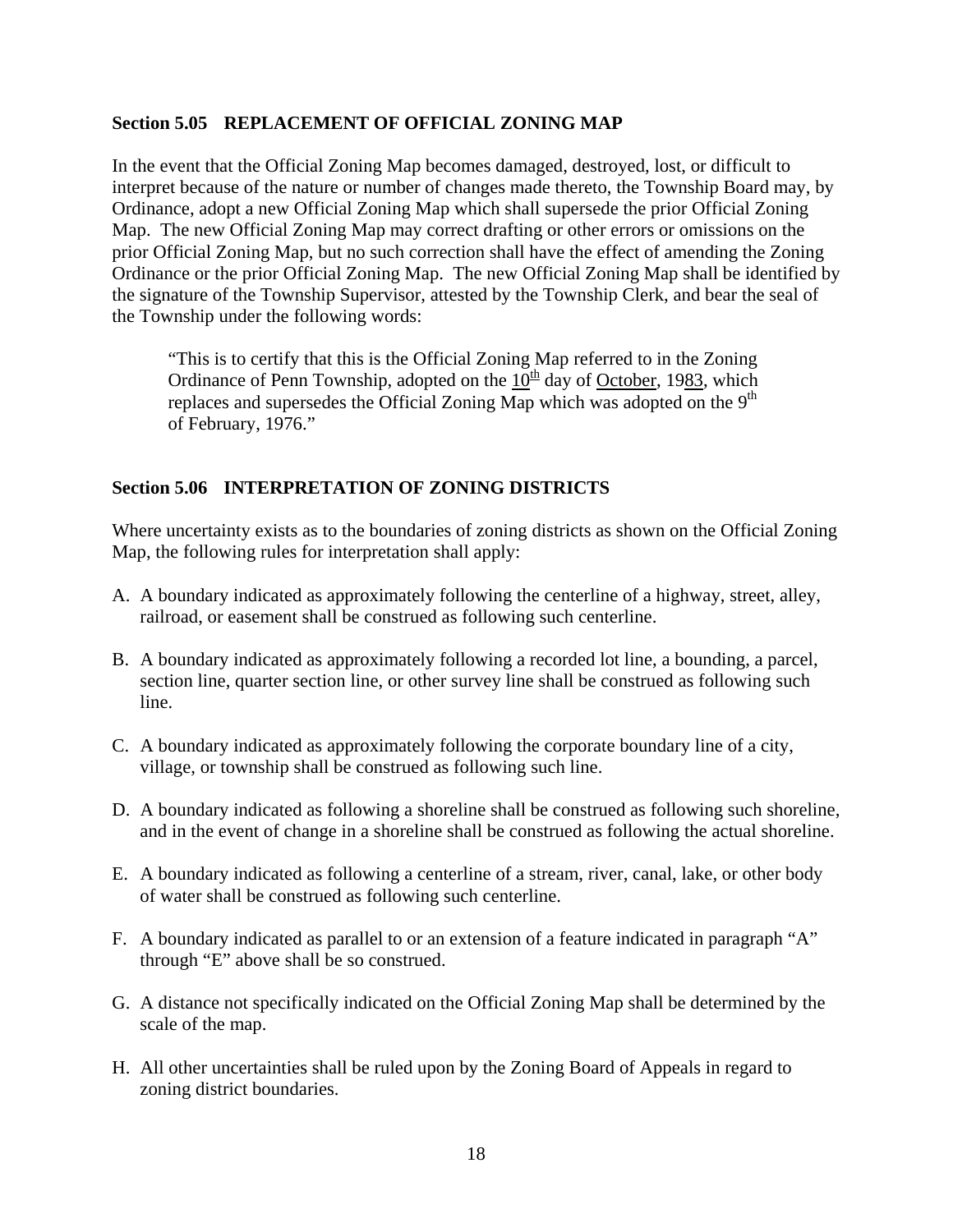## Section 5.05 REPLACEMENT OF OFFICIAL ZONING MAP

In the event that the Official Zoning Map becomes damaged, destroyed, lost, or difficult to interpret because of the nature or number of changes made thereto, the Township Board may, by Ordinance, adopt a new Official Zoning Map which shall supersede the prior Official Zoning Map. The new Official Zoning Map may correct drafting or other errors or omissions on the prior Official Zoning Map, but no such correction shall have the effect of amending the Zoning Ordinance or the prior Official Zoning Map. The new Official Zoning Map shall be identified by the signature of the Township Supervisor, attested by the Township Clerk, and bear the seal of the Township under the following words:

> "This is to certify that this is the Official Zoning Map referred to in the Zoning Ordinance of Penn Township, adopted on the 10th day of October, 1983, which replaces and supersedes the Official Zoning Map which was adopted on the 9th of February, 1976."

## Section 5.06 INTERPRETATION OF ZONING DISTRICTS

Where uncertainty exists as to the boundaries of zoning districts as shown on the Official Zoning Map, the following rules for interpretation shall apply:

A. A boundary indicated as approximately following the centerline of a highway, street, alley, railroad, or easement shall be construed as following such centerline.

B. A boundary indicated as approximately following a recorded lot line, a bounding, a parcel, section line, quarter section line, or other survey line shall be construed as following such line.

C. A boundary indicated as approximately following the corporate boundary line of a city, village, or township shall be construed as following such line.

D. A boundary indicated as following a shoreline shall be construed as following such shoreline, and in the event of change in a shoreline shall be construed as following the actual shoreline.

E. A boundary indicated as following a centerline of a stream, river, canal, lake, or other body of water shall be construed as following such centerline.

F. A boundary indicated as parallel to or an extension of a feature indicated in paragraph "A" through "E" above shall be so construed.

G. A distance not specifically indicated on the Official Zoning Map shall be determined by the scale of the map.

H. All other uncertainties shall be ruled upon by the Zoning Board of Appeals in regard to zoning district boundaries.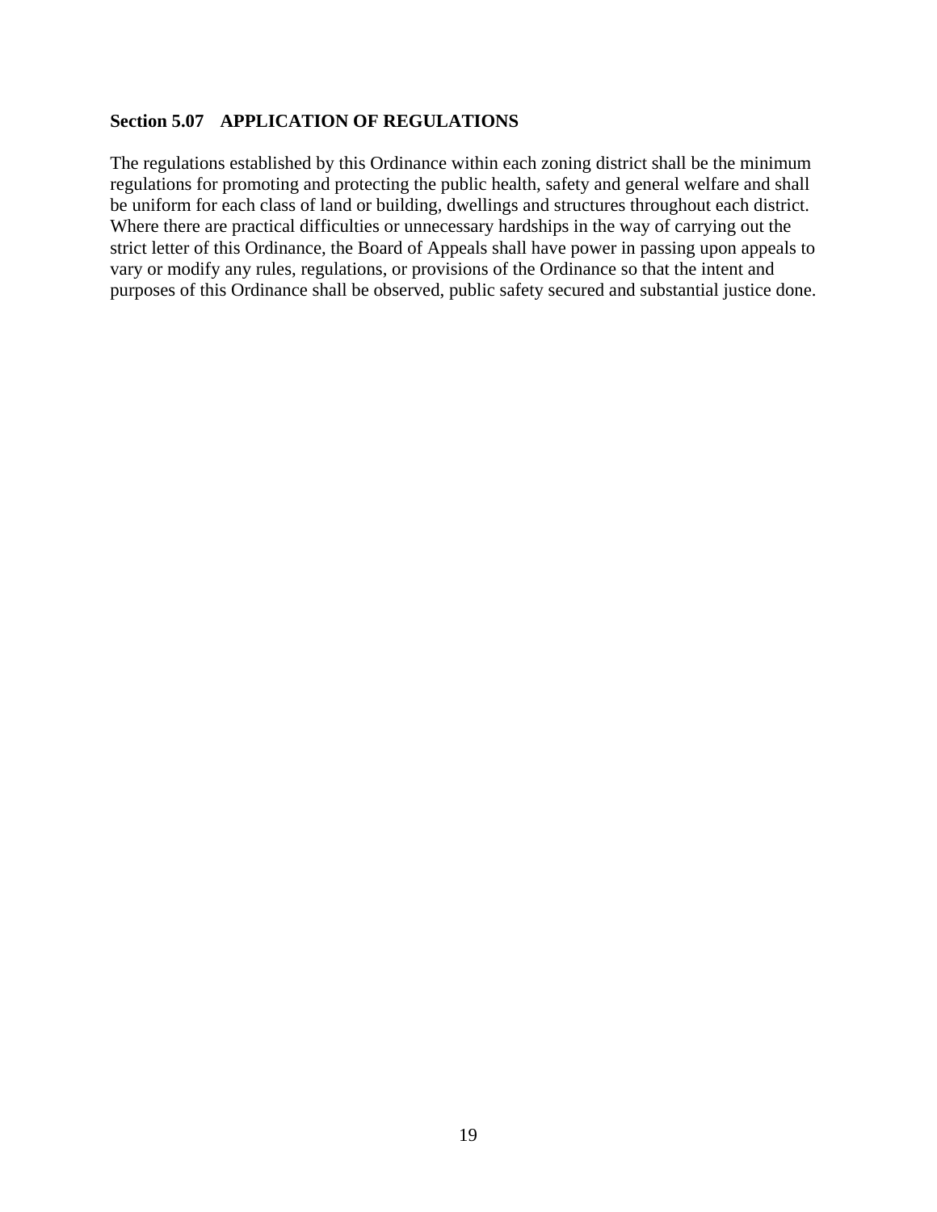### Section 5.07 APPLICATION OF REGULATIONS

The regulations established by this Ordinance within each zoning district shall be the minimum regulations for promoting and protecting the public health, safety and general welfare and shall be uniform for each class of land or building, dwellings and structures throughout each district. Where there are practical difficulties or unnecessary hardships in the way of carrying out the strict letter of this Ordinance, the Board of Appeals shall have power in passing upon appeals to vary or modify any rules, regulations, or provisions of the Ordinance so that the intent and purposes of this Ordinance shall be observed, public safety secured and substantial justice done.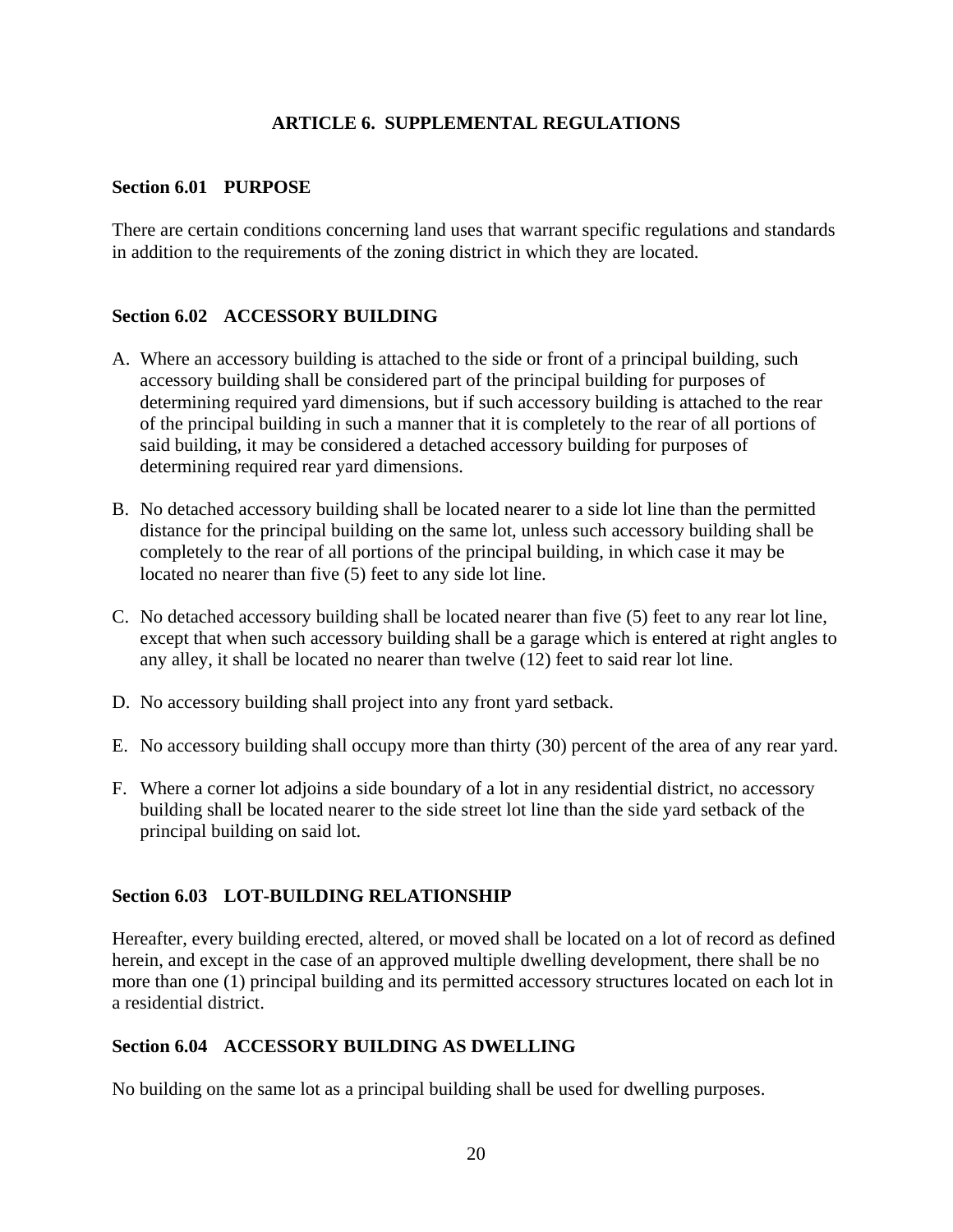# ARTICLE 6. SUPPLEMENTAL REGULATIONS

## Section 6.01 PURPOSE

There are certain conditions concerning land uses that warrant specific regulations and standards in addition to the requirements of the zoning district in which they are located.

## Section 6.02 ACCESSORY BUILDING

A. Where an accessory building is attached to the side or front of a principal building, such accessory building shall be considered part of the principal building for purposes of determining required yard dimensions, but if such accessory building is attached to the rear of the principal building in such a manner that it is completely to the rear of all portions of said building, it may be considered a detached accessory building for purposes of determining required rear yard dimensions.

B. No detached accessory building shall be located nearer to a side lot line than the permitted distance for the principal building on the same lot, unless such accessory building shall be completely to the rear of all portions of the principal building, in which case it may be located no nearer than five (5) feet to any side lot line.

C. No detached accessory building shall be located nearer than five (5) feet to any rear lot line, except that when such accessory building shall be a garage which is entered at right angles to any alley, it shall be located no nearer than twelve (12) feet to said rear lot line.

D. No accessory building shall project into any front yard setback.

E. No accessory building shall occupy more than thirty (30) percent of the area of any rear yard.

F. Where a corner lot adjoins a side boundary of a lot in any residential district, no accessory building shall be located nearer to the side street lot line than the side yard setback of the principal building on said lot.

## Section 6.03 LOT-BUILDING RELATIONSHIP

Hereafter, every building erected, altered, or moved shall be located on a lot of record as defined herein, and except in the case of an approved multiple dwelling development, there shall be no more than one (1) principal building and its permitted accessory structures located on each lot in a residential district.

## Section 6.04 ACCESSORY BUILDING AS DWELLING

No building on the same lot as a principal building shall be used for dwelling purposes.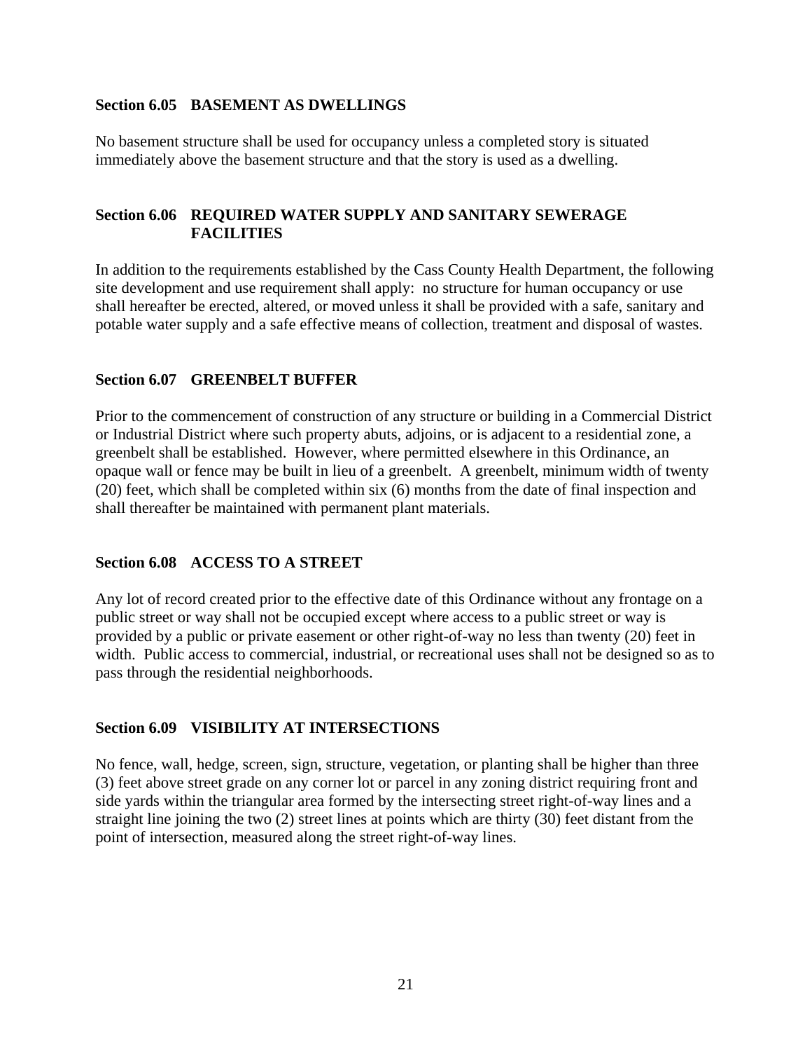### Section 6.05 BASEMENT AS DWELLINGS

No basement structure shall be used for occupancy unless a completed story is situated immediately above the basement structure and that the story is used as a dwelling.

### Section 6.06 REQUIRED WATER SUPPLY AND SANITARY SEWERAGE FACILITIES

In addition to the requirements established by the Cass County Health Department, the following site development and use requirement shall apply: no structure for human occupancy or use shall hereafter be erected, altered, or moved unless it shall be provided with a safe, sanitary and potable water supply and a safe effective means of collection, treatment and disposal of wastes.

### Section 6.07 GREENBELT BUFFER

Prior to the commencement of construction of any structure or building in a Commercial District or Industrial District where such property abuts, adjoins, or is adjacent to a residential zone, a greenbelt shall be established. However, where permitted elsewhere in this Ordinance, an opaque wall or fence may be built in lieu of a greenbelt. A greenbelt, minimum width of twenty (20) feet, which shall be completed within six (6) months from the date of final inspection and shall thereafter be maintained with permanent plant materials.

### Section 6.08 ACCESS TO A STREET

Any lot of record created prior to the effective date of this Ordinance without any frontage on a public street or way shall not be occupied except where access to a public street or way is provided by a public or private easement or other right-of-way no less than twenty (20) feet in width. Public access to commercial, industrial, or recreational uses shall not be designed so as to pass through the residential neighborhoods.

### Section 6.09 VISIBILITY AT INTERSECTIONS

No fence, wall, hedge, screen, sign, structure, vegetation, or planting shall be higher than three (3) feet above street grade on any corner lot or parcel in any zoning district requiring front and side yards within the triangular area formed by the intersecting street right-of-way lines and a straight line joining the two (2) street lines at points which are thirty (30) feet distant from the point of intersection, measured along the street right-of-way lines.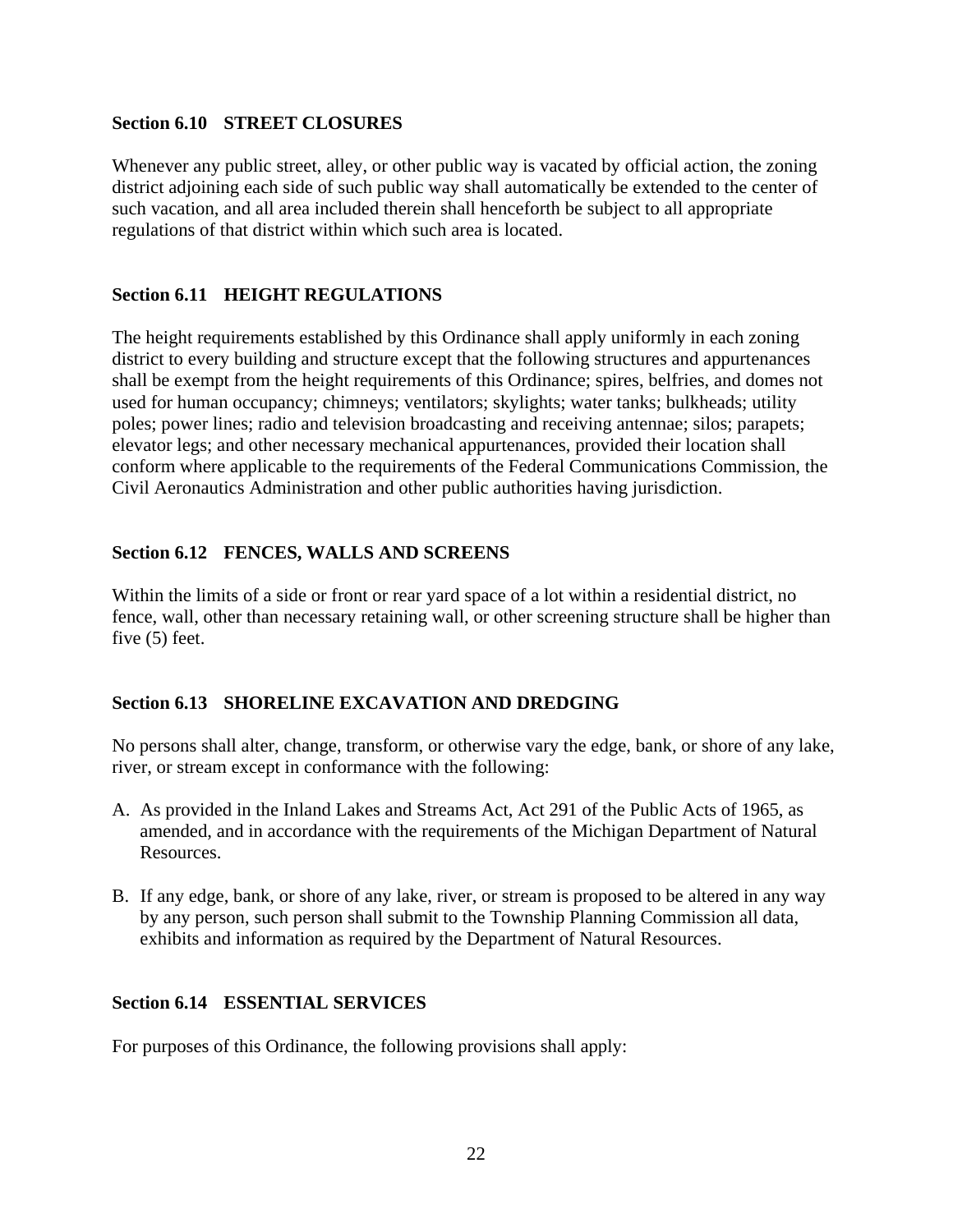### Section 6.10 STREET CLOSURES

Whenever any public street, alley, or other public way is vacated by official action, the zoning district adjoining each side of such public way shall automatically be extended to the center of such vacation, and all area included therein shall henceforth be subject to all appropriate regulations of that district within which such area is located.

### Section 6.11 HEIGHT REGULATIONS

The height requirements established by this Ordinance shall apply uniformly in each zoning district to every building and structure except that the following structures and appurtenances shall be exempt from the height requirements of this Ordinance; spires, belfries, and domes not used for human occupancy; chimneys; ventilators; skylights; water tanks; bulkheads; utility poles; power lines; radio and television broadcasting and receiving antennae; silos; parapets; elevator legs; and other necessary mechanical appurtenances, provided their location shall conform where applicable to the requirements of the Federal Communications Commission, the Civil Aeronautics Administration and other public authorities having jurisdiction.

### Section 6.12 FENCES, WALLS AND SCREENS

Within the limits of a side or front or rear yard space of a lot within a residential district, no fence, wall, other than necessary retaining wall, or other screening structure shall be higher than five (5) feet.

### Section 6.13 SHORELINE EXCAVATION AND DREDGING

No persons shall alter, change, transform, or otherwise vary the edge, bank, or shore of any lake, river, or stream except in conformance with the following:

A. As provided in the Inland Lakes and Streams Act, Act 291 of the Public Acts of 1965, as amended, and in accordance with the requirements of the Michigan Department of Natural Resources.

B. If any edge, bank, or shore of any lake, river, or stream is proposed to be altered in any way by any person, such person shall submit to the Township Planning Commission all data, exhibits and information as required by the Department of Natural Resources.

### Section 6.14 ESSENTIAL SERVICES

For purposes of this Ordinance, the following provisions shall apply: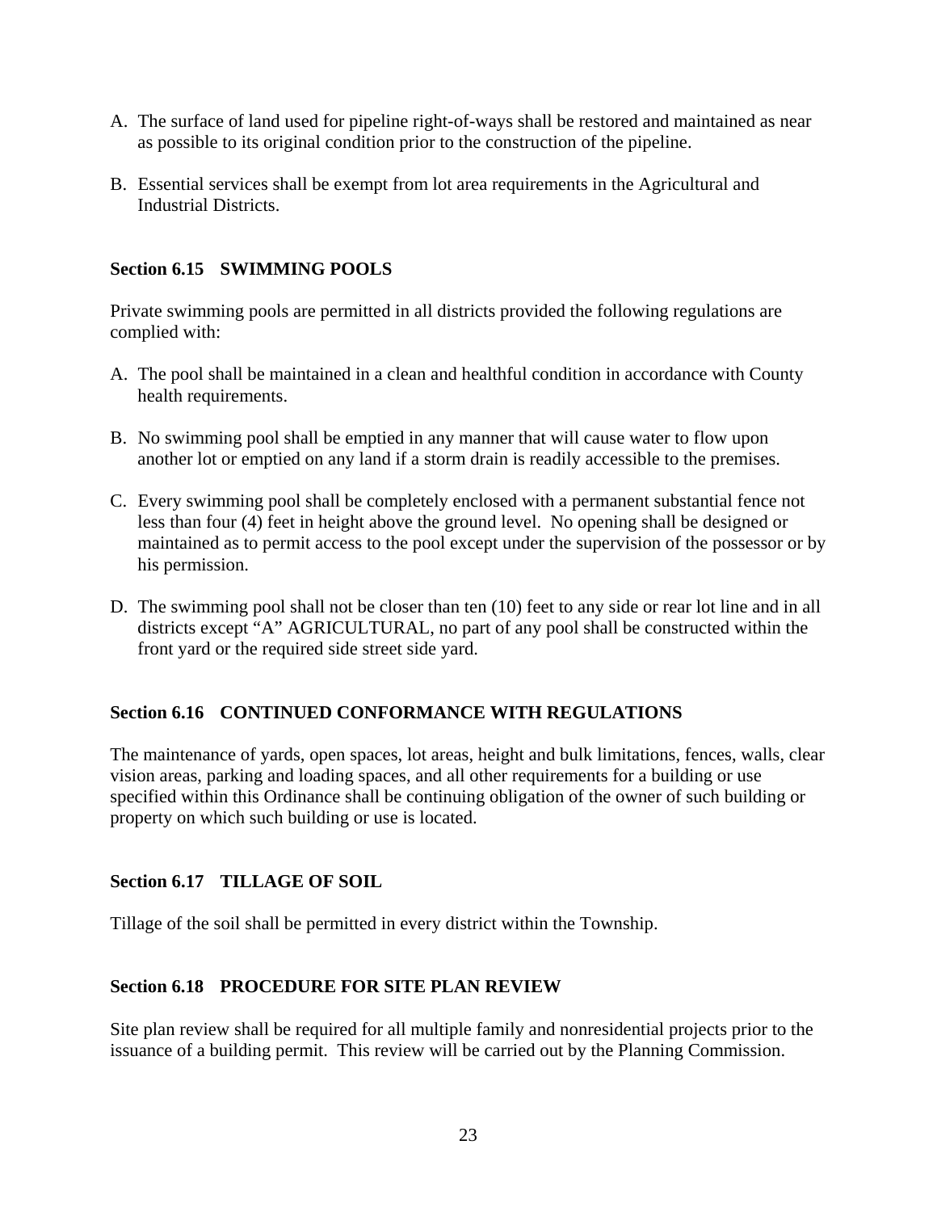A. The surface of land used for pipeline right-of-ways shall be restored and maintained as near as possible to its original condition prior to the construction of the pipeline.

B. Essential services shall be exempt from lot area requirements in the Agricultural and Industrial Districts.

### Section 6.15 SWIMMING POOLS

Private swimming pools are permitted in all districts provided the following regulations are complied with:

A. The pool shall be maintained in a clean and healthful condition in accordance with County health requirements.

B. No swimming pool shall be emptied in any manner that will cause water to flow upon another lot or emptied on any land if a storm drain is readily accessible to the premises.

C. Every swimming pool shall be completely enclosed with a permanent substantial fence not less than four (4) feet in height above the ground level. No opening shall be designed or maintained as to permit access to the pool except under the supervision of the possessor or by his permission.

D. The swimming pool shall not be closer than ten (10) feet to any side or rear lot line and in all districts except "A" AGRICULTURAL, no part of any pool shall be constructed within the front yard or the required side street side yard.

### Section 6.16 CONTINUED CONFORMANCE WITH REGULATIONS

The maintenance of yards, open spaces, lot areas, height and bulk limitations, fences, walls, clear vision areas, parking and loading spaces, and all other requirements for a building or use specified within this Ordinance shall be continuing obligation of the owner of such building or property on which such building or use is located.

### Section 6.17 TILLAGE OF SOIL

Tillage of the soil shall be permitted in every district within the Township.

### Section 6.18 PROCEDURE FOR SITE PLAN REVIEW

Site plan review shall be required for all multiple family and nonresidential projects prior to the issuance of a building permit. This review will be carried out by the Planning Commission.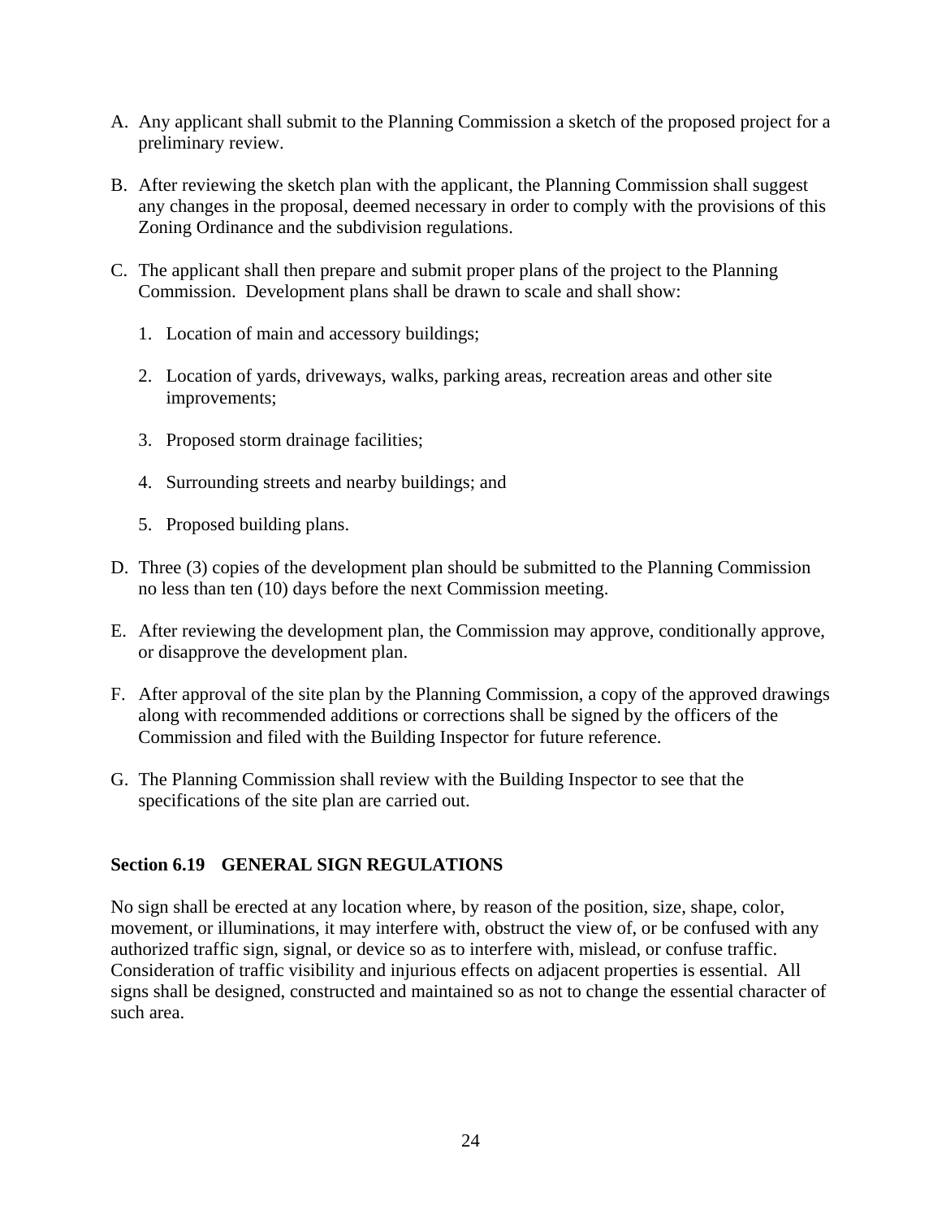A. Any applicant shall submit to the Planning Commission a sketch of the proposed project for a preliminary review.

B. After reviewing the sketch plan with the applicant, the Planning Commission shall suggest any changes in the proposal, deemed necessary in order to comply with the provisions of this Zoning Ordinance and the subdivision regulations.

C. The applicant shall then prepare and submit proper plans of the project to the Planning Commission. Development plans shall be drawn to scale and shall show:

   1. Location of main and accessory buildings;

   2. Location of yards, driveways, walks, parking areas, recreation areas and other site improvements;

   3. Proposed storm drainage facilities;

   4. Surrounding streets and nearby buildings; and

   5. Proposed building plans.

D. Three (3) copies of the development plan should be submitted to the Planning Commission no less than ten (10) days before the next Commission meeting.

E. After reviewing the development plan, the Commission may approve, conditionally approve, or disapprove the development plan.

F. After approval of the site plan by the Planning Commission, a copy of the approved drawings along with recommended additions or corrections shall be signed by the officers of the Commission and filed with the Building Inspector for future reference.

G. The Planning Commission shall review with the Building Inspector to see that the specifications of the site plan are carried out.

### Section 6.19 GENERAL SIGN REGULATIONS

No sign shall be erected at any location where, by reason of the position, size, shape, color, movement, or illuminations, it may interfere with, obstruct the view of, or be confused with any authorized traffic sign, signal, or device so as to interfere with, mislead, or confuse traffic. Consideration of traffic visibility and injurious effects on adjacent properties is essential. All signs shall be designed, constructed and maintained so as not to change the essential character of such area.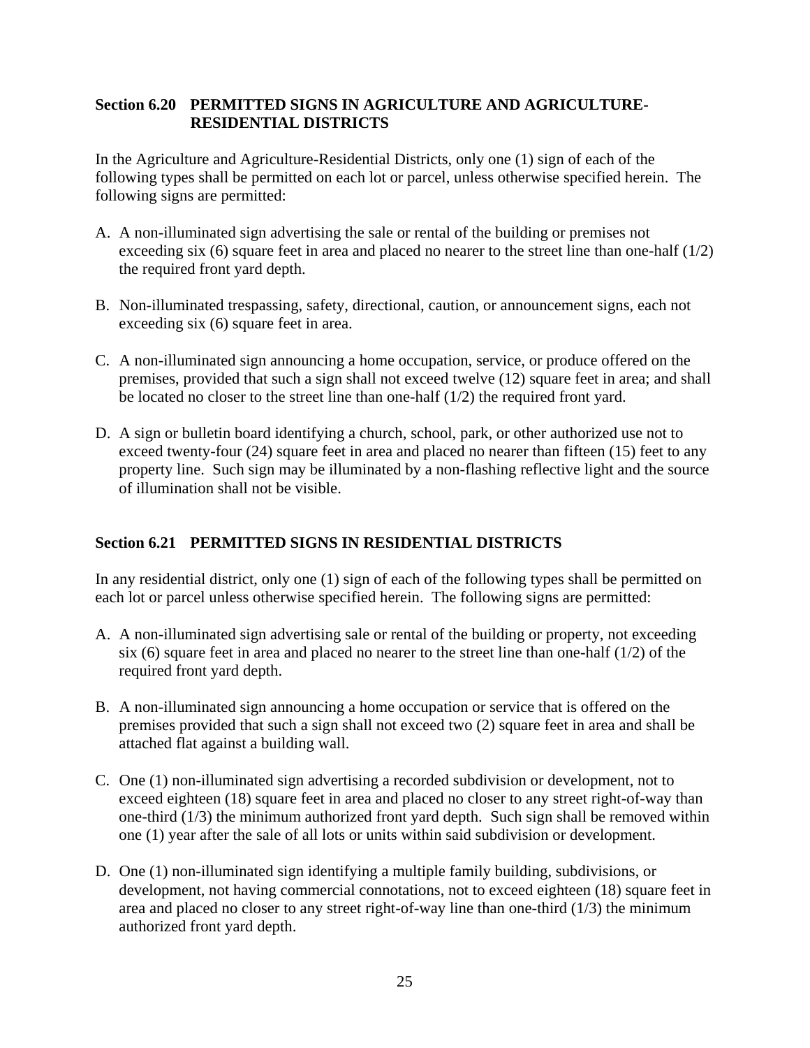## Section 6.20 PERMITTED SIGNS IN AGRICULTURE AND AGRICULTURE-RESIDENTIAL DISTRICTS

In the Agriculture and Agriculture-Residential Districts, only one (1) sign of each of the following types shall be permitted on each lot or parcel, unless otherwise specified herein. The following signs are permitted:

A. A non-illuminated sign advertising the sale or rental of the building or premises not exceeding six (6) square feet in area and placed no nearer to the street line than one-half (1/2) the required front yard depth.

B. Non-illuminated trespassing, safety, directional, caution, or announcement signs, each not exceeding six (6) square feet in area.

C. A non-illuminated sign announcing a home occupation, service, or produce offered on the premises, provided that such a sign shall not exceed twelve (12) square feet in area; and shall be located no closer to the street line than one-half (1/2) the required front yard.

D. A sign or bulletin board identifying a church, school, park, or other authorized use not to exceed twenty-four (24) square feet in area and placed no nearer than fifteen (15) feet to any property line. Such sign may be illuminated by a non-flashing reflective light and the source of illumination shall not be visible.

## Section 6.21 PERMITTED SIGNS IN RESIDENTIAL DISTRICTS

In any residential district, only one (1) sign of each of the following types shall be permitted on each lot or parcel unless otherwise specified herein. The following signs are permitted:

A. A non-illuminated sign advertising sale or rental of the building or property, not exceeding six (6) square feet in area and placed no nearer to the street line than one-half (1/2) of the required front yard depth.

B. A non-illuminated sign announcing a home occupation or service that is offered on the premises provided that such a sign shall not exceed two (2) square feet in area and shall be attached flat against a building wall.

C. One (1) non-illuminated sign advertising a recorded subdivision or development, not to exceed eighteen (18) square feet in area and placed no closer to any street right-of-way than one-third (1/3) the minimum authorized front yard depth. Such sign shall be removed within one (1) year after the sale of all lots or units within said subdivision or development.

D. One (1) non-illuminated sign identifying a multiple family building, subdivisions, or development, not having commercial connotations, not to exceed eighteen (18) square feet in area and placed no closer to any street right-of-way line than one-third (1/3) the minimum authorized front yard depth.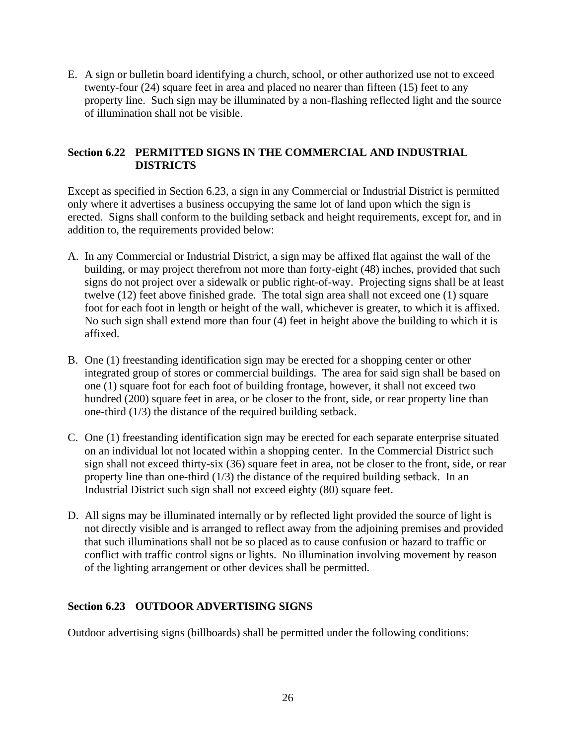E. A sign or bulletin board identifying a church, school, or other authorized use not to exceed twenty-four (24) square feet in area and placed no nearer than fifteen (15) feet to any property line. Such sign may be illuminated by a non-flashing reflected light and the source of illumination shall not be visible.

### Section 6.22 PERMITTED SIGNS IN THE COMMERCIAL AND INDUSTRIAL DISTRICTS

Except as specified in Section 6.23, a sign in any Commercial or Industrial District is permitted only where it advertises a business occupying the same lot of land upon which the sign is erected. Signs shall conform to the building setback and height requirements, except for, and in addition to, the requirements provided below:

A. In any Commercial or Industrial District, a sign may be affixed flat against the wall of the building, or may project therefrom not more than forty-eight (48) inches, provided that such signs do not project over a sidewalk or public right-of-way. Projecting signs shall be at least twelve (12) feet above finished grade. The total sign area shall not exceed one (1) square foot for each foot in length or height of the wall, whichever is greater, to which it is affixed. No such sign shall extend more than four (4) feet in height above the building to which it is affixed.

B. One (1) freestanding identification sign may be erected for a shopping center or other integrated group of stores or commercial buildings. The area for said sign shall be based on one (1) square foot for each foot of building frontage, however, it shall not exceed two hundred (200) square feet in area, or be closer to the front, side, or rear property line than one-third (1/3) the distance of the required building setback.

C. One (1) freestanding identification sign may be erected for each separate enterprise situated on an individual lot not located within a shopping center. In the Commercial District such sign shall not exceed thirty-six (36) square feet in area, not be closer to the front, side, or rear property line than one-third (1/3) the distance of the required building setback. In an Industrial District such sign shall not exceed eighty (80) square feet.

D. All signs may be illuminated internally or by reflected light provided the source of light is not directly visible and is arranged to reflect away from the adjoining premises and provided that such illuminations shall not be so placed as to cause confusion or hazard to traffic or conflict with traffic control signs or lights. No illumination involving movement by reason of the lighting arrangement or other devices shall be permitted.

### Section 6.23 OUTDOOR ADVERTISING SIGNS

Outdoor advertising signs (billboards) shall be permitted under the following conditions: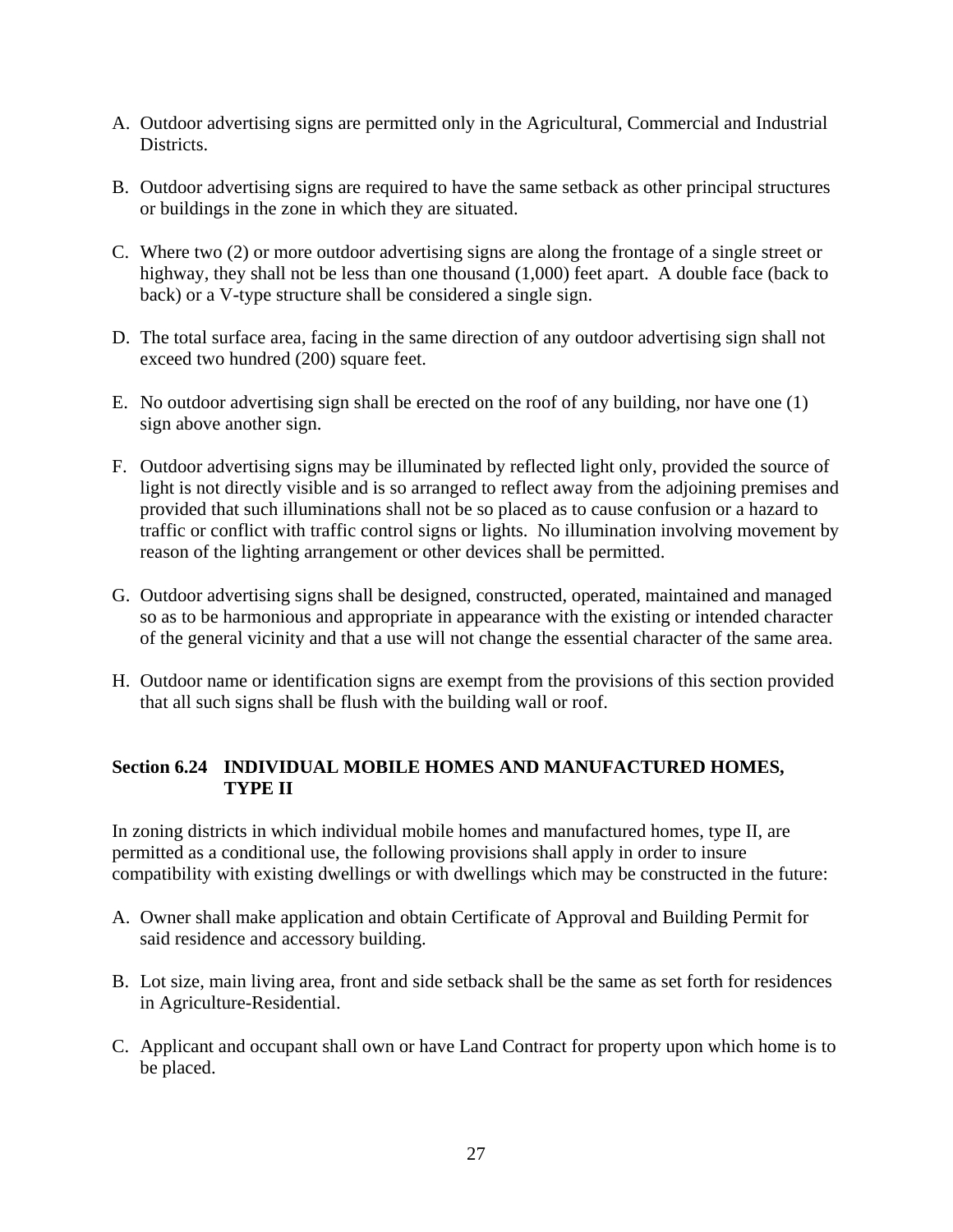A. Outdoor advertising signs are permitted only in the Agricultural, Commercial and Industrial Districts.

B. Outdoor advertising signs are required to have the same setback as other principal structures or buildings in the zone in which they are situated.

C. Where two (2) or more outdoor advertising signs are along the frontage of a single street or highway, they shall not be less than one thousand (1,000) feet apart. A double face (back to back) or a V-type structure shall be considered a single sign.

D. The total surface area, facing in the same direction of any outdoor advertising sign shall not exceed two hundred (200) square feet.

E. No outdoor advertising sign shall be erected on the roof of any building, nor have one (1) sign above another sign.

F. Outdoor advertising signs may be illuminated by reflected light only, provided the source of light is not directly visible and is so arranged to reflect away from the adjoining premises and provided that such illuminations shall not be so placed as to cause confusion or a hazard to traffic or conflict with traffic control signs or lights. No illumination involving movement by reason of the lighting arrangement or other devices shall be permitted.

G. Outdoor advertising signs shall be designed, constructed, operated, maintained and managed so as to be harmonious and appropriate in appearance with the existing or intended character of the general vicinity and that a use will not change the essential character of the same area.

H. Outdoor name or identification signs are exempt from the provisions of this section provided that all such signs shall be flush with the building wall or roof.

### Section 6.24 INDIVIDUAL MOBILE HOMES AND MANUFACTURED HOMES, TYPE II

In zoning districts in which individual mobile homes and manufactured homes, type II, are permitted as a conditional use, the following provisions shall apply in order to insure compatibility with existing dwellings or with dwellings which may be constructed in the future:

A. Owner shall make application and obtain Certificate of Approval and Building Permit for said residence and accessory building.

B. Lot size, main living area, front and side setback shall be the same as set forth for residences in Agriculture-Residential.

C. Applicant and occupant shall own or have Land Contract for property upon which home is to be placed.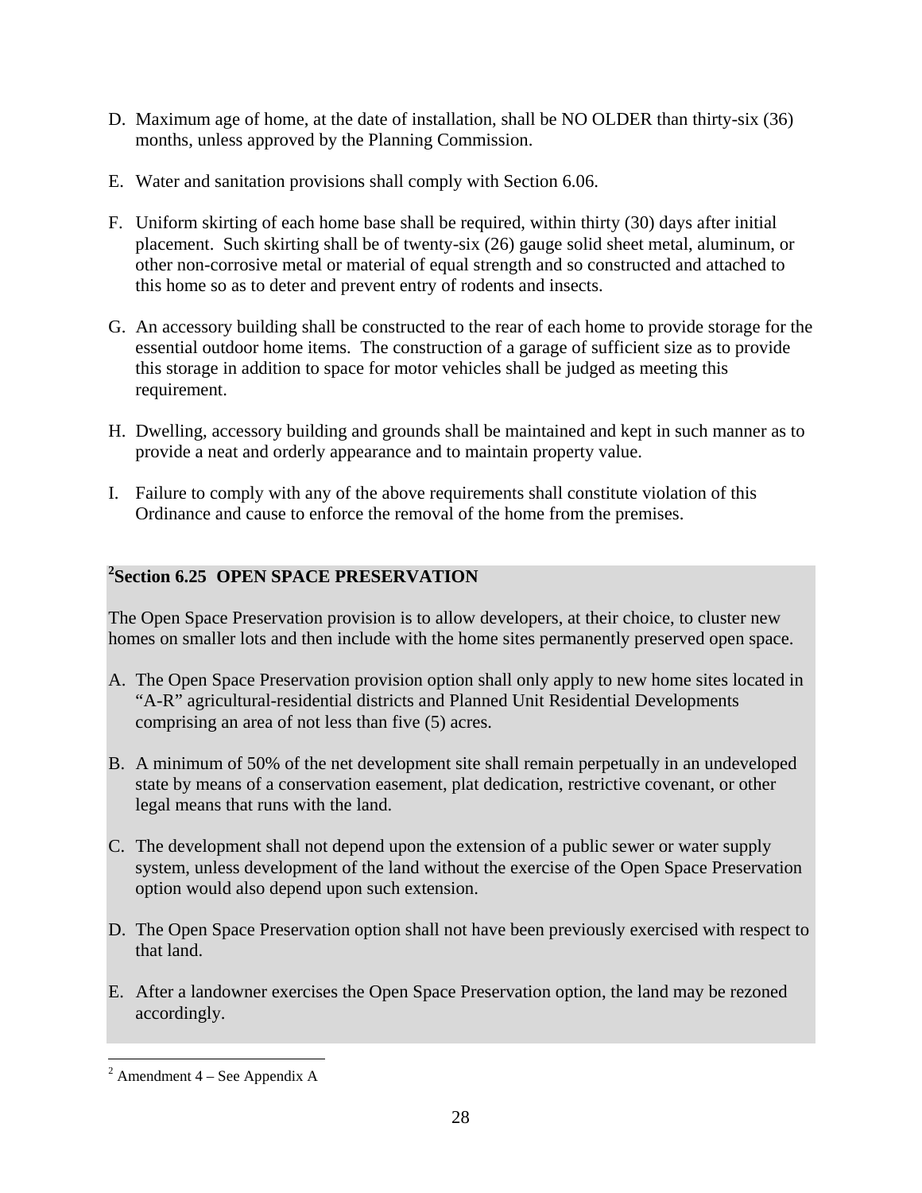D. Maximum age of home, at the date of installation, shall be NO OLDER than thirty-six (36) months, unless approved by the Planning Commission.

E. Water and sanitation provisions shall comply with Section 6.06.

F. Uniform skirting of each home base shall be required, within thirty (30) days after initial placement. Such skirting shall be of twenty-six (26) gauge solid sheet metal, aluminum, or other non-corrosive metal or material of equal strength and so constructed and attached to this home so as to deter and prevent entry of rodents and insects.

G. An accessory building shall be constructed to the rear of each home to provide storage for the essential outdoor home items. The construction of a garage of sufficient size as to provide this storage in addition to space for motor vehicles shall be judged as meeting this requirement.

H. Dwelling, accessory building and grounds shall be maintained and kept in such manner as to provide a neat and orderly appearance and to maintain property value.

I. Failure to comply with any of the above requirements shall constitute violation of this Ordinance and cause to enforce the removal of the home from the premises.

## [2]Section 6.25 OPEN SPACE PRESERVATION

The Open Space Preservation provision is to allow developers, at their choice, to cluster new homes on smaller lots and then include with the home sites permanently preserved open space.

A. The Open Space Preservation provision option shall only apply to new home sites located in "A-R" agricultural-residential districts and Planned Unit Residential Developments comprising an area of not less than five (5) acres.

B. A minimum of 50% of the net development site shall remain perpetually in an undeveloped state by means of a conservation easement, plat dedication, restrictive covenant, or other legal means that runs with the land.

C. The development shall not depend upon the extension of a public sewer or water supply system, unless development of the land without the exercise of the Open Space Preservation option would also depend upon such extension.

D. The Open Space Preservation option shall not have been previously exercised with respect to that land.

E. After a landowner exercises the Open Space Preservation option, the land may be rezoned accordingly.

[2] Amendment 4 – See Appendix A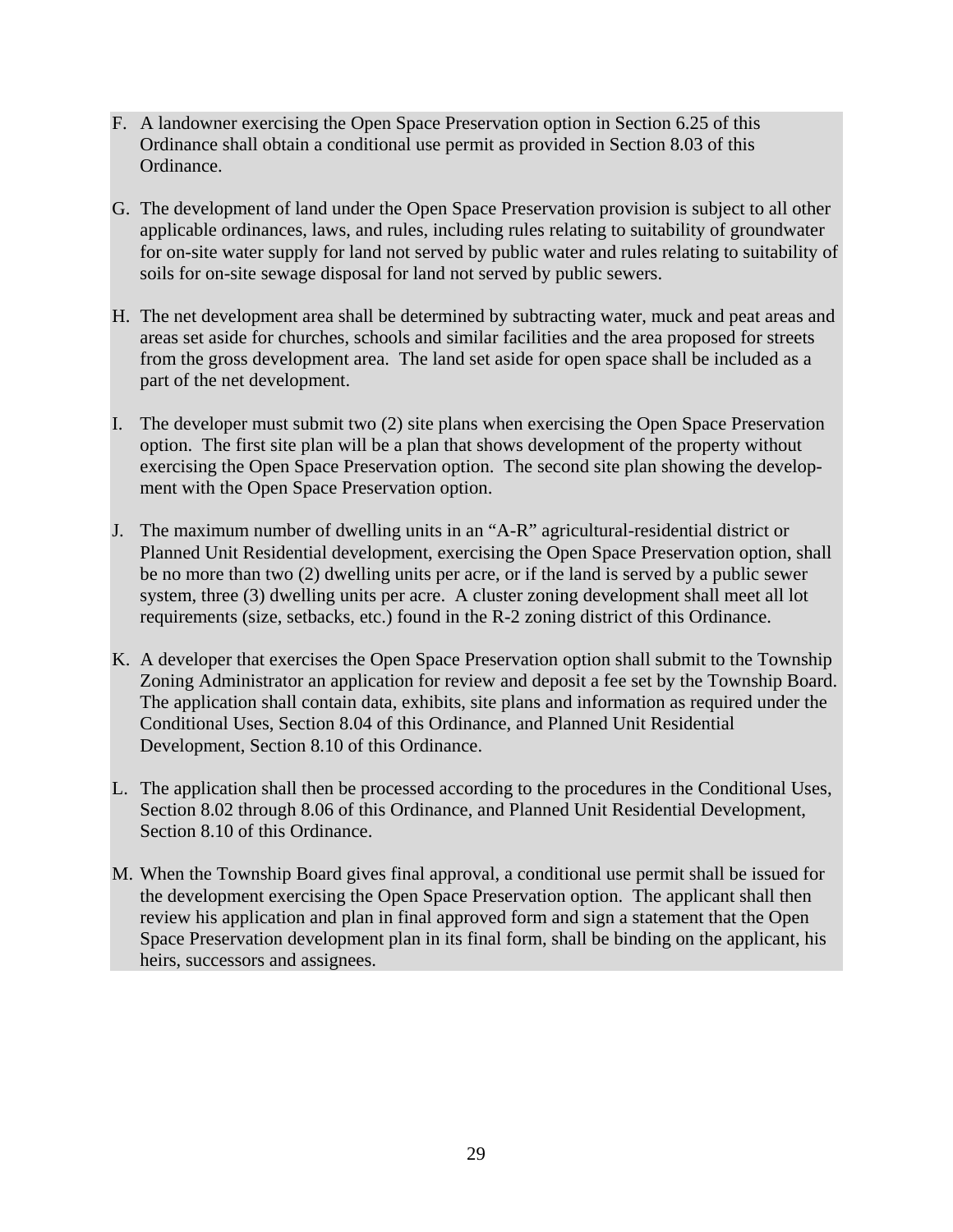F. A landowner exercising the Open Space Preservation option in Section 6.25 of this Ordinance shall obtain a conditional use permit as provided in Section 8.03 of this Ordinance.

G. The development of land under the Open Space Preservation provision is subject to all other applicable ordinances, laws, and rules, including rules relating to suitability of groundwater for on-site water supply for land not served by public water and rules relating to suitability of soils for on-site sewage disposal for land not served by public sewers.

H. The net development area shall be determined by subtracting water, muck and peat areas and areas set aside for churches, schools and similar facilities and the area proposed for streets from the gross development area. The land set aside for open space shall be included as a part of the net development.

I. The developer must submit two (2) site plans when exercising the Open Space Preservation option. The first site plan will be a plan that shows development of the property without exercising the Open Space Preservation option. The second site plan showing the development with the Open Space Preservation option.

J. The maximum number of dwelling units in an "A-R" agricultural-residential district or Planned Unit Residential development, exercising the Open Space Preservation option, shall be no more than two (2) dwelling units per acre, or if the land is served by a public sewer system, three (3) dwelling units per acre. A cluster zoning development shall meet all lot requirements (size, setbacks, etc.) found in the R-2 zoning district of this Ordinance.

K. A developer that exercises the Open Space Preservation option shall submit to the Township Zoning Administrator an application for review and deposit a fee set by the Township Board. The application shall contain data, exhibits, site plans and information as required under the Conditional Uses, Section 8.04 of this Ordinance, and Planned Unit Residential Development, Section 8.10 of this Ordinance.

L. The application shall then be processed according to the procedures in the Conditional Uses, Section 8.02 through 8.06 of this Ordinance, and Planned Unit Residential Development, Section 8.10 of this Ordinance.

M. When the Township Board gives final approval, a conditional use permit shall be issued for the development exercising the Open Space Preservation option. The applicant shall then review his application and plan in final approved form and sign a statement that the Open Space Preservation development plan in its final form, shall be binding on the applicant, his heirs, successors and assignees.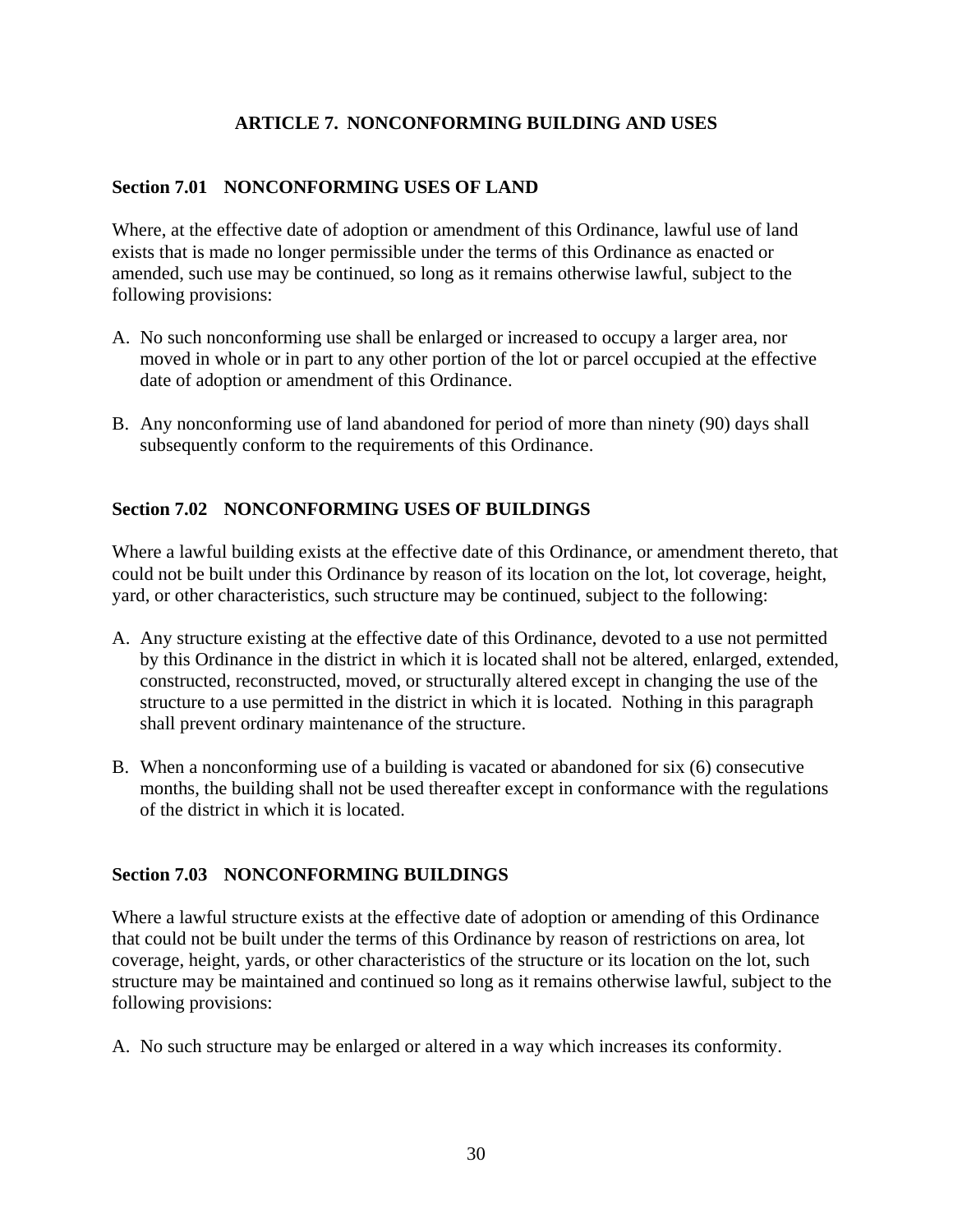# ARTICLE 7. NONCONFORMING BUILDING AND USES

## Section 7.01 NONCONFORMING USES OF LAND

Where, at the effective date of adoption or amendment of this Ordinance, lawful use of land exists that is made no longer permissible under the terms of this Ordinance as enacted or amended, such use may be continued, so long as it remains otherwise lawful, subject to the following provisions:

A. No such nonconforming use shall be enlarged or increased to occupy a larger area, nor moved in whole or in part to any other portion of the lot or parcel occupied at the effective date of adoption or amendment of this Ordinance.

B. Any nonconforming use of land abandoned for period of more than ninety (90) days shall subsequently conform to the requirements of this Ordinance.

## Section 7.02 NONCONFORMING USES OF BUILDINGS

Where a lawful building exists at the effective date of this Ordinance, or amendment thereto, that could not be built under this Ordinance by reason of its location on the lot, lot coverage, height, yard, or other characteristics, such structure may be continued, subject to the following:

A. Any structure existing at the effective date of this Ordinance, devoted to a use not permitted by this Ordinance in the district in which it is located shall not be altered, enlarged, extended, constructed, reconstructed, moved, or structurally altered except in changing the use of the structure to a use permitted in the district in which it is located. Nothing in this paragraph shall prevent ordinary maintenance of the structure.

B. When a nonconforming use of a building is vacated or abandoned for six (6) consecutive months, the building shall not be used thereafter except in conformance with the regulations of the district in which it is located.

## Section 7.03 NONCONFORMING BUILDINGS

Where a lawful structure exists at the effective date of adoption or amending of this Ordinance that could not be built under the terms of this Ordinance by reason of restrictions on area, lot coverage, height, yards, or other characteristics of the structure or its location on the lot, such structure may be maintained and continued so long as it remains otherwise lawful, subject to the following provisions:

A. No such structure may be enlarged or altered in a way which increases its conformity.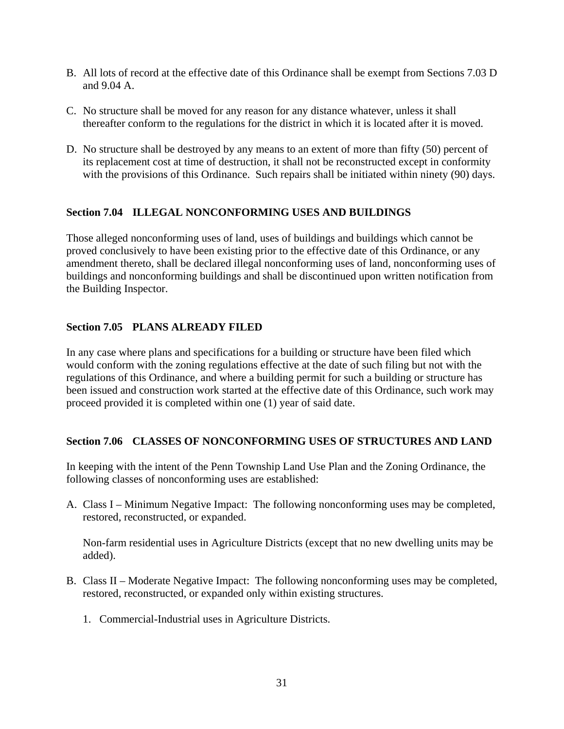B. All lots of record at the effective date of this Ordinance shall be exempt from Sections 7.03 D and 9.04 A.

C. No structure shall be moved for any reason for any distance whatever, unless it shall thereafter conform to the regulations for the district in which it is located after it is moved.

D. No structure shall be destroyed by any means to an extent of more than fifty (50) percent of its replacement cost at time of destruction, it shall not be reconstructed except in conformity with the provisions of this Ordinance. Such repairs shall be initiated within ninety (90) days.

**Section 7.04 ILLEGAL NONCONFORMING USES AND BUILDINGS**

Those alleged nonconforming uses of land, uses of buildings and buildings which cannot be proved conclusively to have been existing prior to the effective date of this Ordinance, or any amendment thereto, shall be declared illegal nonconforming uses of land, nonconforming uses of buildings and nonconforming buildings and shall be discontinued upon written notification from the Building Inspector.

**Section 7.05 PLANS ALREADY FILED**

In any case where plans and specifications for a building or structure have been filed which would conform with the zoning regulations effective at the date of such filing but not with the regulations of this Ordinance, and where a building permit for such a building or structure has been issued and construction work started at the effective date of this Ordinance, such work may proceed provided it is completed within one (1) year of said date.

**Section 7.06 CLASSES OF NONCONFORMING USES OF STRUCTURES AND LAND**

In keeping with the intent of the Penn Township Land Use Plan and the Zoning Ordinance, the following classes of nonconforming uses are established:

A. Class I – Minimum Negative Impact: The following nonconforming uses may be completed, restored, reconstructed, or expanded.

   Non-farm residential uses in Agriculture Districts (except that no new dwelling units may be added).

B. Class II – Moderate Negative Impact: The following nonconforming uses may be completed, restored, reconstructed, or expanded only within existing structures.

   1. Commercial-Industrial uses in Agriculture Districts.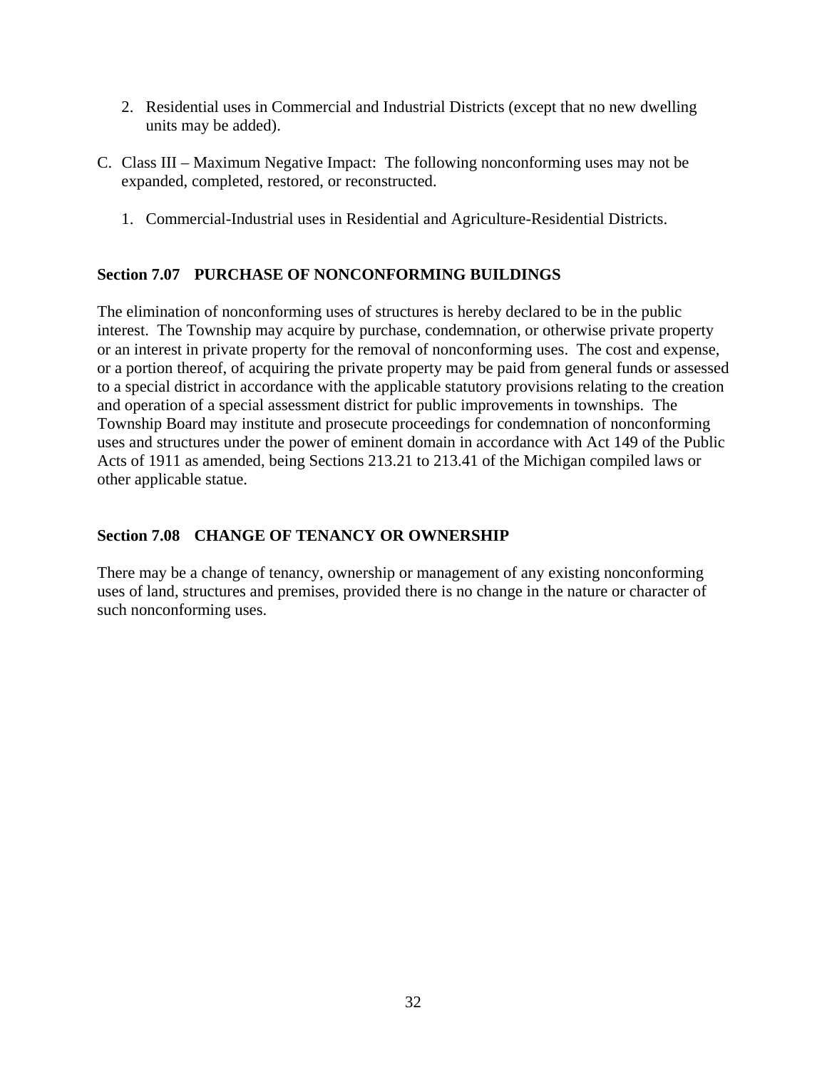2. Residential uses in Commercial and Industrial Districts (except that no new dwelling units may be added).

C. Class III – Maximum Negative Impact: The following nonconforming uses may not be expanded, completed, restored, or reconstructed.

   1. Commercial-Industrial uses in Residential and Agriculture-Residential Districts.

**Section 7.07 PURCHASE OF NONCONFORMING BUILDINGS**

The elimination of nonconforming uses of structures is hereby declared to be in the public interest. The Township may acquire by purchase, condemnation, or otherwise private property or an interest in private property for the removal of nonconforming uses. The cost and expense, or a portion thereof, of acquiring the private property may be paid from general funds or assessed to a special district in accordance with the applicable statutory provisions relating to the creation and operation of a special assessment district for public improvements in townships. The Township Board may institute and prosecute proceedings for condemnation of nonconforming uses and structures under the power of eminent domain in accordance with Act 149 of the Public Acts of 1911 as amended, being Sections 213.21 to 213.41 of the Michigan compiled laws or other applicable statue.

**Section 7.08 CHANGE OF TENANCY OR OWNERSHIP**

There may be a change of tenancy, ownership or management of any existing nonconforming uses of land, structures and premises, provided there is no change in the nature or character of such nonconforming uses.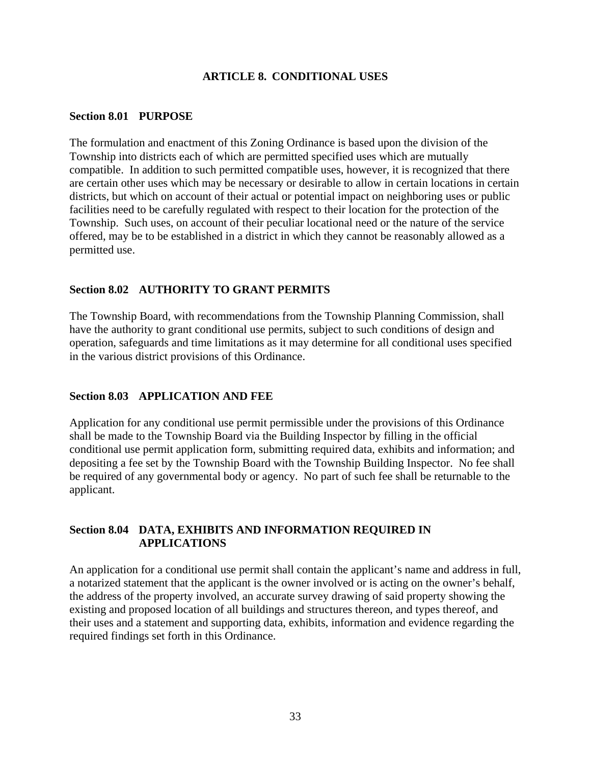# ARTICLE 8. CONDITIONAL USES

## Section 8.01 PURPOSE

The formulation and enactment of this Zoning Ordinance is based upon the division of the Township into districts each of which are permitted specified uses which are mutually compatible. In addition to such permitted compatible uses, however, it is recognized that there are certain other uses which may be necessary or desirable to allow in certain locations in certain districts, but which on account of their actual or potential impact on neighboring uses or public facilities need to be carefully regulated with respect to their location for the protection of the Township. Such uses, on account of their peculiar locational need or the nature of the service offered, may be to be established in a district in which they cannot be reasonably allowed as a permitted use.

## Section 8.02 AUTHORITY TO GRANT PERMITS

The Township Board, with recommendations from the Township Planning Commission, shall have the authority to grant conditional use permits, subject to such conditions of design and operation, safeguards and time limitations as it may determine for all conditional uses specified in the various district provisions of this Ordinance.

## Section 8.03 APPLICATION AND FEE

Application for any conditional use permit permissible under the provisions of this Ordinance shall be made to the Township Board via the Building Inspector by filling in the official conditional use permit application form, submitting required data, exhibits and information; and depositing a fee set by the Township Board with the Township Building Inspector. No fee shall be required of any governmental body or agency. No part of such fee shall be returnable to the applicant.

## Section 8.04 DATA, EXHIBITS AND INFORMATION REQUIRED IN APPLICATIONS

An application for a conditional use permit shall contain the applicant's name and address in full, a notarized statement that the applicant is the owner involved or is acting on the owner's behalf, the address of the property involved, an accurate survey drawing of said property showing the existing and proposed location of all buildings and structures thereon, and types thereof, and their uses and a statement and supporting data, exhibits, information and evidence regarding the required findings set forth in this Ordinance.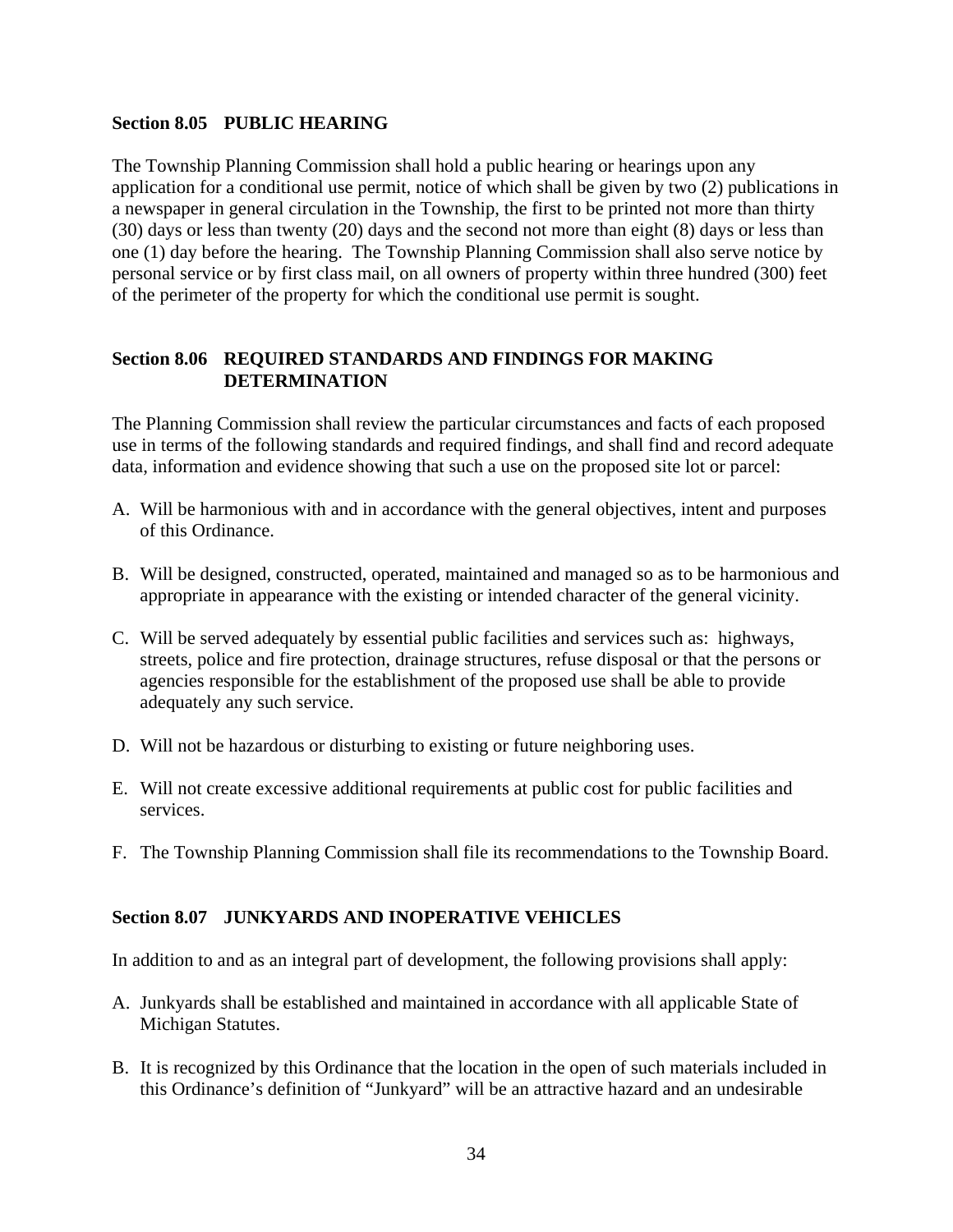### Section 8.05 PUBLIC HEARING

The Township Planning Commission shall hold a public hearing or hearings upon any application for a conditional use permit, notice of which shall be given by two (2) publications in a newspaper in general circulation in the Township, the first to be printed not more than thirty (30) days or less than twenty (20) days and the second not more than eight (8) days or less than one (1) day before the hearing. The Township Planning Commission shall also serve notice by personal service or by first class mail, on all owners of property within three hundred (300) feet of the perimeter of the property for which the conditional use permit is sought.

### Section 8.06 REQUIRED STANDARDS AND FINDINGS FOR MAKING DETERMINATION

The Planning Commission shall review the particular circumstances and facts of each proposed use in terms of the following standards and required findings, and shall find and record adequate data, information and evidence showing that such a use on the proposed site lot or parcel:

A. Will be harmonious with and in accordance with the general objectives, intent and purposes of this Ordinance.

B. Will be designed, constructed, operated, maintained and managed so as to be harmonious and appropriate in appearance with the existing or intended character of the general vicinity.

C. Will be served adequately by essential public facilities and services such as: highways, streets, police and fire protection, drainage structures, refuse disposal or that the persons or agencies responsible for the establishment of the proposed use shall be able to provide adequately any such service.

D. Will not be hazardous or disturbing to existing or future neighboring uses.

E. Will not create excessive additional requirements at public cost for public facilities and services.

F. The Township Planning Commission shall file its recommendations to the Township Board.

### Section 8.07 JUNKYARDS AND INOPERATIVE VEHICLES

In addition to and as an integral part of development, the following provisions shall apply:

A. Junkyards shall be established and maintained in accordance with all applicable State of Michigan Statutes.

B. It is recognized by this Ordinance that the location in the open of such materials included in this Ordinance's definition of "Junkyard" will be an attractive hazard and an undesirable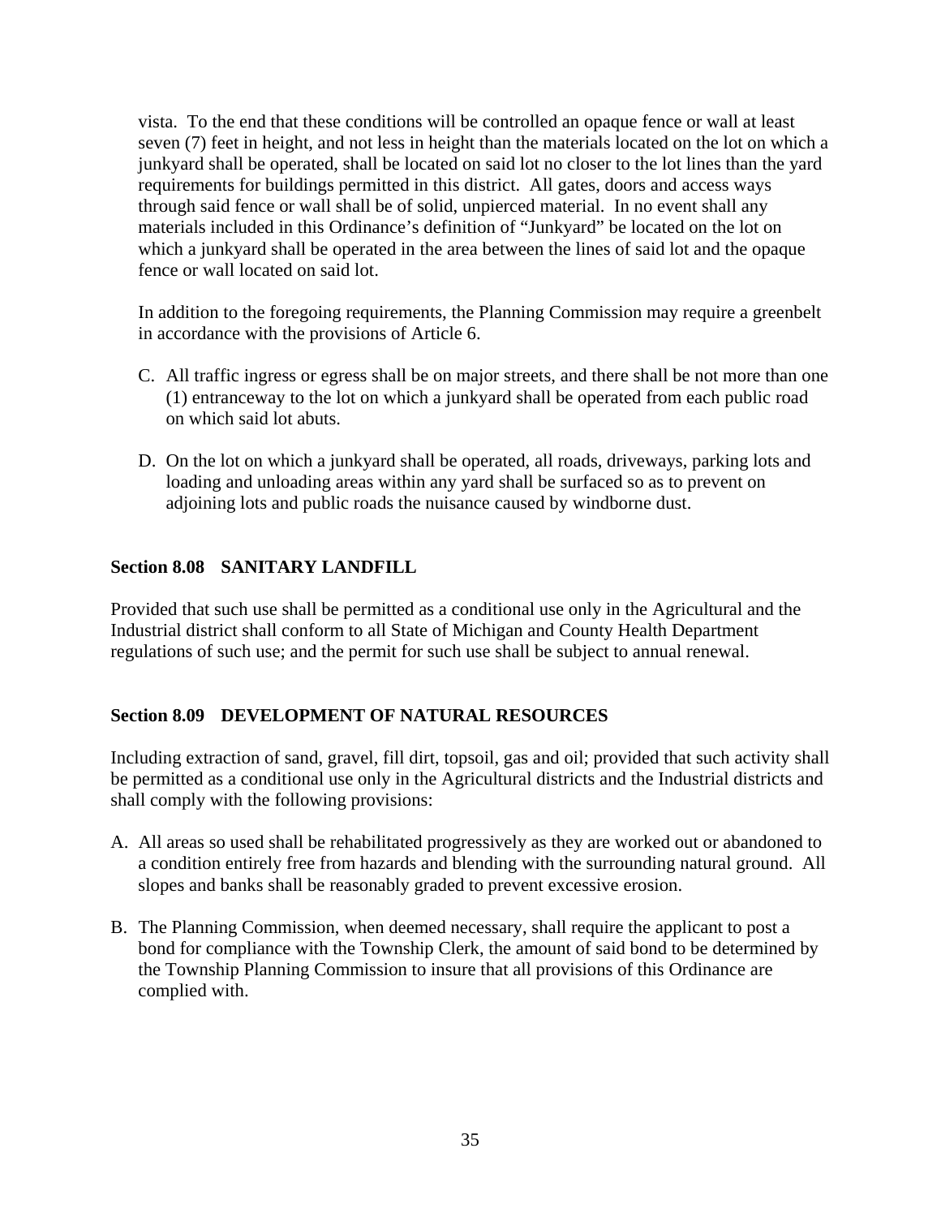vista. To the end that these conditions will be controlled an opaque fence or wall at least seven (7) feet in height, and not less in height than the materials located on the lot on which a junkyard shall be operated, shall be located on said lot no closer to the lot lines than the yard requirements for buildings permitted in this district. All gates, doors and access ways through said fence or wall shall be of solid, unpierced material. In no event shall any materials included in this Ordinance's definition of "Junkyard" be located on the lot on which a junkyard shall be operated in the area between the lines of said lot and the opaque fence or wall located on said lot.

In addition to the foregoing requirements, the Planning Commission may require a greenbelt in accordance with the provisions of Article 6.

C. All traffic ingress or egress shall be on major streets, and there shall be not more than one (1) entranceway to the lot on which a junkyard shall be operated from each public road on which said lot abuts.

D. On the lot on which a junkyard shall be operated, all roads, driveways, parking lots and loading and unloading areas within any yard shall be surfaced so as to prevent on adjoining lots and public roads the nuisance caused by windborne dust.

### Section 8.08 SANITARY LANDFILL

Provided that such use shall be permitted as a conditional use only in the Agricultural and the Industrial district shall conform to all State of Michigan and County Health Department regulations of such use; and the permit for such use shall be subject to annual renewal.

### Section 8.09 DEVELOPMENT OF NATURAL RESOURCES

Including extraction of sand, gravel, fill dirt, topsoil, gas and oil; provided that such activity shall be permitted as a conditional use only in the Agricultural districts and the Industrial districts and shall comply with the following provisions:

A. All areas so used shall be rehabilitated progressively as they are worked out or abandoned to a condition entirely free from hazards and blending with the surrounding natural ground. All slopes and banks shall be reasonably graded to prevent excessive erosion.

B. The Planning Commission, when deemed necessary, shall require the applicant to post a bond for compliance with the Township Clerk, the amount of said bond to be determined by the Township Planning Commission to insure that all provisions of this Ordinance are complied with.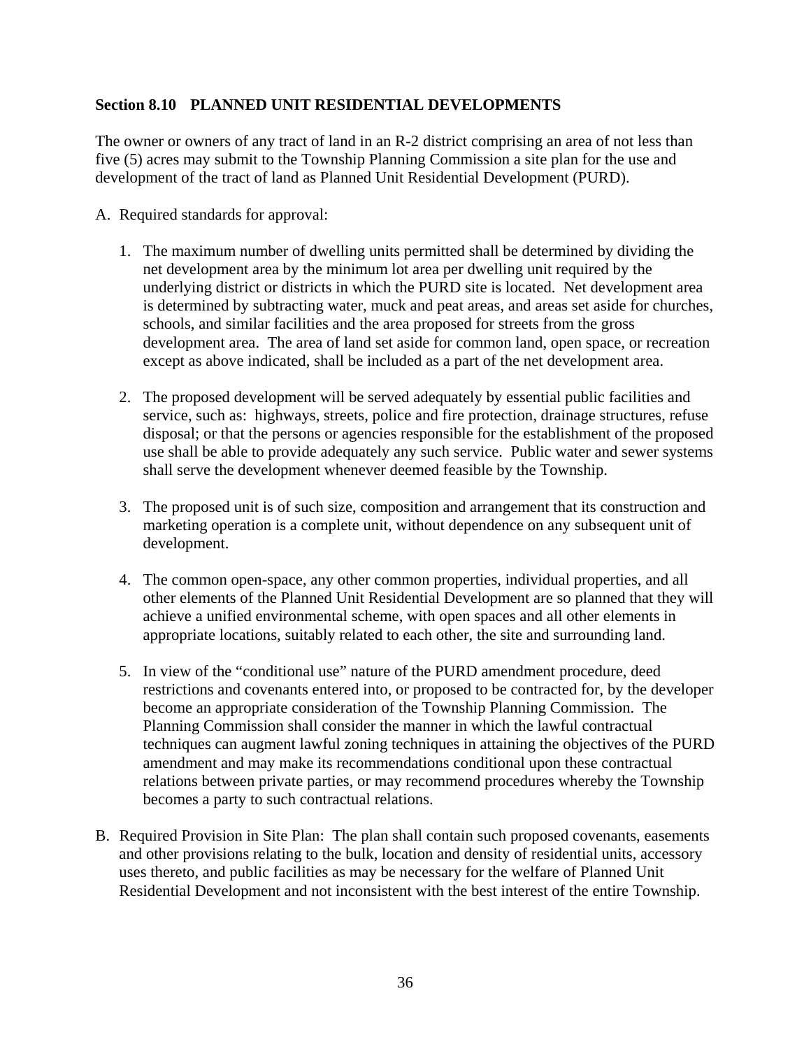## Section 8.10 PLANNED UNIT RESIDENTIAL DEVELOPMENTS

The owner or owners of any tract of land in an R-2 district comprising an area of not less than five (5) acres may submit to the Township Planning Commission a site plan for the use and development of the tract of land as Planned Unit Residential Development (PURD).

A. Required standards for approval:

   1. The maximum number of dwelling units permitted shall be determined by dividing the net development area by the minimum lot area per dwelling unit required by the underlying district or districts in which the PURD site is located. Net development area is determined by subtracting water, muck and peat areas, and areas set aside for churches, schools, and similar facilities and the area proposed for streets from the gross development area. The area of land set aside for common land, open space, or recreation except as above indicated, shall be included as a part of the net development area.

   2. The proposed development will be served adequately by essential public facilities and service, such as: highways, streets, police and fire protection, drainage structures, refuse disposal; or that the persons or agencies responsible for the establishment of the proposed use shall be able to provide adequately any such service. Public water and sewer systems shall serve the development whenever deemed feasible by the Township.

   3. The proposed unit is of such size, composition and arrangement that its construction and marketing operation is a complete unit, without dependence on any subsequent unit of development.

   4. The common open-space, any other common properties, individual properties, and all other elements of the Planned Unit Residential Development are so planned that they will achieve a unified environmental scheme, with open spaces and all other elements in appropriate locations, suitably related to each other, the site and surrounding land.

   5. In view of the "conditional use" nature of the PURD amendment procedure, deed restrictions and covenants entered into, or proposed to be contracted for, by the developer become an appropriate consideration of the Township Planning Commission. The Planning Commission shall consider the manner in which the lawful contractual techniques can augment lawful zoning techniques in attaining the objectives of the PURD amendment and may make its recommendations conditional upon these contractual relations between private parties, or may recommend procedures whereby the Township becomes a party to such contractual relations.

B. Required Provision in Site Plan: The plan shall contain such proposed covenants, easements and other provisions relating to the bulk, location and density of residential units, accessory uses thereto, and public facilities as may be necessary for the welfare of Planned Unit Residential Development and not inconsistent with the best interest of the entire Township.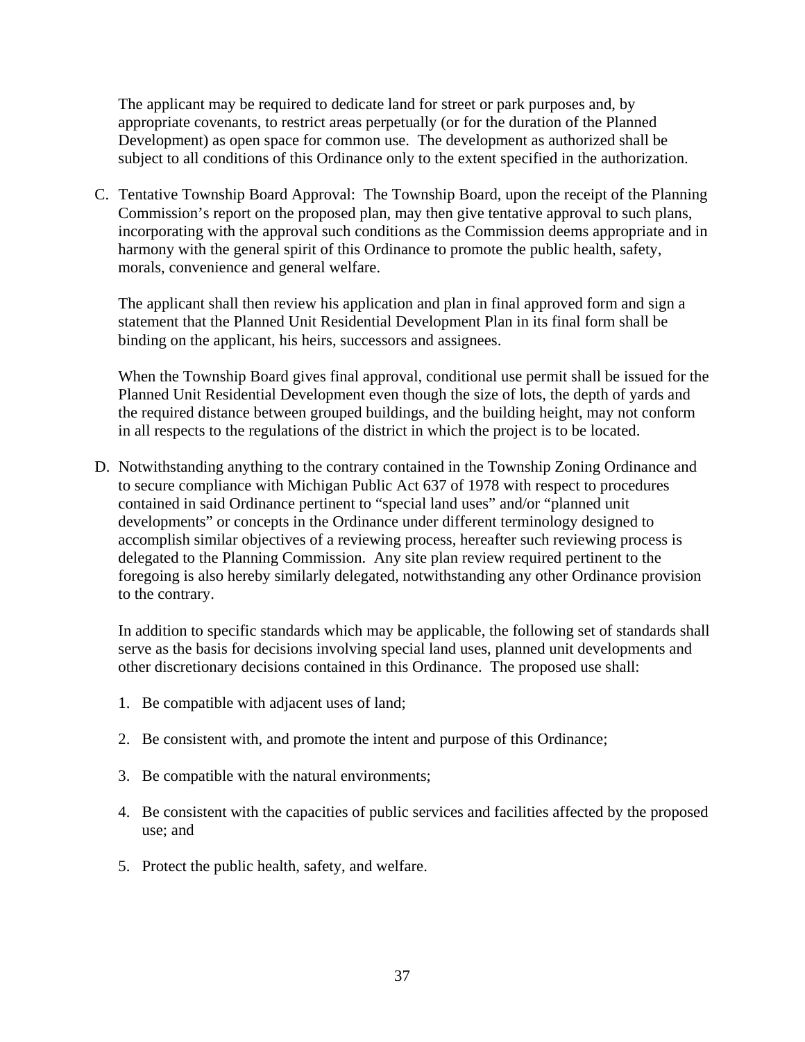The applicant may be required to dedicate land for street or park purposes and, by appropriate covenants, to restrict areas perpetually (or for the duration of the Planned Development) as open space for common use. The development as authorized shall be subject to all conditions of this Ordinance only to the extent specified in the authorization.

C. Tentative Township Board Approval: The Township Board, upon the receipt of the Planning Commission's report on the proposed plan, may then give tentative approval to such plans, incorporating with the approval such conditions as the Commission deems appropriate and in harmony with the general spirit of this Ordinance to promote the public health, safety, morals, convenience and general welfare.

   The applicant shall then review his application and plan in final approved form and sign a statement that the Planned Unit Residential Development Plan in its final form shall be binding on the applicant, his heirs, successors and assignees.

   When the Township Board gives final approval, conditional use permit shall be issued for the Planned Unit Residential Development even though the size of lots, the depth of yards and the required distance between grouped buildings, and the building height, may not conform in all respects to the regulations of the district in which the project is to be located.

D. Notwithstanding anything to the contrary contained in the Township Zoning Ordinance and to secure compliance with Michigan Public Act 637 of 1978 with respect to procedures contained in said Ordinance pertinent to "special land uses" and/or "planned unit developments" or concepts in the Ordinance under different terminology designed to accomplish similar objectives of a reviewing process, hereafter such reviewing process is delegated to the Planning Commission. Any site plan review required pertinent to the foregoing is also hereby similarly delegated, notwithstanding any other Ordinance provision to the contrary.

   In addition to specific standards which may be applicable, the following set of standards shall serve as the basis for decisions involving special land uses, planned unit developments and other discretionary decisions contained in this Ordinance. The proposed use shall:

   1. Be compatible with adjacent uses of land;

   2. Be consistent with, and promote the intent and purpose of this Ordinance;

   3. Be compatible with the natural environments;

   4. Be consistent with the capacities of public services and facilities affected by the proposed use; and

   5. Protect the public health, safety, and welfare.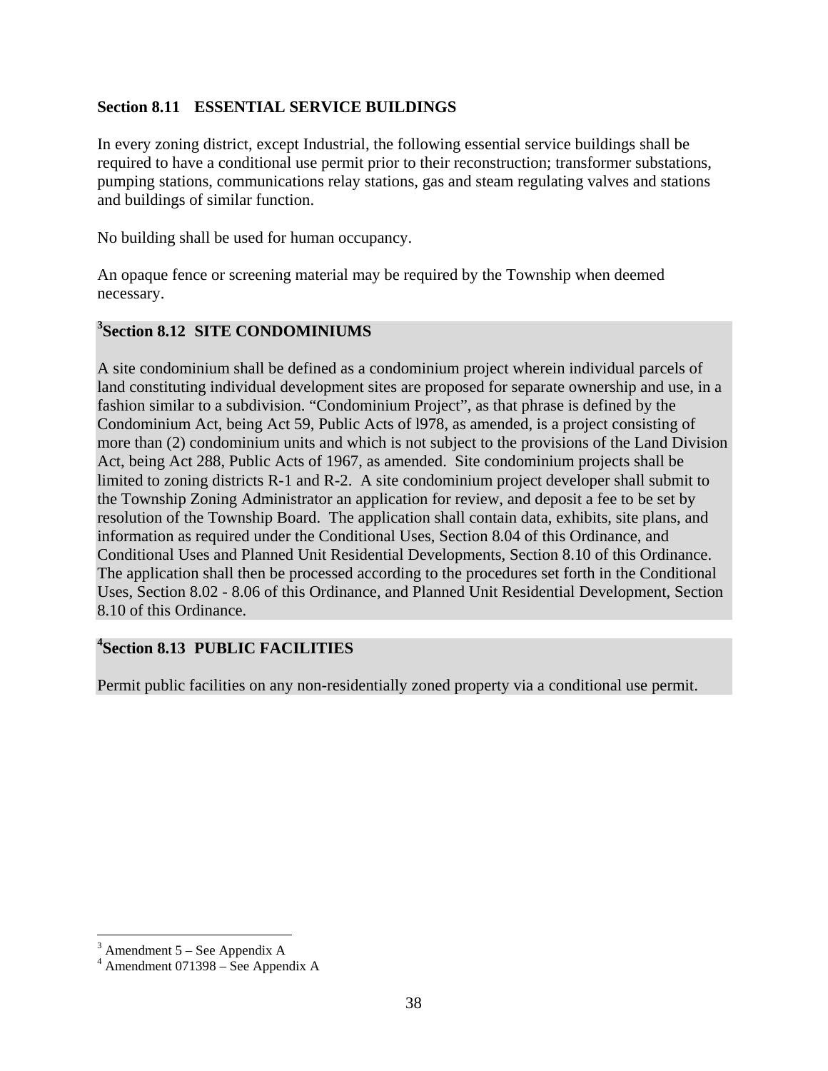### Section 8.11 ESSENTIAL SERVICE BUILDINGS

In every zoning district, except Industrial, the following essential service buildings shall be required to have a conditional use permit prior to their reconstruction; transformer substations, pumping stations, communications relay stations, gas and steam regulating valves and stations and buildings of similar function.

No building shall be used for human occupancy.

An opaque fence or screening material may be required by the Township when deemed necessary.

### [3]Section 8.12 SITE CONDOMINIUMS

A site condominium shall be defined as a condominium project wherein individual parcels of land constituting individual development sites are proposed for separate ownership and use, in a fashion similar to a subdivision. “Condominium Project”, as that phrase is defined by the Condominium Act, being Act 59, Public Acts of l978, as amended, is a project consisting of more than (2) condominium units and which is not subject to the provisions of the Land Division Act, being Act 288, Public Acts of 1967, as amended. Site condominium projects shall be limited to zoning districts R-1 and R-2. A site condominium project developer shall submit to the Township Zoning Administrator an application for review, and deposit a fee to be set by resolution of the Township Board. The application shall contain data, exhibits, site plans, and information as required under the Conditional Uses, Section 8.04 of this Ordinance, and Conditional Uses and Planned Unit Residential Developments, Section 8.10 of this Ordinance. The application shall then be processed according to the procedures set forth in the Conditional Uses, Section 8.02 - 8.06 of this Ordinance, and Planned Unit Residential Development, Section 8.10 of this Ordinance.

### [4]Section 8.13 PUBLIC FACILITIES

Permit public facilities on any non-residentially zoned property via a conditional use permit.

---

[3] Amendment 5 – See Appendix A

[4] Amendment 071398 – See Appendix A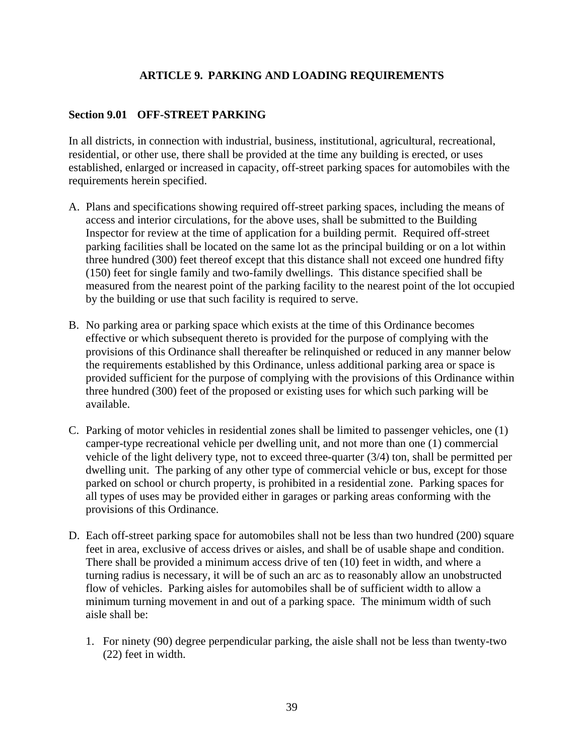# ARTICLE 9. PARKING AND LOADING REQUIREMENTS

## Section 9.01 OFF-STREET PARKING

In all districts, in connection with industrial, business, institutional, agricultural, recreational, residential, or other use, there shall be provided at the time any building is erected, or uses established, enlarged or increased in capacity, off-street parking spaces for automobiles with the requirements herein specified.

A. Plans and specifications showing required off-street parking spaces, including the means of access and interior circulations, for the above uses, shall be submitted to the Building Inspector for review at the time of application for a building permit. Required off-street parking facilities shall be located on the same lot as the principal building or on a lot within three hundred (300) feet thereof except that this distance shall not exceed one hundred fifty (150) feet for single family and two-family dwellings. This distance specified shall be measured from the nearest point of the parking facility to the nearest point of the lot occupied by the building or use that such facility is required to serve.

B. No parking area or parking space which exists at the time of this Ordinance becomes effective or which subsequent thereto is provided for the purpose of complying with the provisions of this Ordinance shall thereafter be relinquished or reduced in any manner below the requirements established by this Ordinance, unless additional parking area or space is provided sufficient for the purpose of complying with the provisions of this Ordinance within three hundred (300) feet of the proposed or existing uses for which such parking will be available.

C. Parking of motor vehicles in residential zones shall be limited to passenger vehicles, one (1) camper-type recreational vehicle per dwelling unit, and not more than one (1) commercial vehicle of the light delivery type, not to exceed three-quarter (3/4) ton, shall be permitted per dwelling unit. The parking of any other type of commercial vehicle or bus, except for those parked on school or church property, is prohibited in a residential zone. Parking spaces for all types of uses may be provided either in garages or parking areas conforming with the provisions of this Ordinance.

D. Each off-street parking space for automobiles shall not be less than two hundred (200) square feet in area, exclusive of access drives or aisles, and shall be of usable shape and condition. There shall be provided a minimum access drive of ten (10) feet in width, and where a turning radius is necessary, it will be of such an arc as to reasonably allow an unobstructed flow of vehicles. Parking aisles for automobiles shall be of sufficient width to allow a minimum turning movement in and out of a parking space. The minimum width of such aisle shall be:

   1. For ninety (90) degree perpendicular parking, the aisle shall not be less than twenty-two (22) feet in width.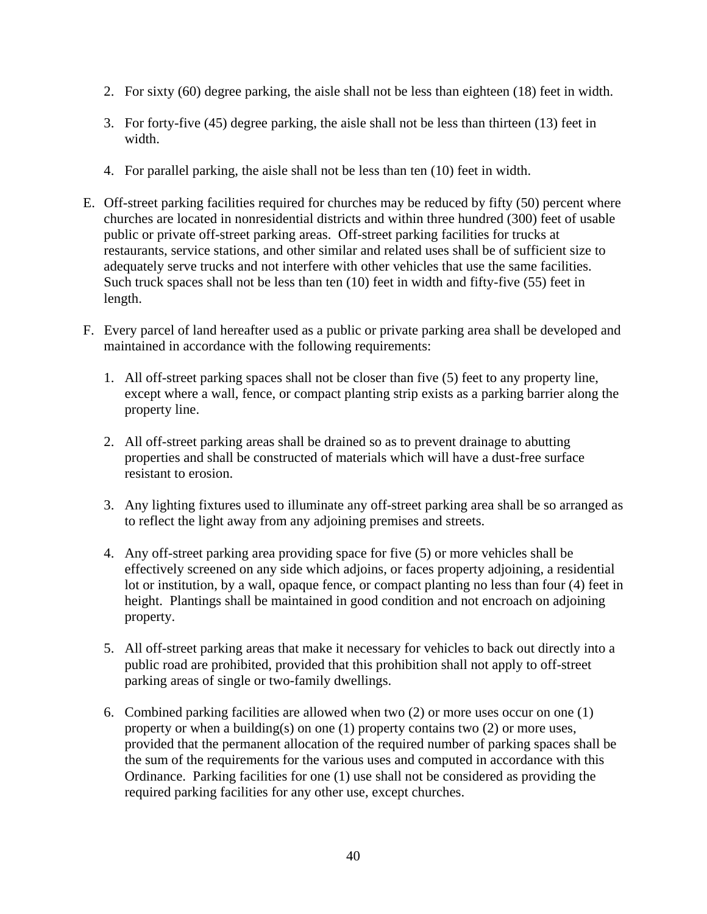2. For sixty (60) degree parking, the aisle shall not be less than eighteen (18) feet in width.

3. For forty-five (45) degree parking, the aisle shall not be less than thirteen (13) feet in width.

4. For parallel parking, the aisle shall not be less than ten (10) feet in width.

E. Off-street parking facilities required for churches may be reduced by fifty (50) percent where churches are located in nonresidential districts and within three hundred (300) feet of usable public or private off-street parking areas. Off-street parking facilities for trucks at restaurants, service stations, and other similar and related uses shall be of sufficient size to adequately serve trucks and not interfere with other vehicles that use the same facilities. Such truck spaces shall not be less than ten (10) feet in width and fifty-five (55) feet in length.

F. Every parcel of land hereafter used as a public or private parking area shall be developed and maintained in accordance with the following requirements:

1. All off-street parking spaces shall not be closer than five (5) feet to any property line, except where a wall, fence, or compact planting strip exists as a parking barrier along the property line.

2. All off-street parking areas shall be drained so as to prevent drainage to abutting properties and shall be constructed of materials which will have a dust-free surface resistant to erosion.

3. Any lighting fixtures used to illuminate any off-street parking area shall be so arranged as to reflect the light away from any adjoining premises and streets.

4. Any off-street parking area providing space for five (5) or more vehicles shall be effectively screened on any side which adjoins, or faces property adjoining, a residential lot or institution, by a wall, opaque fence, or compact planting no less than four (4) feet in height. Plantings shall be maintained in good condition and not encroach on adjoining property.

5. All off-street parking areas that make it necessary for vehicles to back out directly into a public road are prohibited, provided that this prohibition shall not apply to off-street parking areas of single or two-family dwellings.

6. Combined parking facilities are allowed when two (2) or more uses occur on one (1) property or when a building(s) on one (1) property contains two (2) or more uses, provided that the permanent allocation of the required number of parking spaces shall be the sum of the requirements for the various uses and computed in accordance with this Ordinance. Parking facilities for one (1) use shall not be considered as providing the required parking facilities for any other use, except churches.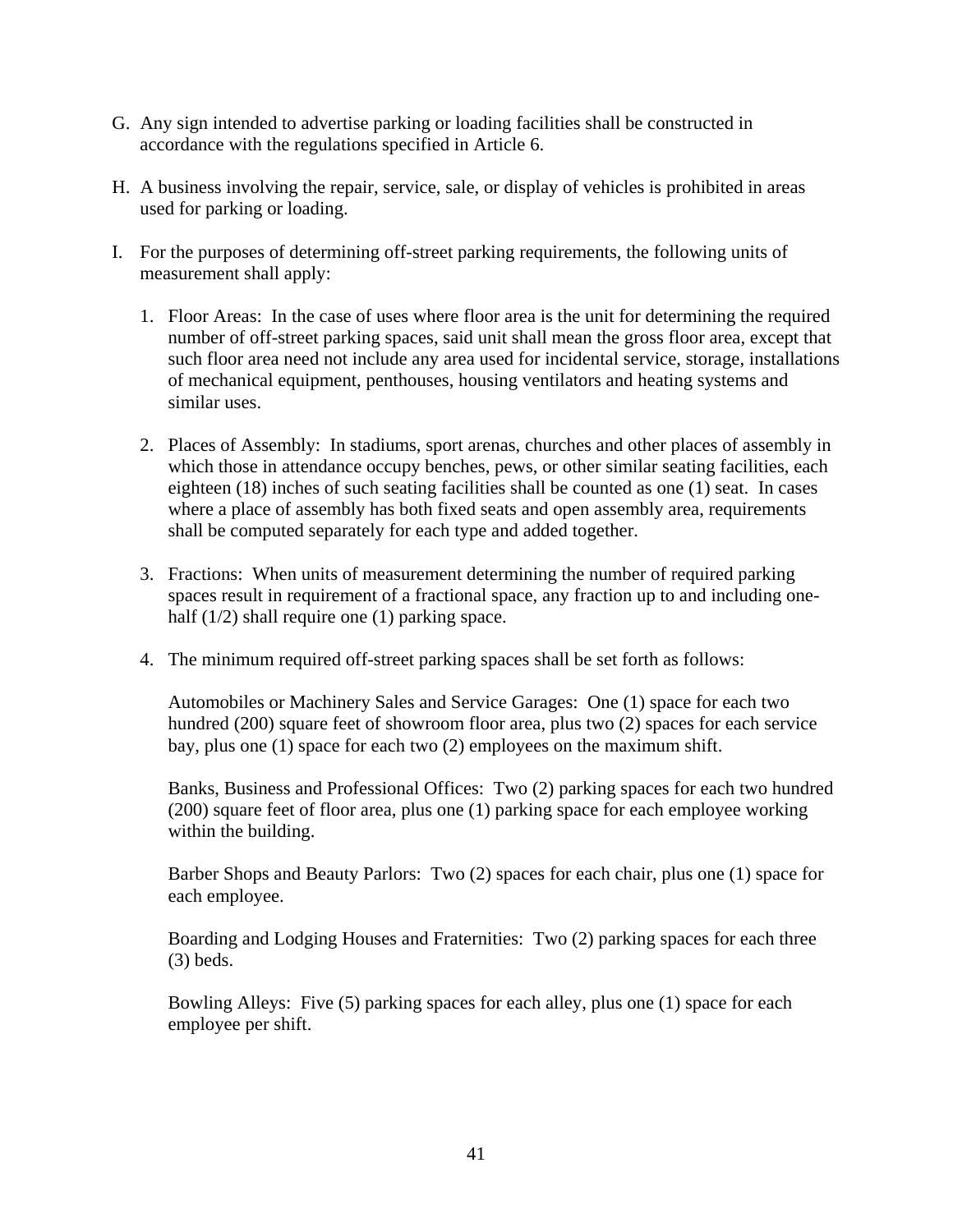G. Any sign intended to advertise parking or loading facilities shall be constructed in accordance with the regulations specified in Article 6.

H. A business involving the repair, service, sale, or display of vehicles is prohibited in areas used for parking or loading.

I. For the purposes of determining off-street parking requirements, the following units of measurement shall apply:

   1. Floor Areas: In the case of uses where floor area is the unit for determining the required number of off-street parking spaces, said unit shall mean the gross floor area, except that such floor area need not include any area used for incidental service, storage, installations of mechanical equipment, penthouses, housing ventilators and heating systems and similar uses.

   2. Places of Assembly: In stadiums, sport arenas, churches and other places of assembly in which those in attendance occupy benches, pews, or other similar seating facilities, each eighteen (18) inches of such seating facilities shall be counted as one (1) seat. In cases where a place of assembly has both fixed seats and open assembly area, requirements shall be computed separately for each type and added together.

   3. Fractions: When units of measurement determining the number of required parking spaces result in requirement of a fractional space, any fraction up to and including one-half (1/2) shall require one (1) parking space.

   4. The minimum required off-street parking spaces shall be set forth as follows:

      Automobiles or Machinery Sales and Service Garages: One (1) space for each two hundred (200) square feet of showroom floor area, plus two (2) spaces for each service bay, plus one (1) space for each two (2) employees on the maximum shift.

      Banks, Business and Professional Offices: Two (2) parking spaces for each two hundred (200) square feet of floor area, plus one (1) parking space for each employee working within the building.

      Barber Shops and Beauty Parlors: Two (2) spaces for each chair, plus one (1) space for each employee.

      Boarding and Lodging Houses and Fraternities: Two (2) parking spaces for each three (3) beds.

      Bowling Alleys: Five (5) parking spaces for each alley, plus one (1) space for each employee per shift.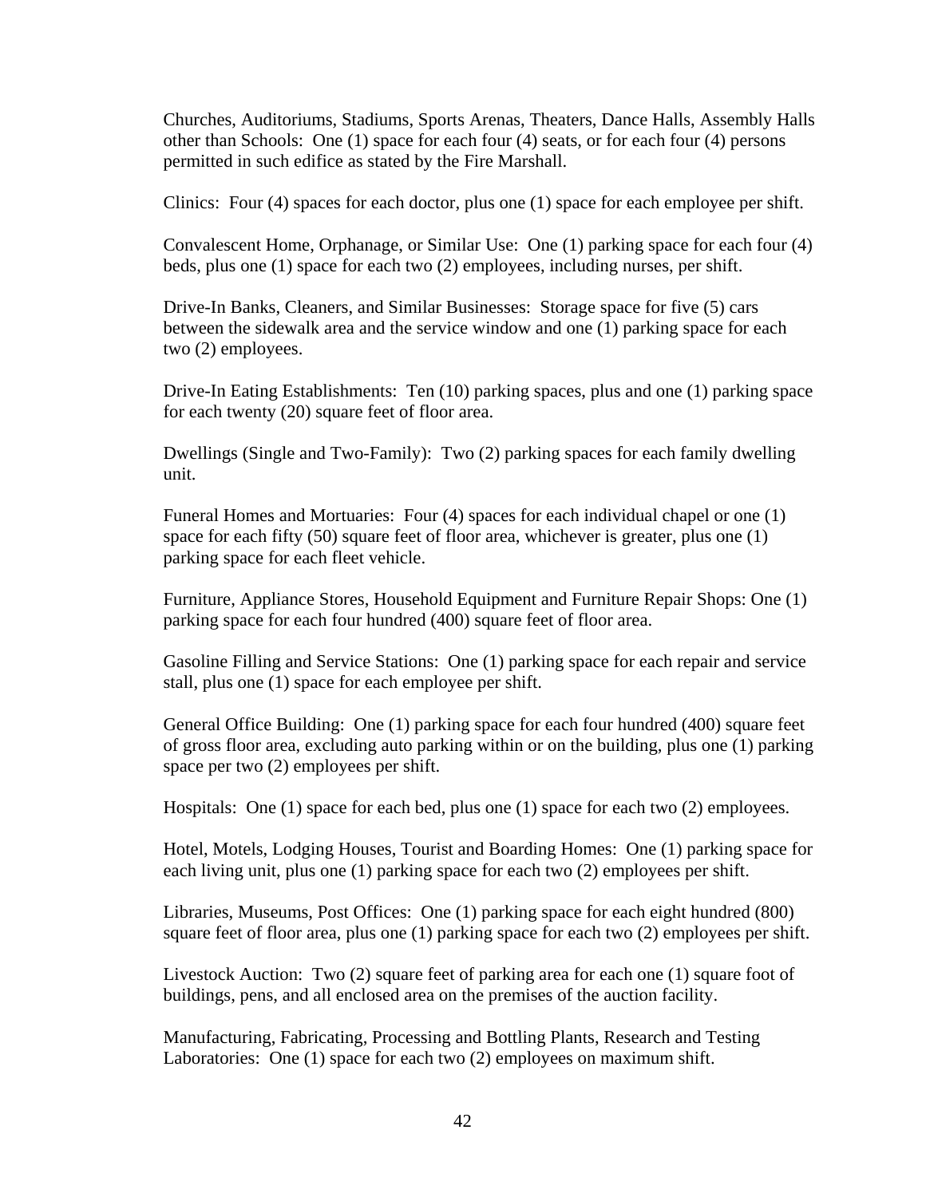Churches, Auditoriums, Stadiums, Sports Arenas, Theaters, Dance Halls, Assembly Halls other than Schools: One (1) space for each four (4) seats, or for each four (4) persons permitted in such edifice as stated by the Fire Marshall.

Clinics: Four (4) spaces for each doctor, plus one (1) space for each employee per shift.

Convalescent Home, Orphanage, or Similar Use: One (1) parking space for each four (4) beds, plus one (1) space for each two (2) employees, including nurses, per shift.

Drive-In Banks, Cleaners, and Similar Businesses: Storage space for five (5) cars between the sidewalk area and the service window and one (1) parking space for each two (2) employees.

Drive-In Eating Establishments: Ten (10) parking spaces, plus and one (1) parking space for each twenty (20) square feet of floor area.

Dwellings (Single and Two-Family): Two (2) parking spaces for each family dwelling unit.

Funeral Homes and Mortuaries: Four (4) spaces for each individual chapel or one (1) space for each fifty (50) square feet of floor area, whichever is greater, plus one (1) parking space for each fleet vehicle.

Furniture, Appliance Stores, Household Equipment and Furniture Repair Shops: One (1) parking space for each four hundred (400) square feet of floor area.

Gasoline Filling and Service Stations: One (1) parking space for each repair and service stall, plus one (1) space for each employee per shift.

General Office Building: One (1) parking space for each four hundred (400) square feet of gross floor area, excluding auto parking within or on the building, plus one (1) parking space per two (2) employees per shift.

Hospitals: One (1) space for each bed, plus one (1) space for each two (2) employees.

Hotel, Motels, Lodging Houses, Tourist and Boarding Homes: One (1) parking space for each living unit, plus one (1) parking space for each two (2) employees per shift.

Libraries, Museums, Post Offices: One (1) parking space for each eight hundred (800) square feet of floor area, plus one (1) parking space for each two (2) employees per shift.

Livestock Auction: Two (2) square feet of parking area for each one (1) square foot of buildings, pens, and all enclosed area on the premises of the auction facility.

Manufacturing, Fabricating, Processing and Bottling Plants, Research and Testing Laboratories: One (1) space for each two (2) employees on maximum shift.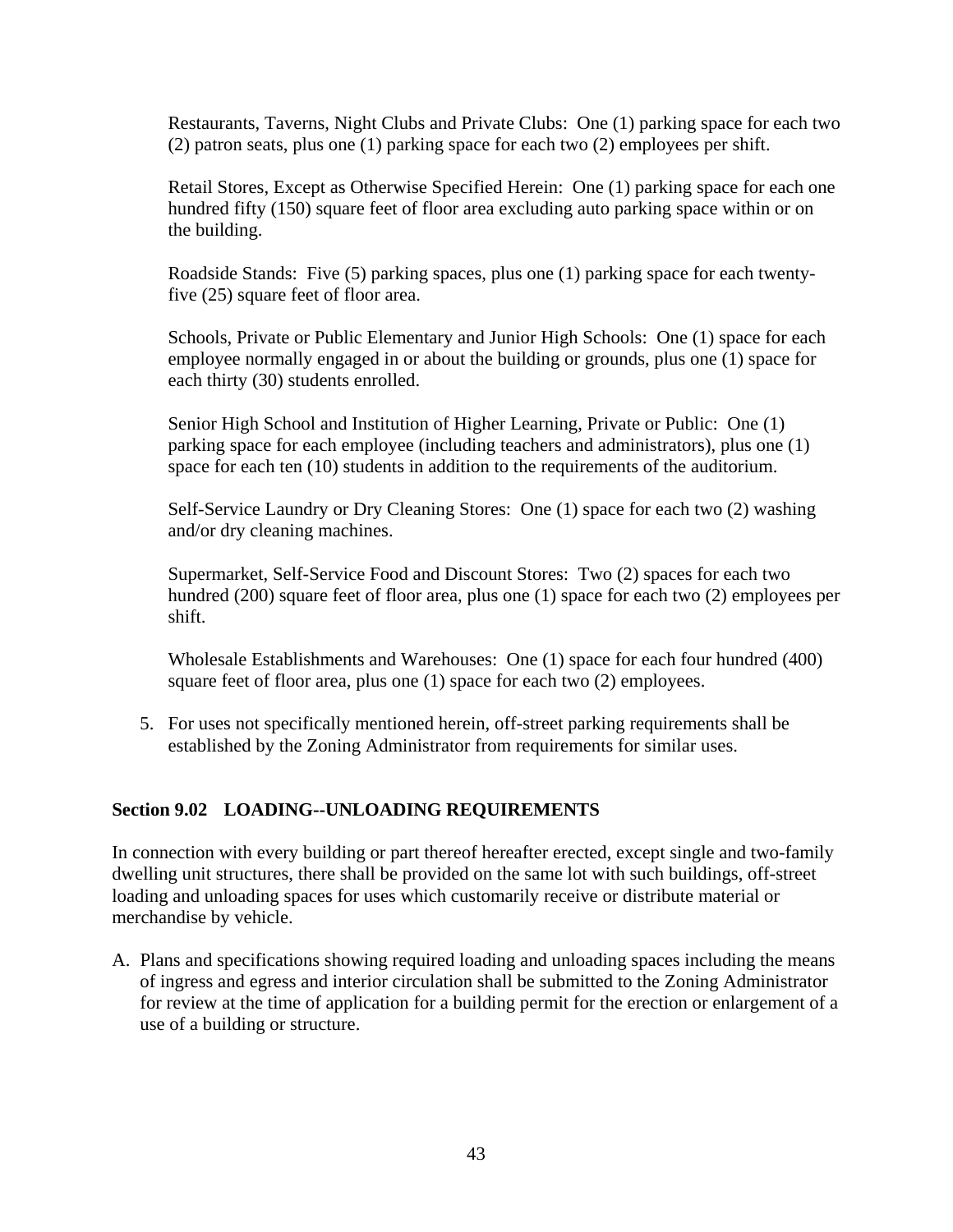Restaurants, Taverns, Night Clubs and Private Clubs: One (1) parking space for each two (2) patron seats, plus one (1) parking space for each two (2) employees per shift.

Retail Stores, Except as Otherwise Specified Herein: One (1) parking space for each one hundred fifty (150) square feet of floor area excluding auto parking space within or on the building.

Roadside Stands: Five (5) parking spaces, plus one (1) parking space for each twenty-five (25) square feet of floor area.

Schools, Private or Public Elementary and Junior High Schools: One (1) space for each employee normally engaged in or about the building or grounds, plus one (1) space for each thirty (30) students enrolled.

Senior High School and Institution of Higher Learning, Private or Public: One (1) parking space for each employee (including teachers and administrators), plus one (1) space for each ten (10) students in addition to the requirements of the auditorium.

Self-Service Laundry or Dry Cleaning Stores: One (1) space for each two (2) washing and/or dry cleaning machines.

Supermarket, Self-Service Food and Discount Stores: Two (2) spaces for each two hundred (200) square feet of floor area, plus one (1) space for each two (2) employees per shift.

Wholesale Establishments and Warehouses: One (1) space for each four hundred (400) square feet of floor area, plus one (1) space for each two (2) employees.

5. For uses not specifically mentioned herein, off-street parking requirements shall be established by the Zoning Administrator from requirements for similar uses.

### Section 9.02 LOADING--UNLOADING REQUIREMENTS

In connection with every building or part thereof hereafter erected, except single and two-family dwelling unit structures, there shall be provided on the same lot with such buildings, off-street loading and unloading spaces for uses which customarily receive or distribute material or merchandise by vehicle.

A. Plans and specifications showing required loading and unloading spaces including the means of ingress and egress and interior circulation shall be submitted to the Zoning Administrator for review at the time of application for a building permit for the erection or enlargement of a use of a building or structure.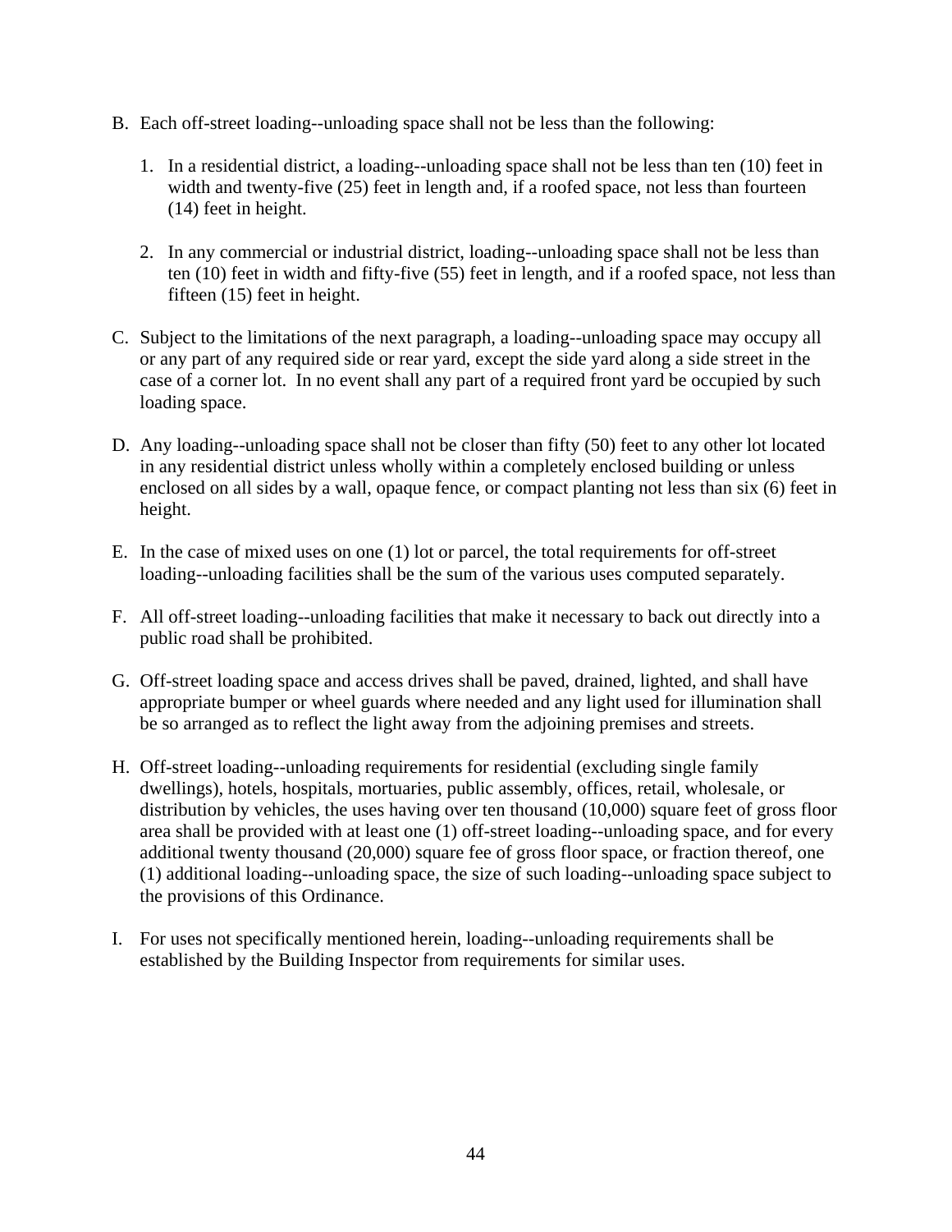B. Each off-street loading--unloading space shall not be less than the following:

   1. In a residential district, a loading--unloading space shall not be less than ten (10) feet in width and twenty-five (25) feet in length and, if a roofed space, not less than fourteen (14) feet in height.

   2. In any commercial or industrial district, loading--unloading space shall not be less than ten (10) feet in width and fifty-five (55) feet in length, and if a roofed space, not less than fifteen (15) feet in height.

C. Subject to the limitations of the next paragraph, a loading--unloading space may occupy all or any part of any required side or rear yard, except the side yard along a side street in the case of a corner lot. In no event shall any part of a required front yard be occupied by such loading space.

D. Any loading--unloading space shall not be closer than fifty (50) feet to any other lot located in any residential district unless wholly within a completely enclosed building or unless enclosed on all sides by a wall, opaque fence, or compact planting not less than six (6) feet in height.

E. In the case of mixed uses on one (1) lot or parcel, the total requirements for off-street loading--unloading facilities shall be the sum of the various uses computed separately.

F. All off-street loading--unloading facilities that make it necessary to back out directly into a public road shall be prohibited.

G. Off-street loading space and access drives shall be paved, drained, lighted, and shall have appropriate bumper or wheel guards where needed and any light used for illumination shall be so arranged as to reflect the light away from the adjoining premises and streets.

H. Off-street loading--unloading requirements for residential (excluding single family dwellings), hotels, hospitals, mortuaries, public assembly, offices, retail, wholesale, or distribution by vehicles, the uses having over ten thousand (10,000) square feet of gross floor area shall be provided with at least one (1) off-street loading--unloading space, and for every additional twenty thousand (20,000) square fee of gross floor space, or fraction thereof, one (1) additional loading--unloading space, the size of such loading--unloading space subject to the provisions of this Ordinance.

I. For uses not specifically mentioned herein, loading--unloading requirements shall be established by the Building Inspector from requirements for similar uses.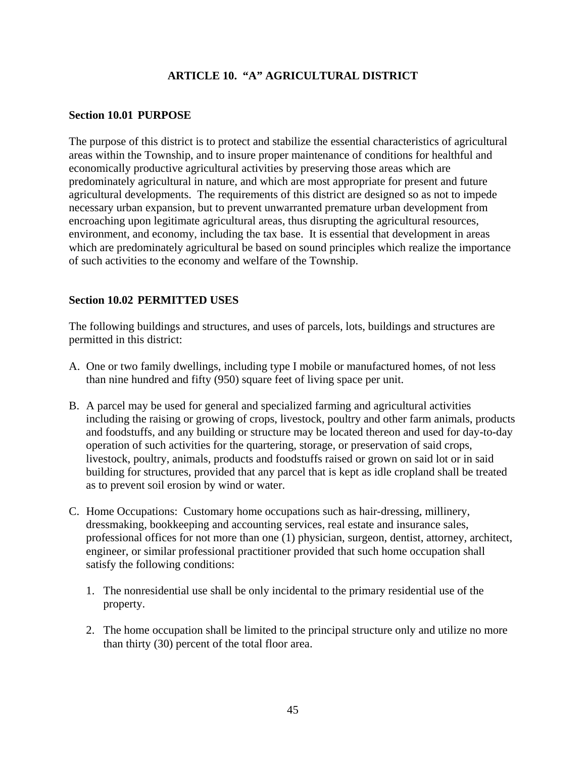# ARTICLE 10. “A” AGRICULTURAL DISTRICT

## Section 10.01 PURPOSE

The purpose of this district is to protect and stabilize the essential characteristics of agricultural areas within the Township, and to insure proper maintenance of conditions for healthful and economically productive agricultural activities by preserving those areas which are predominately agricultural in nature, and which are most appropriate for present and future agricultural developments. The requirements of this district are designed so as not to impede necessary urban expansion, but to prevent unwarranted premature urban development from encroaching upon legitimate agricultural areas, thus disrupting the agricultural resources, environment, and economy, including the tax base. It is essential that development in areas which are predominately agricultural be based on sound principles which realize the importance of such activities to the economy and welfare of the Township.

## Section 10.02 PERMITTED USES

The following buildings and structures, and uses of parcels, lots, buildings and structures are permitted in this district:

A. One or two family dwellings, including type I mobile or manufactured homes, of not less than nine hundred and fifty (950) square feet of living space per unit.

B. A parcel may be used for general and specialized farming and agricultural activities including the raising or growing of crops, livestock, poultry and other farm animals, products and foodstuffs, and any building or structure may be located thereon and used for day-to-day operation of such activities for the quartering, storage, or preservation of said crops, livestock, poultry, animals, products and foodstuffs raised or grown on said lot or in said building for structures, provided that any parcel that is kept as idle cropland shall be treated as to prevent soil erosion by wind or water.

C. Home Occupations: Customary home occupations such as hair-dressing, millinery, dressmaking, bookkeeping and accounting services, real estate and insurance sales, professional offices for not more than one (1) physician, surgeon, dentist, attorney, architect, engineer, or similar professional practitioner provided that such home occupation shall satisfy the following conditions:

   1. The nonresidential use shall be only incidental to the primary residential use of the property.

   2. The home occupation shall be limited to the principal structure only and utilize no more than thirty (30) percent of the total floor area.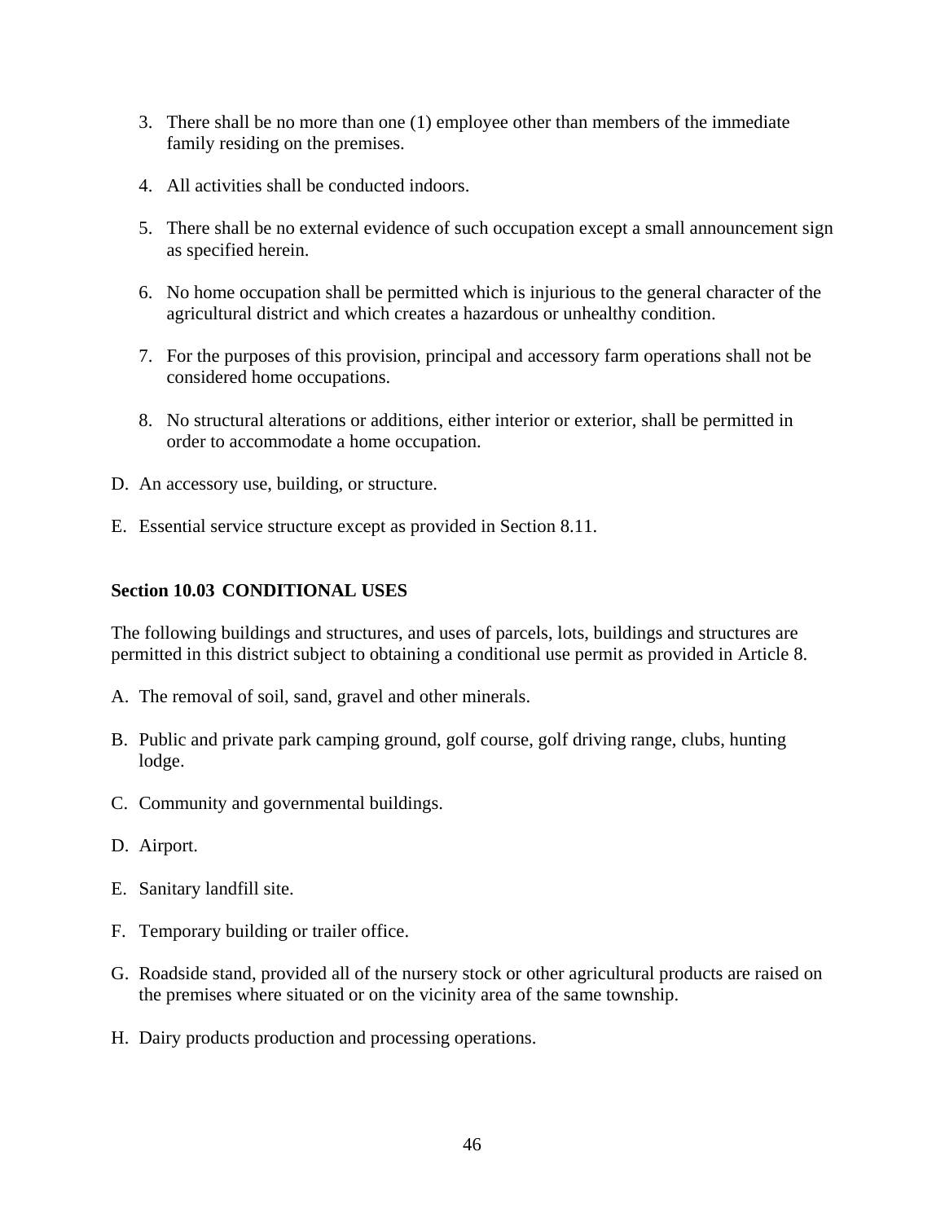3. There shall be no more than one (1) employee other than members of the immediate family residing on the premises.

4. All activities shall be conducted indoors.

5. There shall be no external evidence of such occupation except a small announcement sign as specified herein.

6. No home occupation shall be permitted which is injurious to the general character of the agricultural district and which creates a hazardous or unhealthy condition.

7. For the purposes of this provision, principal and accessory farm operations shall not be considered home occupations.

8. No structural alterations or additions, either interior or exterior, shall be permitted in order to accommodate a home occupation.

D. An accessory use, building, or structure.

E. Essential service structure except as provided in Section 8.11.

**Section 10.03 CONDITIONAL USES**

The following buildings and structures, and uses of parcels, lots, buildings and structures are permitted in this district subject to obtaining a conditional use permit as provided in Article 8.

A. The removal of soil, sand, gravel and other minerals.

B. Public and private park camping ground, golf course, golf driving range, clubs, hunting lodge.

C. Community and governmental buildings.

D. Airport.

E. Sanitary landfill site.

F. Temporary building or trailer office.

G. Roadside stand, provided all of the nursery stock or other agricultural products are raised on the premises where situated or on the vicinity area of the same township.

H. Dairy products production and processing operations.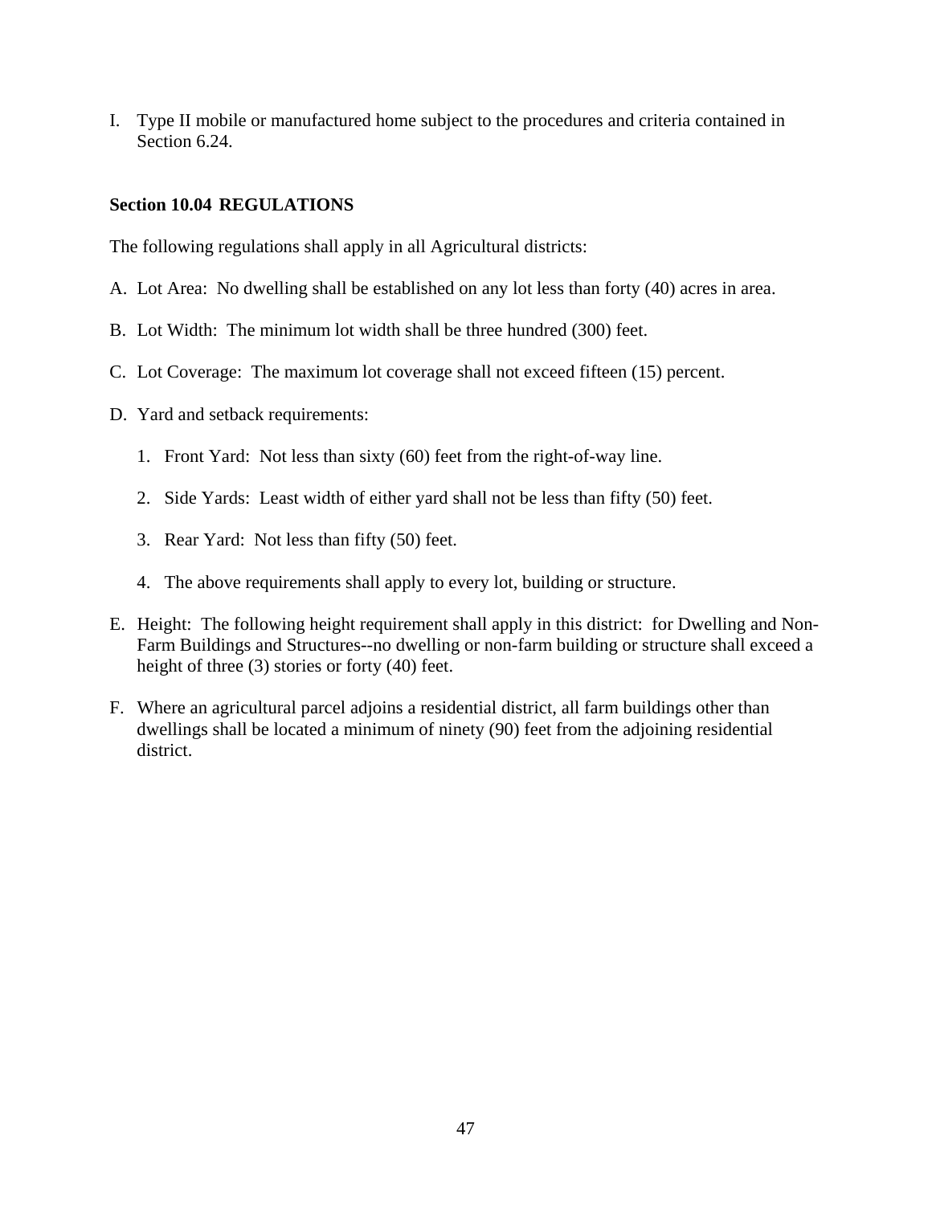I. Type II mobile or manufactured home subject to the procedures and criteria contained in Section 6.24.

**Section 10.04 REGULATIONS**

The following regulations shall apply in all Agricultural districts:

A. Lot Area: No dwelling shall be established on any lot less than forty (40) acres in area.

B. Lot Width: The minimum lot width shall be three hundred (300) feet.

C. Lot Coverage: The maximum lot coverage shall not exceed fifteen (15) percent.

D. Yard and setback requirements:

   1. Front Yard: Not less than sixty (60) feet from the right-of-way line.

   2. Side Yards: Least width of either yard shall not be less than fifty (50) feet.

   3. Rear Yard: Not less than fifty (50) feet.

   4. The above requirements shall apply to every lot, building or structure.

E. Height: The following height requirement shall apply in this district: for Dwelling and Non-Farm Buildings and Structures--no dwelling or non-farm building or structure shall exceed a height of three (3) stories or forty (40) feet.

F. Where an agricultural parcel adjoins a residential district, all farm buildings other than dwellings shall be located a minimum of ninety (90) feet from the adjoining residential district.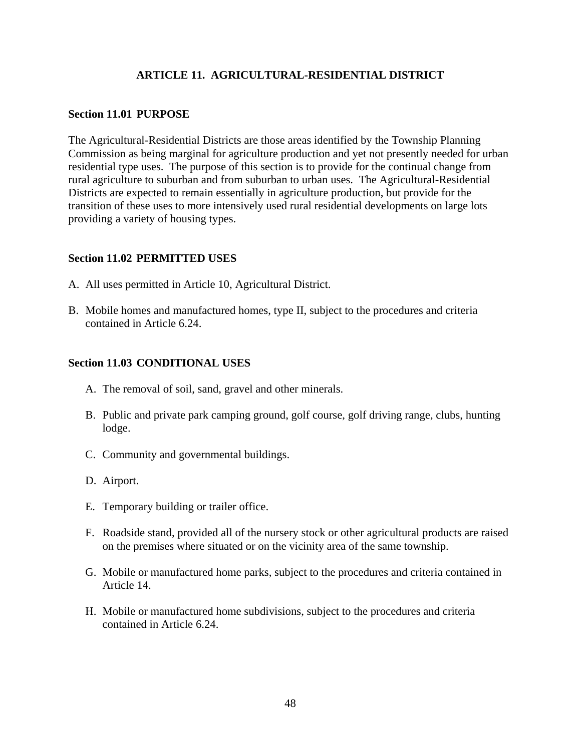# ARTICLE 11. AGRICULTURAL-RESIDENTIAL DISTRICT

## Section 11.01 PURPOSE

The Agricultural-Residential Districts are those areas identified by the Township Planning Commission as being marginal for agriculture production and yet not presently needed for urban residential type uses. The purpose of this section is to provide for the continual change from rural agriculture to suburban and from suburban to urban uses. The Agricultural-Residential Districts are expected to remain essentially in agriculture production, but provide for the transition of these uses to more intensively used rural residential developments on large lots providing a variety of housing types.

## Section 11.02 PERMITTED USES

A. All uses permitted in Article 10, Agricultural District.

B. Mobile homes and manufactured homes, type II, subject to the procedures and criteria contained in Article 6.24.

## Section 11.03 CONDITIONAL USES

A. The removal of soil, sand, gravel and other minerals.

B. Public and private park camping ground, golf course, golf driving range, clubs, hunting lodge.

C. Community and governmental buildings.

D. Airport.

E. Temporary building or trailer office.

F. Roadside stand, provided all of the nursery stock or other agricultural products are raised on the premises where situated or on the vicinity area of the same township.

G. Mobile or manufactured home parks, subject to the procedures and criteria contained in Article 14.

H. Mobile or manufactured home subdivisions, subject to the procedures and criteria contained in Article 6.24.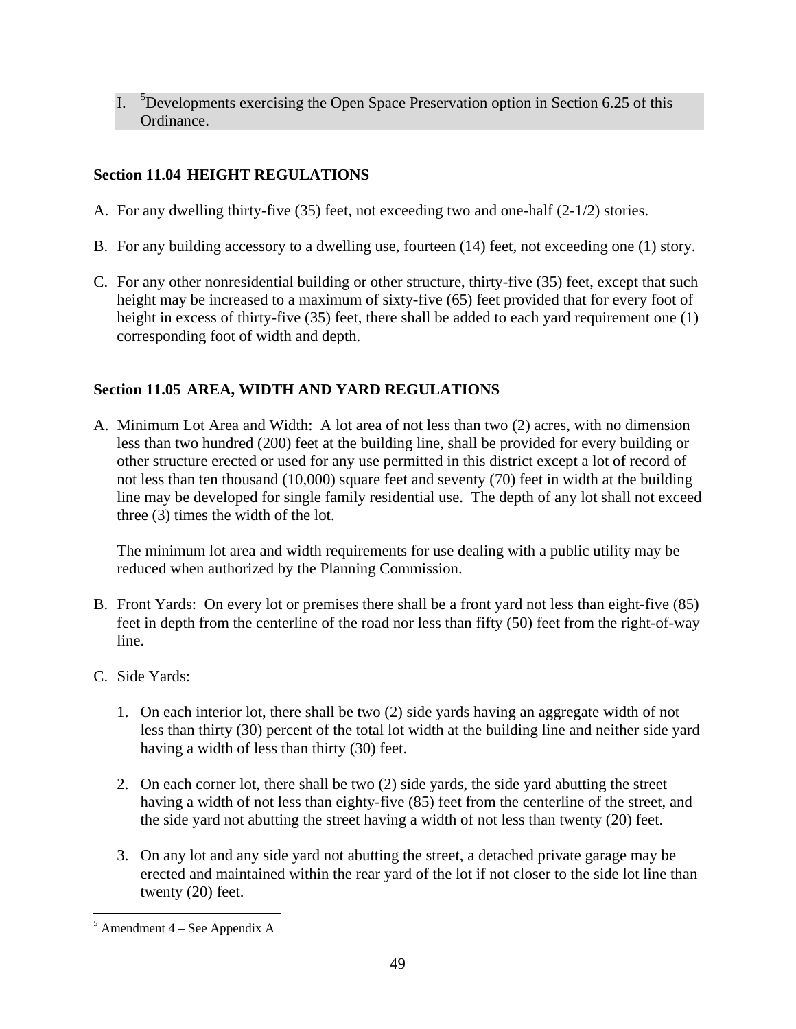I. [5]Developments exercising the Open Space Preservation option in Section 6.25 of this Ordinance.

### Section 11.04 HEIGHT REGULATIONS

A. For any dwelling thirty-five (35) feet, not exceeding two and one-half (2-1/2) stories.

B. For any building accessory to a dwelling use, fourteen (14) feet, not exceeding one (1) story.

C. For any other nonresidential building or other structure, thirty-five (35) feet, except that such height may be increased to a maximum of sixty-five (65) feet provided that for every foot of height in excess of thirty-five (35) feet, there shall be added to each yard requirement one (1) corresponding foot of width and depth.

### Section 11.05 AREA, WIDTH AND YARD REGULATIONS

A. Minimum Lot Area and Width: A lot area of not less than two (2) acres, with no dimension less than two hundred (200) feet at the building line, shall be provided for every building or other structure erected or used for any use permitted in this district except a lot of record of not less than ten thousand (10,000) square feet and seventy (70) feet in width at the building line may be developed for single family residential use. The depth of any lot shall not exceed three (3) times the width of the lot.

   The minimum lot area and width requirements for use dealing with a public utility may be reduced when authorized by the Planning Commission.

B. Front Yards: On every lot or premises there shall be a front yard not less than eight-five (85) feet in depth from the centerline of the road nor less than fifty (50) feet from the right-of-way line.

C. Side Yards:

   1. On each interior lot, there shall be two (2) side yards having an aggregate width of not less than thirty (30) percent of the total lot width at the building line and neither side yard having a width of less than thirty (30) feet.

   2. On each corner lot, there shall be two (2) side yards, the side yard abutting the street having a width of not less than eighty-five (85) feet from the centerline of the street, and the side yard not abutting the street having a width of not less than twenty (20) feet.

   3. On any lot and any side yard not abutting the street, a detached private garage may be erected and maintained within the rear yard of the lot if not closer to the side lot line than twenty (20) feet.

---

[5] Amendment 4 – See Appendix A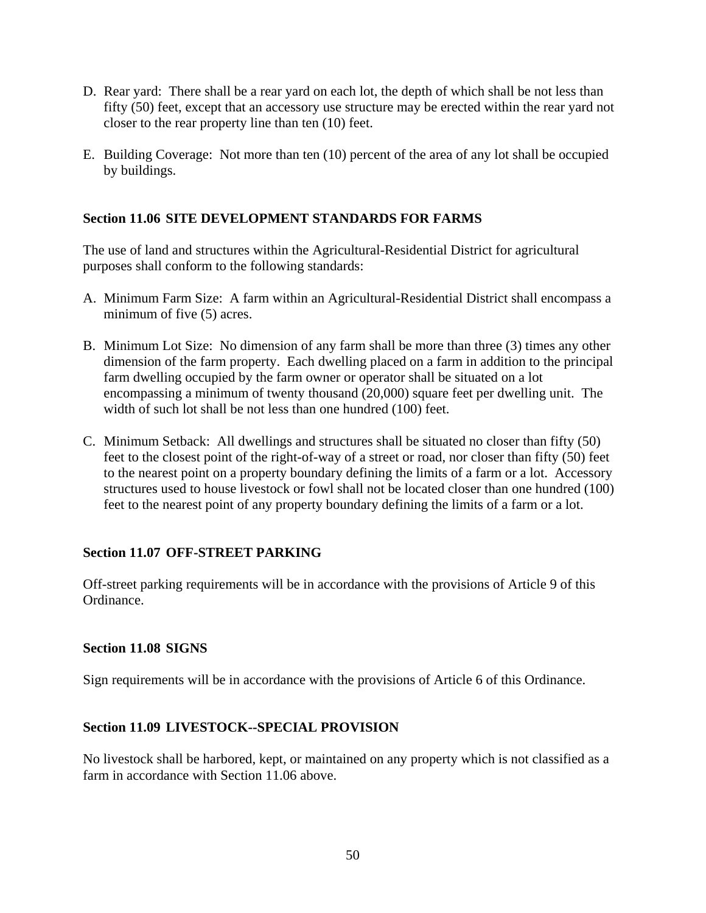D. Rear yard: There shall be a rear yard on each lot, the depth of which shall be not less than fifty (50) feet, except that an accessory use structure may be erected within the rear yard not closer to the rear property line than ten (10) feet.

E. Building Coverage: Not more than ten (10) percent of the area of any lot shall be occupied by buildings.

### Section 11.06 SITE DEVELOPMENT STANDARDS FOR FARMS

The use of land and structures within the Agricultural-Residential District for agricultural purposes shall conform to the following standards:

A. Minimum Farm Size: A farm within an Agricultural-Residential District shall encompass a minimum of five (5) acres.

B. Minimum Lot Size: No dimension of any farm shall be more than three (3) times any other dimension of the farm property. Each dwelling placed on a farm in addition to the principal farm dwelling occupied by the farm owner or operator shall be situated on a lot encompassing a minimum of twenty thousand (20,000) square feet per dwelling unit. The width of such lot shall be not less than one hundred (100) feet.

C. Minimum Setback: All dwellings and structures shall be situated no closer than fifty (50) feet to the closest point of the right-of-way of a street or road, nor closer than fifty (50) feet to the nearest point on a property boundary defining the limits of a farm or a lot. Accessory structures used to house livestock or fowl shall not be located closer than one hundred (100) feet to the nearest point of any property boundary defining the limits of a farm or a lot.

### Section 11.07 OFF-STREET PARKING

Off-street parking requirements will be in accordance with the provisions of Article 9 of this Ordinance.

### Section 11.08 SIGNS

Sign requirements will be in accordance with the provisions of Article 6 of this Ordinance.

### Section 11.09 LIVESTOCK--SPECIAL PROVISION

No livestock shall be harbored, kept, or maintained on any property which is not classified as a farm in accordance with Section 11.06 above.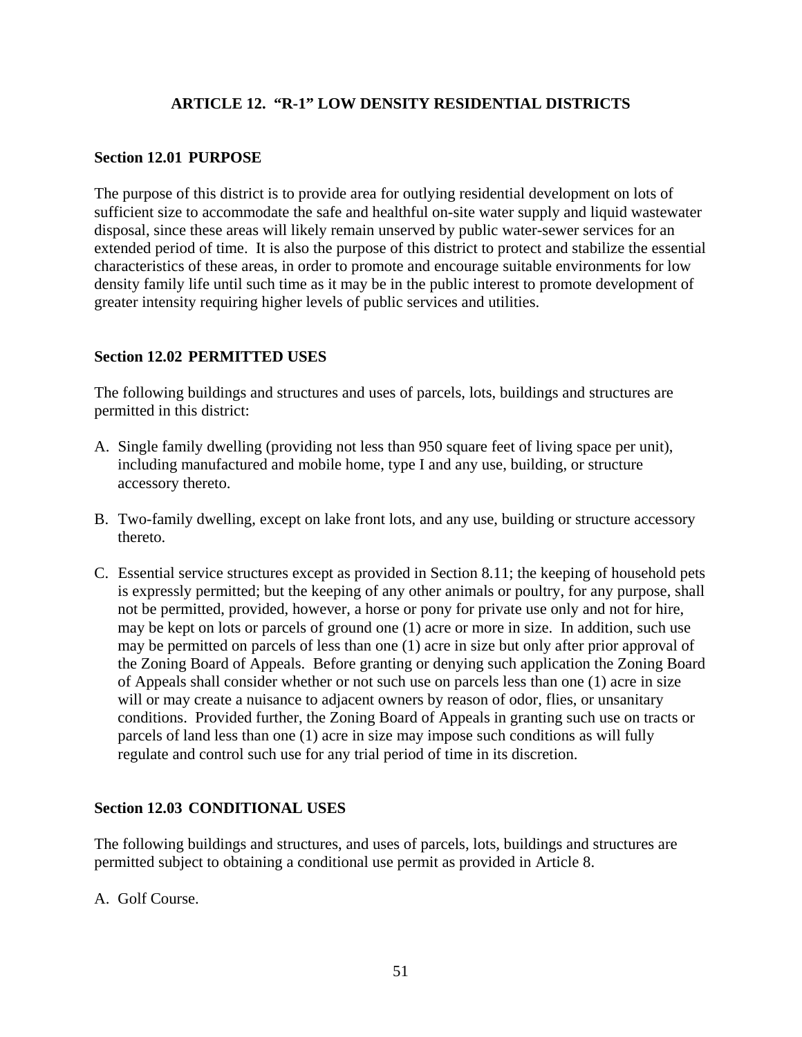# ARTICLE 12. "R-1" LOW DENSITY RESIDENTIAL DISTRICTS

## Section 12.01 PURPOSE

The purpose of this district is to provide area for outlying residential development on lots of sufficient size to accommodate the safe and healthful on-site water supply and liquid wastewater disposal, since these areas will likely remain unserved by public water-sewer services for an extended period of time. It is also the purpose of this district to protect and stabilize the essential characteristics of these areas, in order to promote and encourage suitable environments for low density family life until such time as it may be in the public interest to promote development of greater intensity requiring higher levels of public services and utilities.

## Section 12.02 PERMITTED USES

The following buildings and structures and uses of parcels, lots, buildings and structures are permitted in this district:

A. Single family dwelling (providing not less than 950 square feet of living space per unit), including manufactured and mobile home, type I and any use, building, or structure accessory thereto.

B. Two-family dwelling, except on lake front lots, and any use, building or structure accessory thereto.

C. Essential service structures except as provided in Section 8.11; the keeping of household pets is expressly permitted; but the keeping of any other animals or poultry, for any purpose, shall not be permitted, provided, however, a horse or pony for private use only and not for hire, may be kept on lots or parcels of ground one (1) acre or more in size. In addition, such use may be permitted on parcels of less than one (1) acre in size but only after prior approval of the Zoning Board of Appeals. Before granting or denying such application the Zoning Board of Appeals shall consider whether or not such use on parcels less than one (1) acre in size will or may create a nuisance to adjacent owners by reason of odor, flies, or unsanitary conditions. Provided further, the Zoning Board of Appeals in granting such use on tracts or parcels of land less than one (1) acre in size may impose such conditions as will fully regulate and control such use for any trial period of time in its discretion.

## Section 12.03 CONDITIONAL USES

The following buildings and structures, and uses of parcels, lots, buildings and structures are permitted subject to obtaining a conditional use permit as provided in Article 8.

A. Golf Course.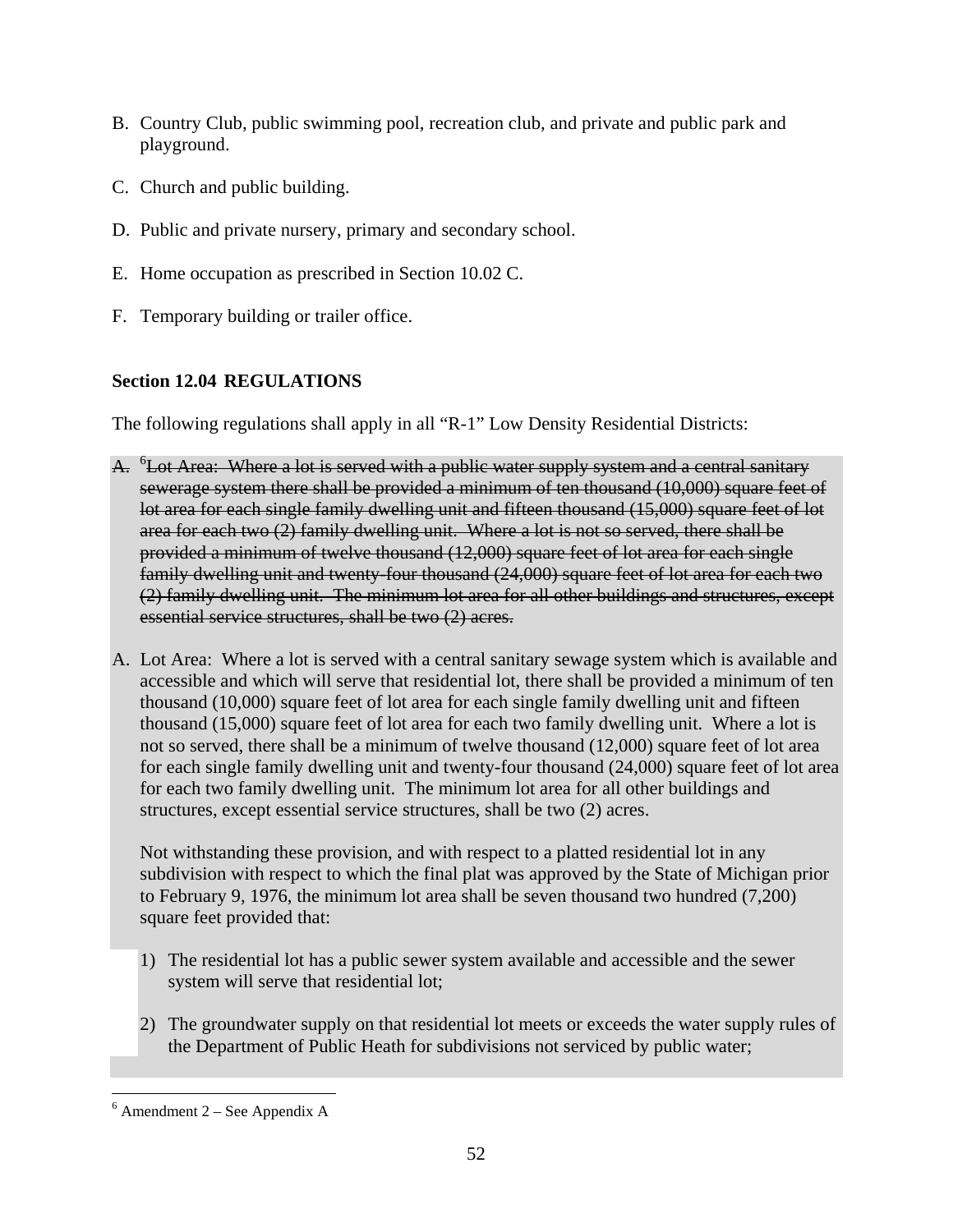B. Country Club, public swimming pool, recreation club, and private and public park and playground.

C. Church and public building.

D. Public and private nursery, primary and secondary school.

E. Home occupation as prescribed in Section 10.02 C.

F. Temporary building or trailer office.

**Section 12.04 REGULATIONS**

The following regulations shall apply in all "R-1" Low Density Residential Districts:

~~A. [6]Lot Area: Where a lot is served with a public water supply system and a central sanitary sewerage system there shall be provided a minimum of ten thousand (10,000) square feet of lot area for each single family dwelling unit and fifteen thousand (15,000) square feet of lot area for each two (2) family dwelling unit. Where a lot is not so served, there shall be provided a minimum of twelve thousand (12,000) square feet of lot area for each single family dwelling unit and twenty-four thousand (24,000) square feet of lot area for each two (2) family dwelling unit. The minimum lot area for all other buildings and structures, except essential service structures, shall be two (2) acres.~~

A. Lot Area: Where a lot is served with a central sanitary sewage system which is available and accessible and which will serve that residential lot, there shall be provided a minimum of ten thousand (10,000) square feet of lot area for each single family dwelling unit and fifteen thousand (15,000) square feet of lot area for each two family dwelling unit. Where a lot is not so served, there shall be a minimum of twelve thousand (12,000) square feet of lot area for each single family dwelling unit and twenty-four thousand (24,000) square feet of lot area for each two family dwelling unit. The minimum lot area for all other buildings and structures, except essential service structures, shall be two (2) acres.

   Not withstanding these provision, and with respect to a platted residential lot in any subdivision with respect to which the final plat was approved by the State of Michigan prior to February 9, 1976, the minimum lot area shall be seven thousand two hundred (7,200) square feet provided that:

   1) The residential lot has a public sewer system available and accessible and the sewer system will serve that residential lot;

   2) The groundwater supply on that residential lot meets or exceeds the water supply rules of the Department of Public Heath for subdivisions not serviced by public water;

[6] Amendment 2 – See Appendix A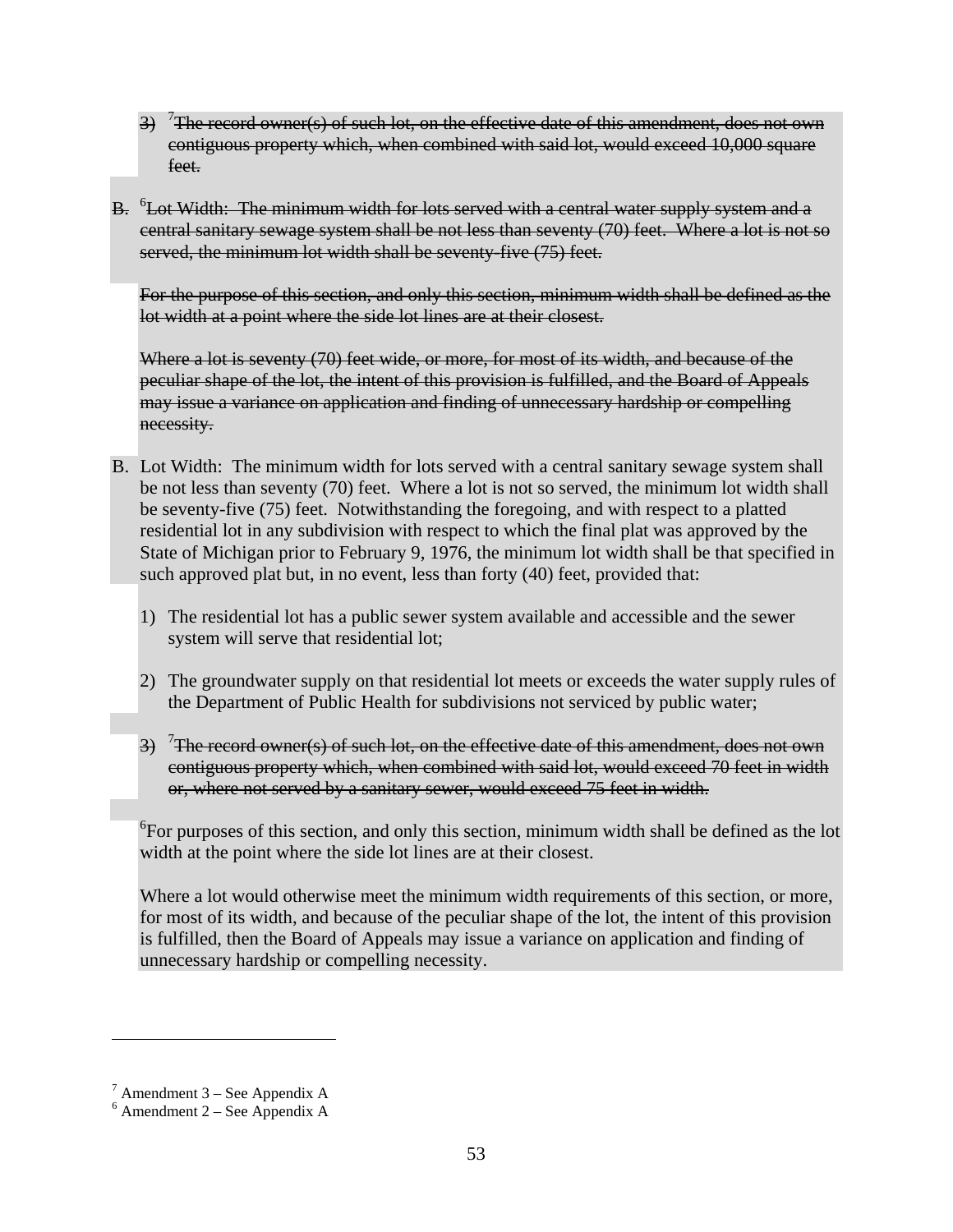3) [7]~~The record owner(s) of such lot, on the effective date of this amendment, does not own contiguous property which, when combined with said lot, would exceed 10,000 square feet.~~

~~B. [6]Lot Width: The minimum width for lots served with a central water supply system and a central sanitary sewage system shall be not less than seventy (70) feet. Where a lot is not so served, the minimum lot width shall be seventy-five (75) feet.~~

~~For the purpose of this section, and only this section, minimum width shall be defined as the lot width at a point where the side lot lines are at their closest.~~

~~Where a lot is seventy (70) feet wide, or more, for most of its width, and because of the peculiar shape of the lot, the intent of this provision is fulfilled, and the Board of Appeals may issue a variance on application and finding of unnecessary hardship or compelling necessity.~~

B. Lot Width: The minimum width for lots served with a central sanitary sewage system shall be not less than seventy (70) feet. Where a lot is not so served, the minimum lot width shall be seventy-five (75) feet. Notwithstanding the foregoing, and with respect to a platted residential lot in any subdivision with respect to which the final plat was approved by the State of Michigan prior to February 9, 1976, the minimum lot width shall be that specified in such approved plat but, in no event, less than forty (40) feet, provided that:

1) The residential lot has a public sewer system available and accessible and the sewer system will serve that residential lot;

2) The groundwater supply on that residential lot meets or exceeds the water supply rules of the Department of Public Health for subdivisions not serviced by public water;

3) [7]~~The record owner(s) of such lot, on the effective date of this amendment, does not own contiguous property which, when combined with said lot, would exceed 70 feet in width or, where not served by a sanitary sewer, would exceed 75 feet in width.~~

[6]For purposes of this section, and only this section, minimum width shall be defined as the lot width at the point where the side lot lines are at their closest.

Where a lot would otherwise meet the minimum width requirements of this section, or more, for most of its width, and because of the peculiar shape of the lot, the intent of this provision is fulfilled, then the Board of Appeals may issue a variance on application and finding of unnecessary hardship or compelling necessity.

---

[7] Amendment 3 – See Appendix A
[6] Amendment 2 – See Appendix A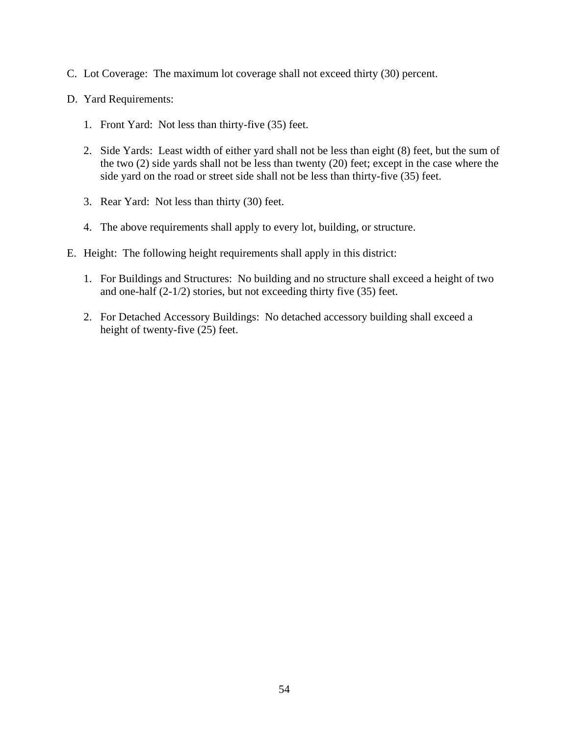C. Lot Coverage: The maximum lot coverage shall not exceed thirty (30) percent.

D. Yard Requirements:

   1. Front Yard: Not less than thirty-five (35) feet.

   2. Side Yards: Least width of either yard shall not be less than eight (8) feet, but the sum of the two (2) side yards shall not be less than twenty (20) feet; except in the case where the side yard on the road or street side shall not be less than thirty-five (35) feet.

   3. Rear Yard: Not less than thirty (30) feet.

   4. The above requirements shall apply to every lot, building, or structure.

E. Height: The following height requirements shall apply in this district:

   1. For Buildings and Structures: No building and no structure shall exceed a height of two and one-half (2-1/2) stories, but not exceeding thirty five (35) feet.

   2. For Detached Accessory Buildings: No detached accessory building shall exceed a height of twenty-five (25) feet.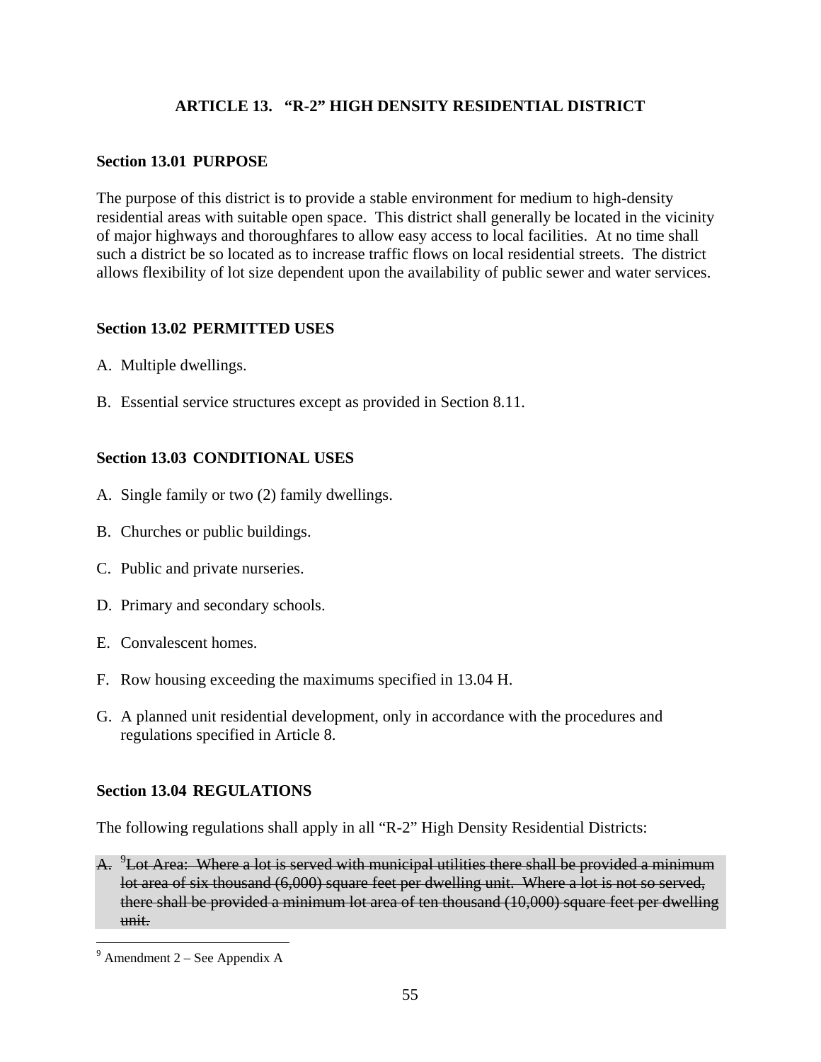# ARTICLE 13. "R-2" HIGH DENSITY RESIDENTIAL DISTRICT

## Section 13.01 PURPOSE

The purpose of this district is to provide a stable environment for medium to high-density residential areas with suitable open space. This district shall generally be located in the vicinity of major highways and thoroughfares to allow easy access to local facilities. At no time shall such a district be so located as to increase traffic flows on local residential streets. The district allows flexibility of lot size dependent upon the availability of public sewer and water services.

## Section 13.02 PERMITTED USES

A. Multiple dwellings.

B. Essential service structures except as provided in Section 8.11.

## Section 13.03 CONDITIONAL USES

A. Single family or two (2) family dwellings.

B. Churches or public buildings.

C. Public and private nurseries.

D. Primary and secondary schools.

E. Convalescent homes.

F. Row housing exceeding the maximums specified in 13.04 H.

G. A planned unit residential development, only in accordance with the procedures and regulations specified in Article 8.

## Section 13.04 REGULATIONS

The following regulations shall apply in all "R-2" High Density Residential Districts:

~~A. [9]Lot Area: Where a lot is served with municipal utilities there shall be provided a minimum lot area of six thousand (6,000) square feet per dwelling unit. Where a lot is not so served, there shall be provided a minimum lot area of ten thousand (10,000) square feet per dwelling unit.~~

[9] Amendment 2 – See Appendix A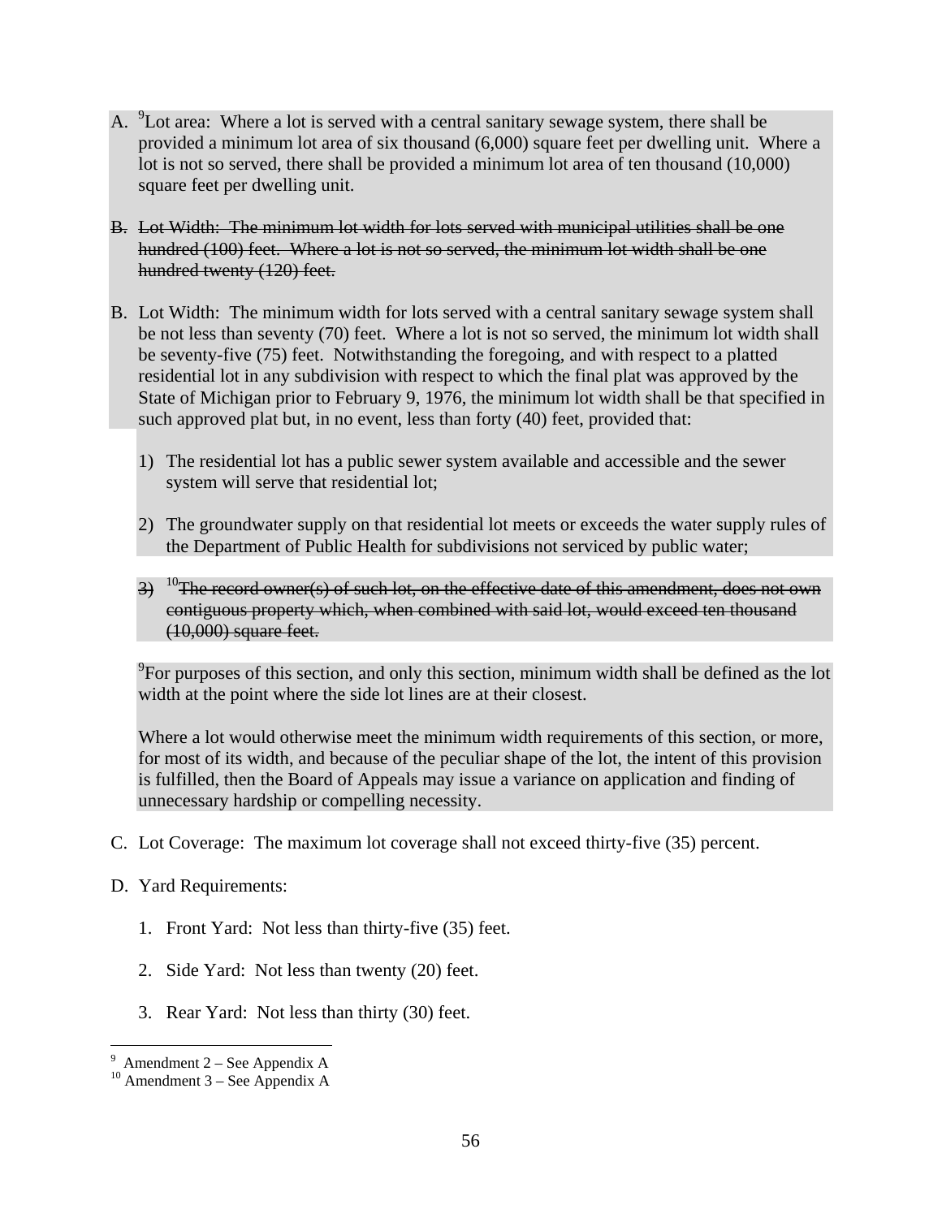A. [9]Lot area: Where a lot is served with a central sanitary sewage system, there shall be provided a minimum lot area of six thousand (6,000) square feet per dwelling unit. Where a lot is not so served, there shall be provided a minimum lot area of ten thousand (10,000) square feet per dwelling unit.

~~B. Lot Width: The minimum lot width for lots served with municipal utilities shall be one hundred (100) feet. Where a lot is not so served, the minimum lot width shall be one hundred twenty (120) feet.~~

B. Lot Width: The minimum width for lots served with a central sanitary sewage system shall be not less than seventy (70) feet. Where a lot is not so served, the minimum lot width shall be seventy-five (75) feet. Notwithstanding the foregoing, and with respect to a platted residential lot in any subdivision with respect to which the final plat was approved by the State of Michigan prior to February 9, 1976, the minimum lot width shall be that specified in such approved plat but, in no event, less than forty (40) feet, provided that:

   1) The residential lot has a public sewer system available and accessible and the sewer system will serve that residential lot;

   2) The groundwater supply on that residential lot meets or exceeds the water supply rules of the Department of Public Health for subdivisions not serviced by public water;

   ~~3) [10]The record owner(s) of such lot, on the effective date of this amendment, does not own contiguous property which, when combined with said lot, would exceed ten thousand (10,000) square feet.~~

   [9]For purposes of this section, and only this section, minimum width shall be defined as the lot width at the point where the side lot lines are at their closest.

   Where a lot would otherwise meet the minimum width requirements of this section, or more, for most of its width, and because of the peculiar shape of the lot, the intent of this provision is fulfilled, then the Board of Appeals may issue a variance on application and finding of unnecessary hardship or compelling necessity.

C. Lot Coverage: The maximum lot coverage shall not exceed thirty-five (35) percent.

D. Yard Requirements:

   1. Front Yard: Not less than thirty-five (35) feet.

   2. Side Yard: Not less than twenty (20) feet.

   3. Rear Yard: Not less than thirty (30) feet.

---

[9] Amendment 2 – See Appendix A

[10] Amendment 3 – See Appendix A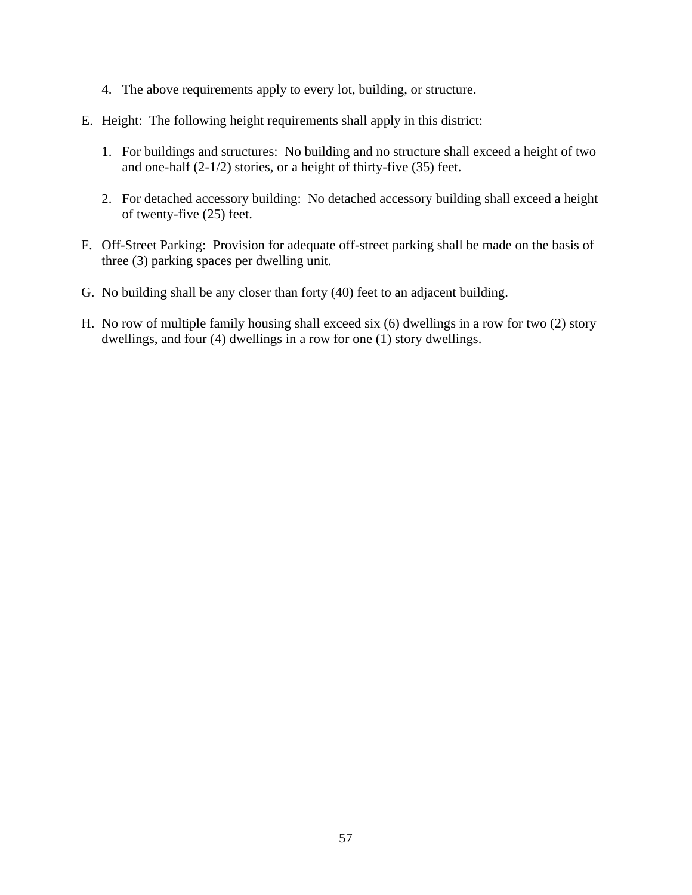4. The above requirements apply to every lot, building, or structure.

E. Height: The following height requirements shall apply in this district:

   1. For buildings and structures: No building and no structure shall exceed a height of two and one-half (2-1/2) stories, or a height of thirty-five (35) feet.

   2. For detached accessory building: No detached accessory building shall exceed a height of twenty-five (25) feet.

F. Off-Street Parking: Provision for adequate off-street parking shall be made on the basis of three (3) parking spaces per dwelling unit.

G. No building shall be any closer than forty (40) feet to an adjacent building.

H. No row of multiple family housing shall exceed six (6) dwellings in a row for two (2) story dwellings, and four (4) dwellings in a row for one (1) story dwellings.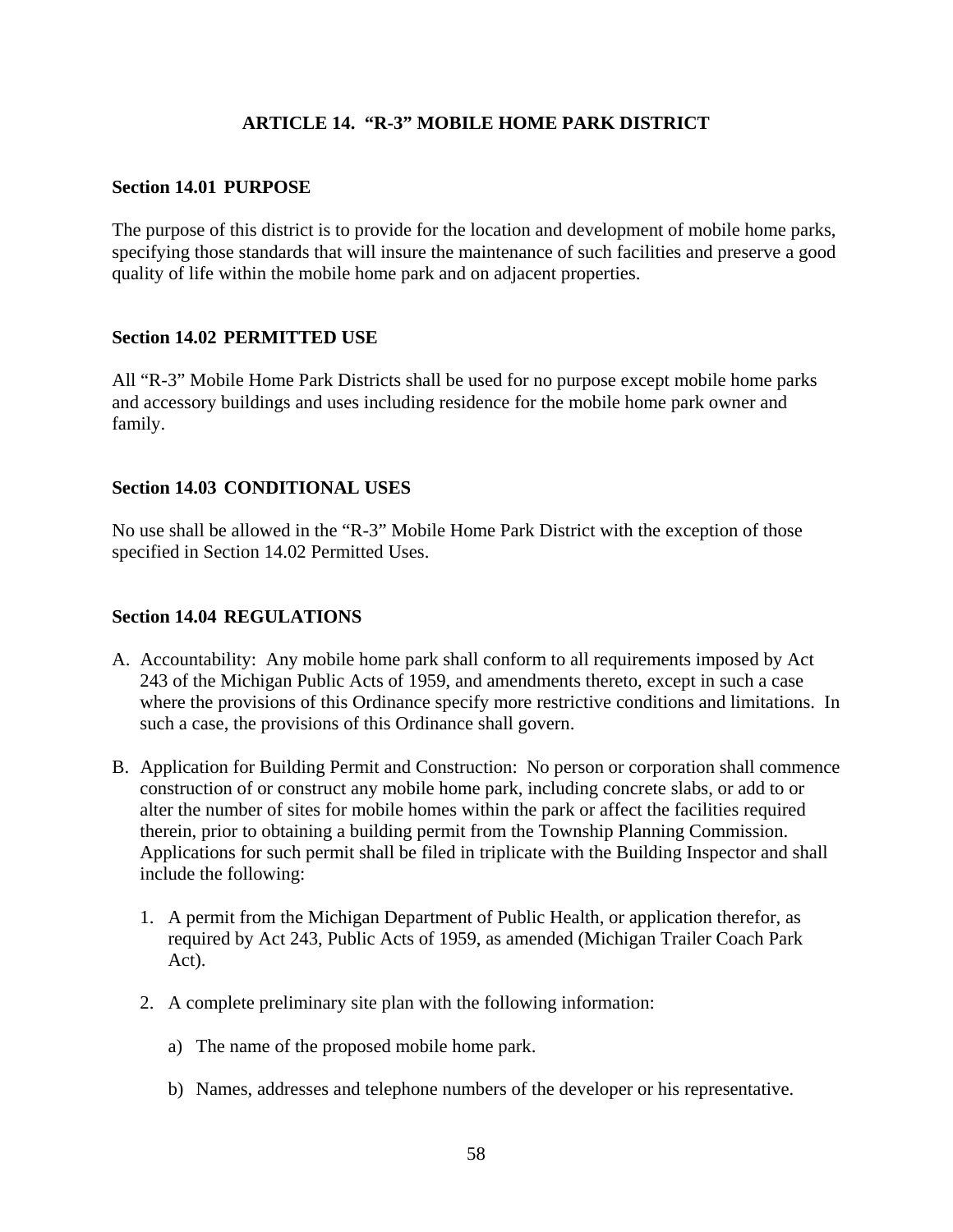# ARTICLE 14. "R-3" MOBILE HOME PARK DISTRICT

## Section 14.01 PURPOSE

The purpose of this district is to provide for the location and development of mobile home parks, specifying those standards that will insure the maintenance of such facilities and preserve a good quality of life within the mobile home park and on adjacent properties.

## Section 14.02 PERMITTED USE

All "R-3" Mobile Home Park Districts shall be used for no purpose except mobile home parks and accessory buildings and uses including residence for the mobile home park owner and family.

## Section 14.03 CONDITIONAL USES

No use shall be allowed in the "R-3" Mobile Home Park District with the exception of those specified in Section 14.02 Permitted Uses.

## Section 14.04 REGULATIONS

A. Accountability: Any mobile home park shall conform to all requirements imposed by Act 243 of the Michigan Public Acts of 1959, and amendments thereto, except in such a case where the provisions of this Ordinance specify more restrictive conditions and limitations. In such a case, the provisions of this Ordinance shall govern.

B. Application for Building Permit and Construction: No person or corporation shall commence construction of or construct any mobile home park, including concrete slabs, or add to or alter the number of sites for mobile homes within the park or affect the facilities required therein, prior to obtaining a building permit from the Township Planning Commission. Applications for such permit shall be filed in triplicate with the Building Inspector and shall include the following:

   1. A permit from the Michigan Department of Public Health, or application therefor, as required by Act 243, Public Acts of 1959, as amended (Michigan Trailer Coach Park Act).

   2. A complete preliminary site plan with the following information:

      a) The name of the proposed mobile home park.

      b) Names, addresses and telephone numbers of the developer or his representative.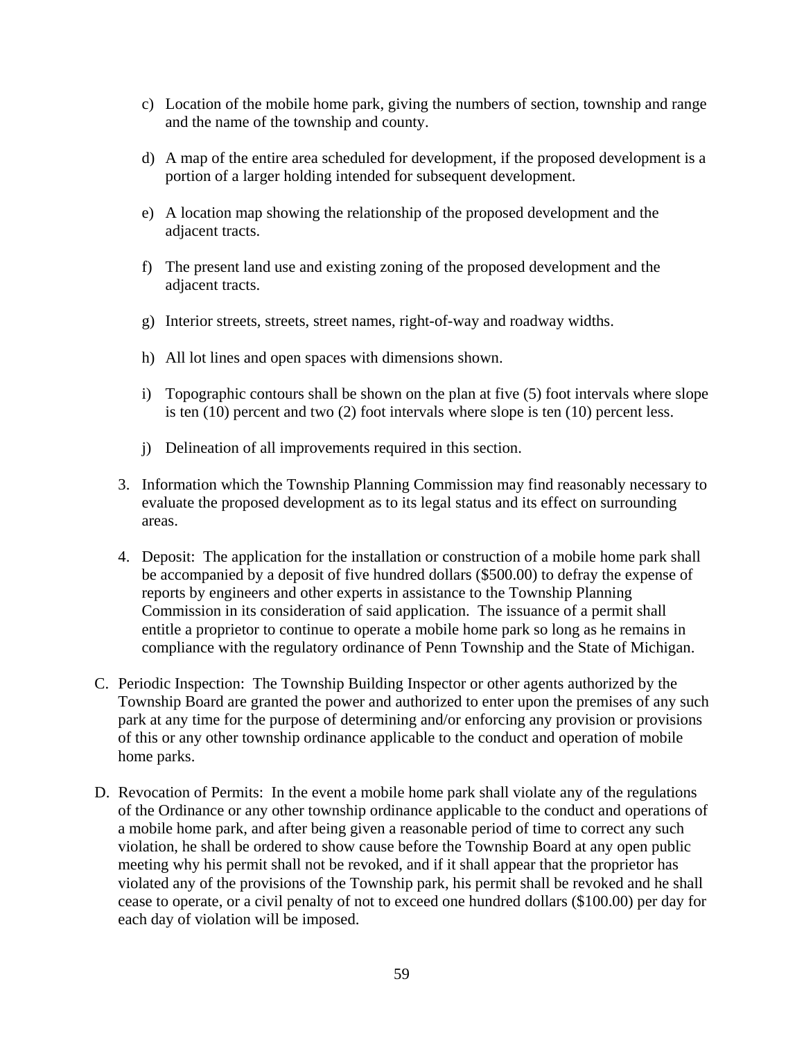c) Location of the mobile home park, giving the numbers of section, township and range and the name of the township and county.

d) A map of the entire area scheduled for development, if the proposed development is a portion of a larger holding intended for subsequent development.

e) A location map showing the relationship of the proposed development and the adjacent tracts.

f) The present land use and existing zoning of the proposed development and the adjacent tracts.

g) Interior streets, streets, street names, right-of-way and roadway widths.

h) All lot lines and open spaces with dimensions shown.

i) Topographic contours shall be shown on the plan at five (5) foot intervals where slope is ten (10) percent and two (2) foot intervals where slope is ten (10) percent less.

j) Delineation of all improvements required in this section.

3. Information which the Township Planning Commission may find reasonably necessary to evaluate the proposed development as to its legal status and its effect on surrounding areas.

4. Deposit: The application for the installation or construction of a mobile home park shall be accompanied by a deposit of five hundred dollars ($500.00) to defray the expense of reports by engineers and other experts in assistance to the Township Planning Commission in its consideration of said application. The issuance of a permit shall entitle a proprietor to continue to operate a mobile home park so long as he remains in compliance with the regulatory ordinance of Penn Township and the State of Michigan.

C. Periodic Inspection: The Township Building Inspector or other agents authorized by the Township Board are granted the power and authorized to enter upon the premises of any such park at any time for the purpose of determining and/or enforcing any provision or provisions of this or any other township ordinance applicable to the conduct and operation of mobile home parks.

D. Revocation of Permits: In the event a mobile home park shall violate any of the regulations of the Ordinance or any other township ordinance applicable to the conduct and operations of a mobile home park, and after being given a reasonable period of time to correct any such violation, he shall be ordered to show cause before the Township Board at any open public meeting why his permit shall not be revoked, and if it shall appear that the proprietor has violated any of the provisions of the Township park, his permit shall be revoked and he shall cease to operate, or a civil penalty of not to exceed one hundred dollars ($100.00) per day for each day of violation will be imposed.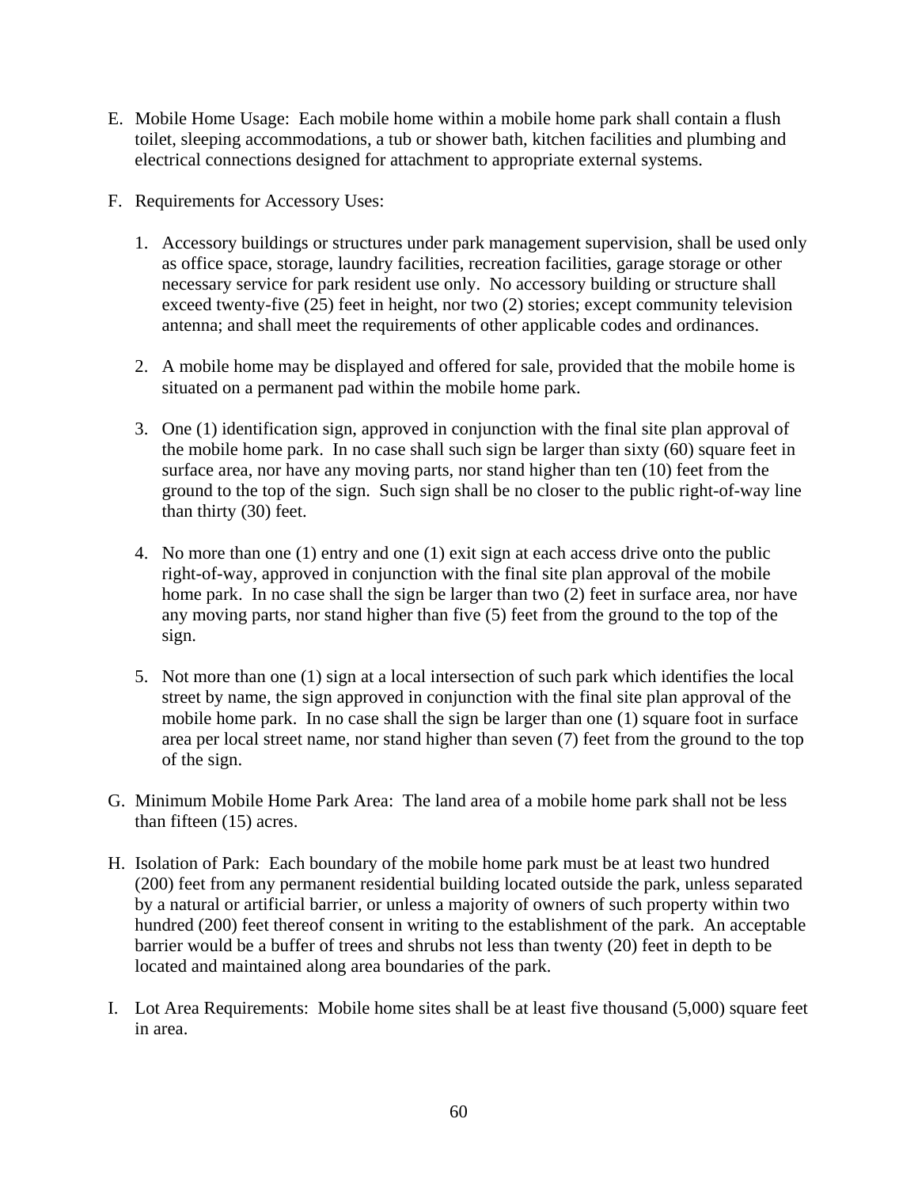E. Mobile Home Usage: Each mobile home within a mobile home park shall contain a flush toilet, sleeping accommodations, a tub or shower bath, kitchen facilities and plumbing and electrical connections designed for attachment to appropriate external systems.

F. Requirements for Accessory Uses:

   1. Accessory buildings or structures under park management supervision, shall be used only as office space, storage, laundry facilities, recreation facilities, garage storage or other necessary service for park resident use only. No accessory building or structure shall exceed twenty-five (25) feet in height, nor two (2) stories; except community television antenna; and shall meet the requirements of other applicable codes and ordinances.

   2. A mobile home may be displayed and offered for sale, provided that the mobile home is situated on a permanent pad within the mobile home park.

   3. One (1) identification sign, approved in conjunction with the final site plan approval of the mobile home park. In no case shall such sign be larger than sixty (60) square feet in surface area, nor have any moving parts, nor stand higher than ten (10) feet from the ground to the top of the sign. Such sign shall be no closer to the public right-of-way line than thirty (30) feet.

   4. No more than one (1) entry and one (1) exit sign at each access drive onto the public right-of-way, approved in conjunction with the final site plan approval of the mobile home park. In no case shall the sign be larger than two (2) feet in surface area, nor have any moving parts, nor stand higher than five (5) feet from the ground to the top of the sign.

   5. Not more than one (1) sign at a local intersection of such park which identifies the local street by name, the sign approved in conjunction with the final site plan approval of the mobile home park. In no case shall the sign be larger than one (1) square foot in surface area per local street name, nor stand higher than seven (7) feet from the ground to the top of the sign.

G. Minimum Mobile Home Park Area: The land area of a mobile home park shall not be less than fifteen (15) acres.

H. Isolation of Park: Each boundary of the mobile home park must be at least two hundred (200) feet from any permanent residential building located outside the park, unless separated by a natural or artificial barrier, or unless a majority of owners of such property within two hundred (200) feet thereof consent in writing to the establishment of the park. An acceptable barrier would be a buffer of trees and shrubs not less than twenty (20) feet in depth to be located and maintained along area boundaries of the park.

I. Lot Area Requirements: Mobile home sites shall be at least five thousand (5,000) square feet in area.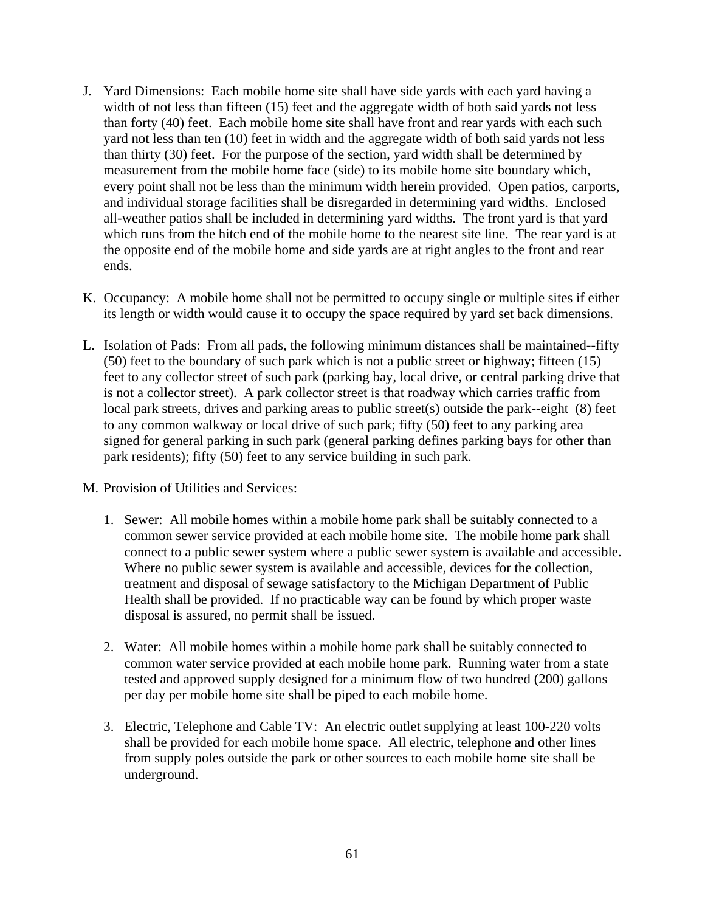J. Yard Dimensions: Each mobile home site shall have side yards with each yard having a width of not less than fifteen (15) feet and the aggregate width of both said yards not less than forty (40) feet. Each mobile home site shall have front and rear yards with each such yard not less than ten (10) feet in width and the aggregate width of both said yards not less than thirty (30) feet. For the purpose of the section, yard width shall be determined by measurement from the mobile home face (side) to its mobile home site boundary which, every point shall not be less than the minimum width herein provided. Open patios, carports, and individual storage facilities shall be disregarded in determining yard widths. Enclosed all-weather patios shall be included in determining yard widths. The front yard is that yard which runs from the hitch end of the mobile home to the nearest site line. The rear yard is at the opposite end of the mobile home and side yards are at right angles to the front and rear ends.

K. Occupancy: A mobile home shall not be permitted to occupy single or multiple sites if either its length or width would cause it to occupy the space required by yard set back dimensions.

L. Isolation of Pads: From all pads, the following minimum distances shall be maintained--fifty (50) feet to the boundary of such park which is not a public street or highway; fifteen (15) feet to any collector street of such park (parking bay, local drive, or central parking drive that is not a collector street). A park collector street is that roadway which carries traffic from local park streets, drives and parking areas to public street(s) outside the park--eight (8) feet to any common walkway or local drive of such park; fifty (50) feet to any parking area signed for general parking in such park (general parking defines parking bays for other than park residents); fifty (50) feet to any service building in such park.

M. Provision of Utilities and Services:

   1. Sewer: All mobile homes within a mobile home park shall be suitably connected to a common sewer service provided at each mobile home site. The mobile home park shall connect to a public sewer system where a public sewer system is available and accessible. Where no public sewer system is available and accessible, devices for the collection, treatment and disposal of sewage satisfactory to the Michigan Department of Public Health shall be provided. If no practicable way can be found by which proper waste disposal is assured, no permit shall be issued.

   2. Water: All mobile homes within a mobile home park shall be suitably connected to common water service provided at each mobile home park. Running water from a state tested and approved supply designed for a minimum flow of two hundred (200) gallons per day per mobile home site shall be piped to each mobile home.

   3. Electric, Telephone and Cable TV: An electric outlet supplying at least 100-220 volts shall be provided for each mobile home space. All electric, telephone and other lines from supply poles outside the park or other sources to each mobile home site shall be underground.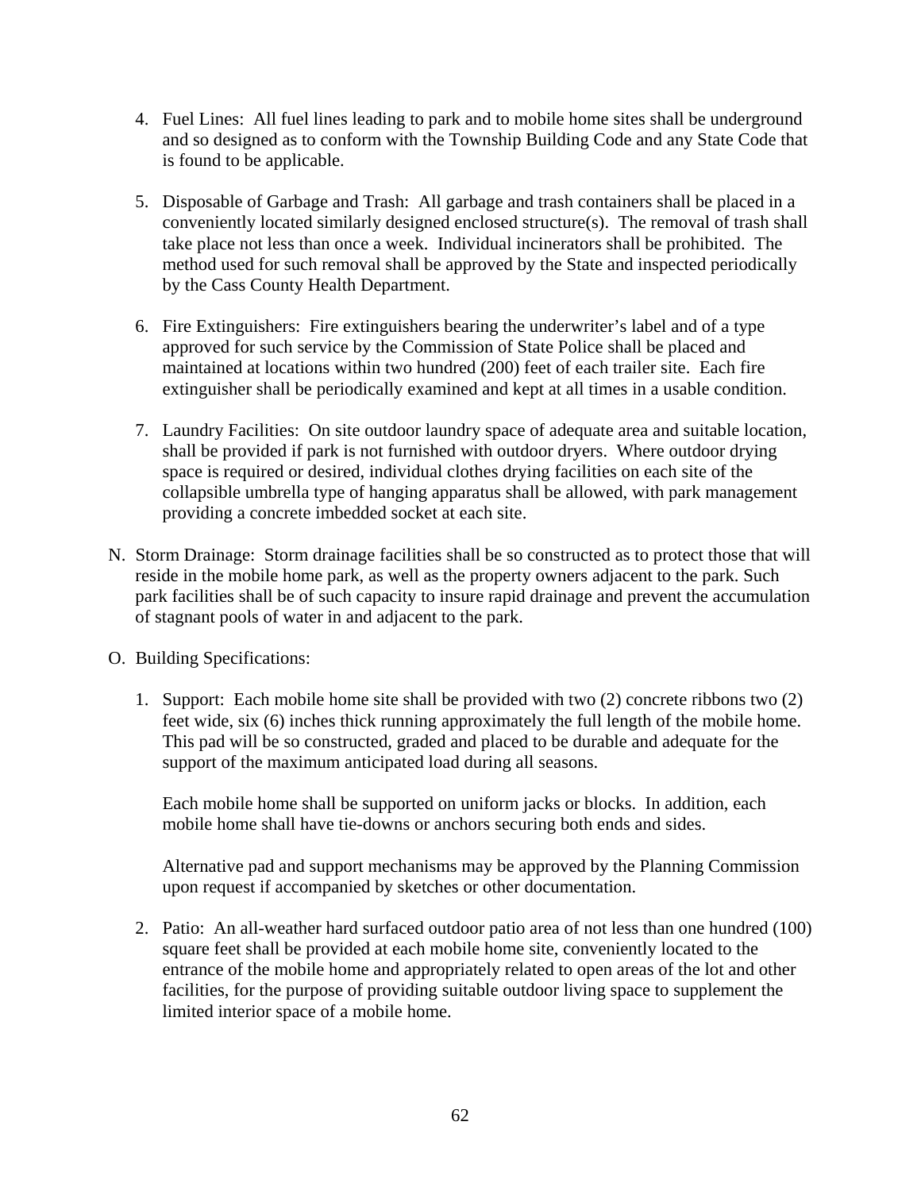4. Fuel Lines: All fuel lines leading to park and to mobile home sites shall be underground and so designed as to conform with the Township Building Code and any State Code that is found to be applicable.

5. Disposable of Garbage and Trash: All garbage and trash containers shall be placed in a conveniently located similarly designed enclosed structure(s). The removal of trash shall take place not less than once a week. Individual incinerators shall be prohibited. The method used for such removal shall be approved by the State and inspected periodically by the Cass County Health Department.

6. Fire Extinguishers: Fire extinguishers bearing the underwriter's label and of a type approved for such service by the Commission of State Police shall be placed and maintained at locations within two hundred (200) feet of each trailer site. Each fire extinguisher shall be periodically examined and kept at all times in a usable condition.

7. Laundry Facilities: On site outdoor laundry space of adequate area and suitable location, shall be provided if park is not furnished with outdoor dryers. Where outdoor drying space is required or desired, individual clothes drying facilities on each site of the collapsible umbrella type of hanging apparatus shall be allowed, with park management providing a concrete imbedded socket at each site.

N. Storm Drainage: Storm drainage facilities shall be so constructed as to protect those that will reside in the mobile home park, as well as the property owners adjacent to the park. Such park facilities shall be of such capacity to insure rapid drainage and prevent the accumulation of stagnant pools of water in and adjacent to the park.

O. Building Specifications:

1. Support: Each mobile home site shall be provided with two (2) concrete ribbons two (2) feet wide, six (6) inches thick running approximately the full length of the mobile home. This pad will be so constructed, graded and placed to be durable and adequate for the support of the maximum anticipated load during all seasons.

   Each mobile home shall be supported on uniform jacks or blocks. In addition, each mobile home shall have tie-downs or anchors securing both ends and sides.

   Alternative pad and support mechanisms may be approved by the Planning Commission upon request if accompanied by sketches or other documentation.

2. Patio: An all-weather hard surfaced outdoor patio area of not less than one hundred (100) square feet shall be provided at each mobile home site, conveniently located to the entrance of the mobile home and appropriately related to open areas of the lot and other facilities, for the purpose of providing suitable outdoor living space to supplement the limited interior space of a mobile home.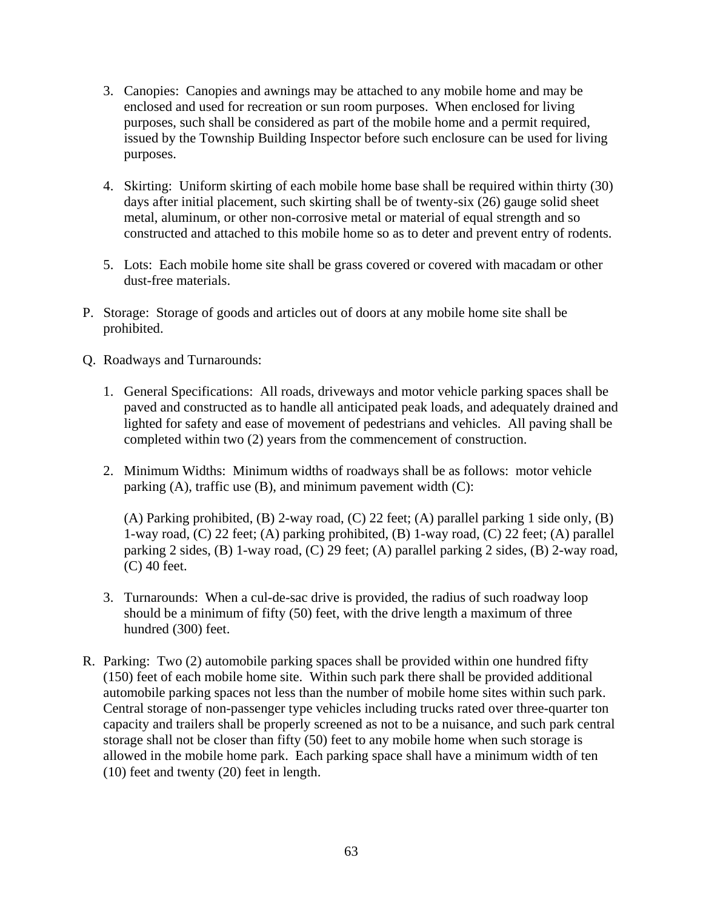3. Canopies: Canopies and awnings may be attached to any mobile home and may be enclosed and used for recreation or sun room purposes. When enclosed for living purposes, such shall be considered as part of the mobile home and a permit required, issued by the Township Building Inspector before such enclosure can be used for living purposes.

4. Skirting: Uniform skirting of each mobile home base shall be required within thirty (30) days after initial placement, such skirting shall be of twenty-six (26) gauge solid sheet metal, aluminum, or other non-corrosive metal or material of equal strength and so constructed and attached to this mobile home so as to deter and prevent entry of rodents.

5. Lots: Each mobile home site shall be grass covered or covered with macadam or other dust-free materials.

P. Storage: Storage of goods and articles out of doors at any mobile home site shall be prohibited.

Q. Roadways and Turnarounds:

1. General Specifications: All roads, driveways and motor vehicle parking spaces shall be paved and constructed as to handle all anticipated peak loads, and adequately drained and lighted for safety and ease of movement of pedestrians and vehicles. All paving shall be completed within two (2) years from the commencement of construction.

2. Minimum Widths: Minimum widths of roadways shall be as follows: motor vehicle parking (A), traffic use (B), and minimum pavement width (C):

   (A) Parking prohibited, (B) 2-way road, (C) 22 feet; (A) parallel parking 1 side only, (B) 1-way road, (C) 22 feet; (A) parking prohibited, (B) 1-way road, (C) 22 feet; (A) parallel parking 2 sides, (B) 1-way road, (C) 29 feet; (A) parallel parking 2 sides, (B) 2-way road, (C) 40 feet.

3. Turnarounds: When a cul-de-sac drive is provided, the radius of such roadway loop should be a minimum of fifty (50) feet, with the drive length a maximum of three hundred (300) feet.

R. Parking: Two (2) automobile parking spaces shall be provided within one hundred fifty (150) feet of each mobile home site. Within such park there shall be provided additional automobile parking spaces not less than the number of mobile home sites within such park. Central storage of non-passenger type vehicles including trucks rated over three-quarter ton capacity and trailers shall be properly screened as not to be a nuisance, and such park central storage shall not be closer than fifty (50) feet to any mobile home when such storage is allowed in the mobile home park. Each parking space shall have a minimum width of ten (10) feet and twenty (20) feet in length.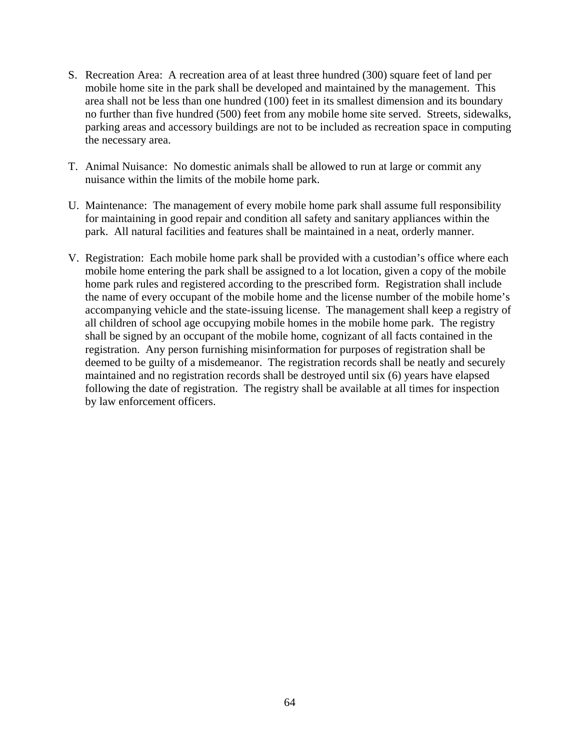S. Recreation Area: A recreation area of at least three hundred (300) square feet of land per mobile home site in the park shall be developed and maintained by the management. This area shall not be less than one hundred (100) feet in its smallest dimension and its boundary no further than five hundred (500) feet from any mobile home site served. Streets, sidewalks, parking areas and accessory buildings are not to be included as recreation space in computing the necessary area.

T. Animal Nuisance: No domestic animals shall be allowed to run at large or commit any nuisance within the limits of the mobile home park.

U. Maintenance: The management of every mobile home park shall assume full responsibility for maintaining in good repair and condition all safety and sanitary appliances within the park. All natural facilities and features shall be maintained in a neat, orderly manner.

V. Registration: Each mobile home park shall be provided with a custodian's office where each mobile home entering the park shall be assigned to a lot location, given a copy of the mobile home park rules and registered according to the prescribed form. Registration shall include the name of every occupant of the mobile home and the license number of the mobile home's accompanying vehicle and the state-issuing license. The management shall keep a registry of all children of school age occupying mobile homes in the mobile home park. The registry shall be signed by an occupant of the mobile home, cognizant of all facts contained in the registration. Any person furnishing misinformation for purposes of registration shall be deemed to be guilty of a misdemeanor. The registration records shall be neatly and securely maintained and no registration records shall be destroyed until six (6) years have elapsed following the date of registration. The registry shall be available at all times for inspection by law enforcement officers.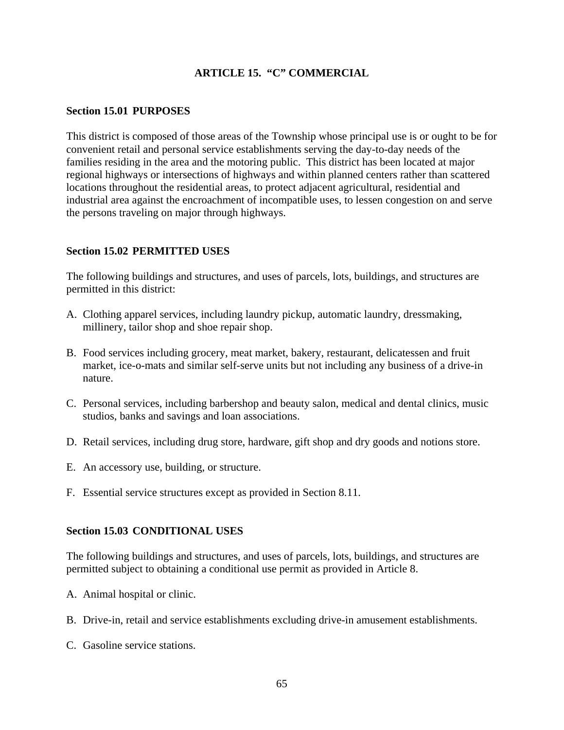# ARTICLE 15. "C" COMMERCIAL

## Section 15.01 PURPOSES

This district is composed of those areas of the Township whose principal use is or ought to be for convenient retail and personal service establishments serving the day-to-day needs of the families residing in the area and the motoring public. This district has been located at major regional highways or intersections of highways and within planned centers rather than scattered locations throughout the residential areas, to protect adjacent agricultural, residential and industrial area against the encroachment of incompatible uses, to lessen congestion on and serve the persons traveling on major through highways.

## Section 15.02 PERMITTED USES

The following buildings and structures, and uses of parcels, lots, buildings, and structures are permitted in this district:

A. Clothing apparel services, including laundry pickup, automatic laundry, dressmaking, millinery, tailor shop and shoe repair shop.

B. Food services including grocery, meat market, bakery, restaurant, delicatessen and fruit market, ice-o-mats and similar self-serve units but not including any business of a drive-in nature.

C. Personal services, including barbershop and beauty salon, medical and dental clinics, music studios, banks and savings and loan associations.

D. Retail services, including drug store, hardware, gift shop and dry goods and notions store.

E. An accessory use, building, or structure.

F. Essential service structures except as provided in Section 8.11.

## Section 15.03 CONDITIONAL USES

The following buildings and structures, and uses of parcels, lots, buildings, and structures are permitted subject to obtaining a conditional use permit as provided in Article 8.

A. Animal hospital or clinic.

B. Drive-in, retail and service establishments excluding drive-in amusement establishments.

C. Gasoline service stations.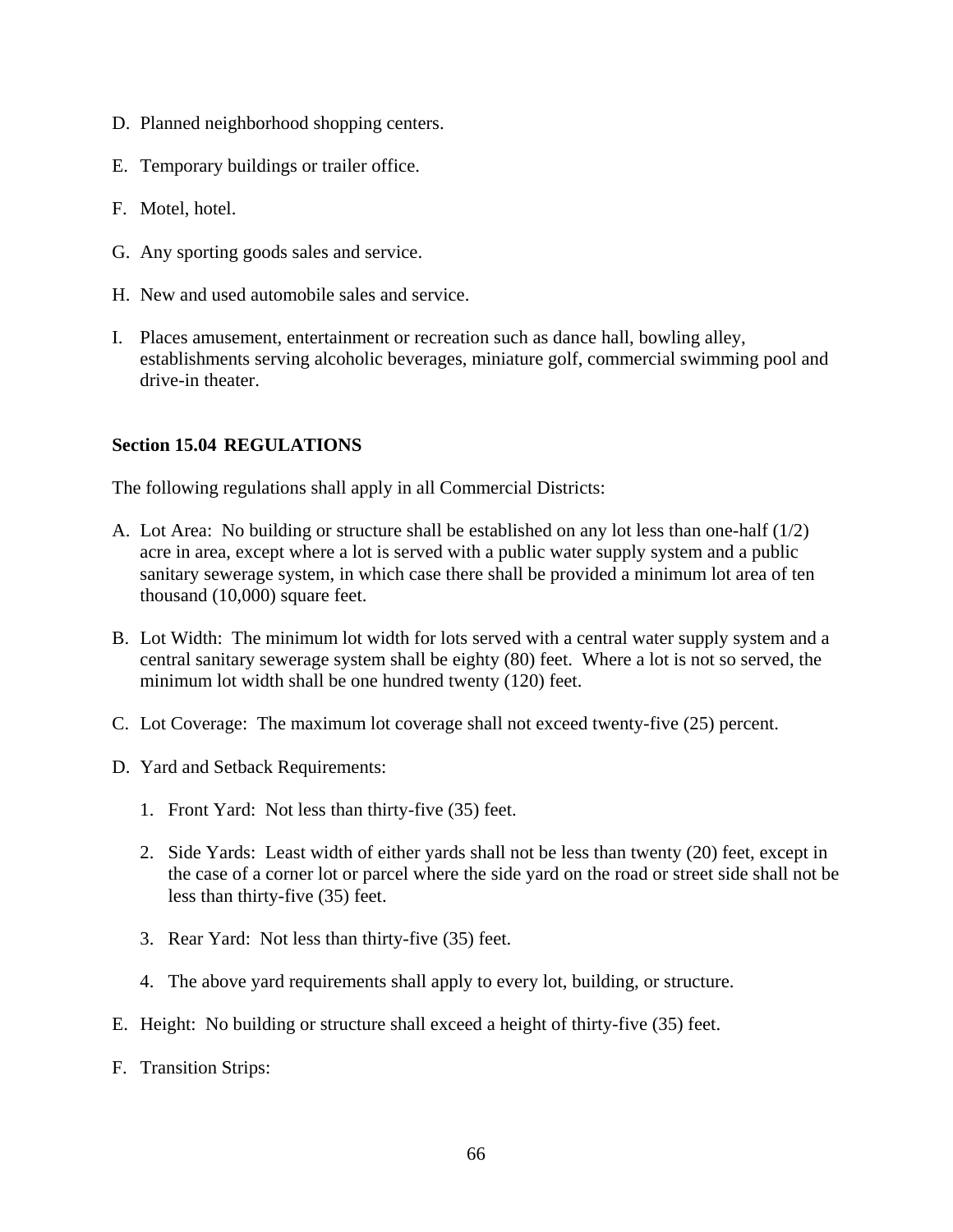D. Planned neighborhood shopping centers.

E. Temporary buildings or trailer office.

F. Motel, hotel.

G. Any sporting goods sales and service.

H. New and used automobile sales and service.

I. Places amusement, entertainment or recreation such as dance hall, bowling alley, establishments serving alcoholic beverages, miniature golf, commercial swimming pool and drive-in theater.

**Section 15.04 REGULATIONS**

The following regulations shall apply in all Commercial Districts:

A. Lot Area: No building or structure shall be established on any lot less than one-half (1/2) acre in area, except where a lot is served with a public water supply system and a public sanitary sewerage system, in which case there shall be provided a minimum lot area of ten thousand (10,000) square feet.

B. Lot Width: The minimum lot width for lots served with a central water supply system and a central sanitary sewerage system shall be eighty (80) feet. Where a lot is not so served, the minimum lot width shall be one hundred twenty (120) feet.

C. Lot Coverage: The maximum lot coverage shall not exceed twenty-five (25) percent.

D. Yard and Setback Requirements:

   1. Front Yard: Not less than thirty-five (35) feet.

   2. Side Yards: Least width of either yards shall not be less than twenty (20) feet, except in the case of a corner lot or parcel where the side yard on the road or street side shall not be less than thirty-five (35) feet.

   3. Rear Yard: Not less than thirty-five (35) feet.

   4. The above yard requirements shall apply to every lot, building, or structure.

E. Height: No building or structure shall exceed a height of thirty-five (35) feet.

F. Transition Strips: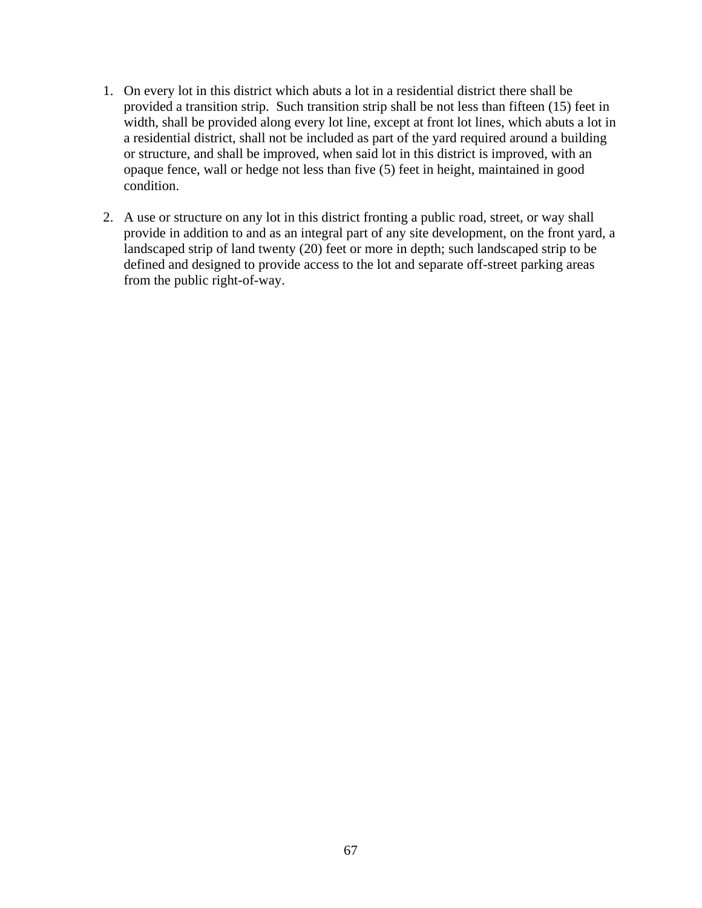1. On every lot in this district which abuts a lot in a residential district there shall be provided a transition strip. Such transition strip shall be not less than fifteen (15) feet in width, shall be provided along every lot line, except at front lot lines, which abuts a lot in a residential district, shall not be included as part of the yard required around a building or structure, and shall be improved, when said lot in this district is improved, with an opaque fence, wall or hedge not less than five (5) feet in height, maintained in good condition.

2. A use or structure on any lot in this district fronting a public road, street, or way shall provide in addition to and as an integral part of any site development, on the front yard, a landscaped strip of land twenty (20) feet or more in depth; such landscaped strip to be defined and designed to provide access to the lot and separate off-street parking areas from the public right-of-way.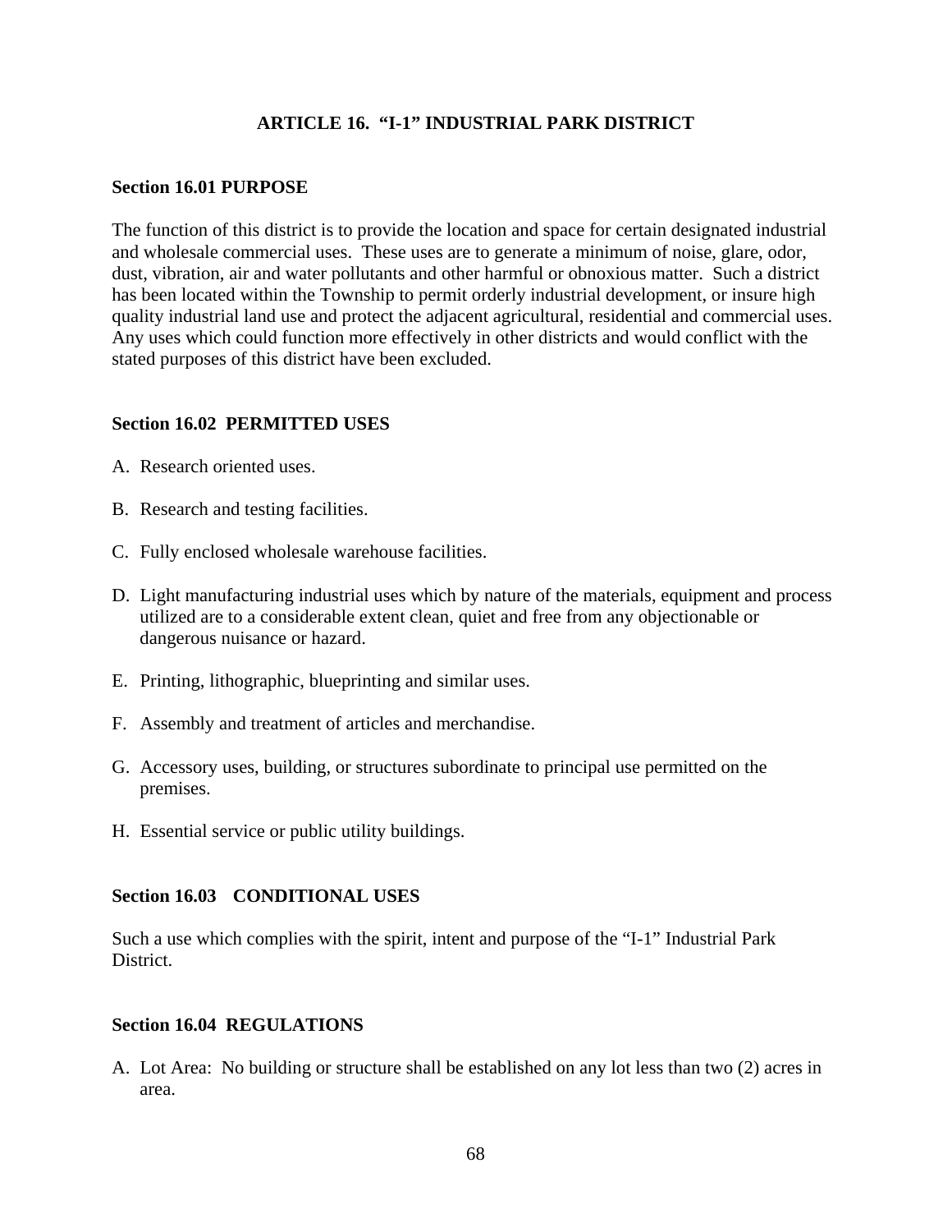# ARTICLE 16. "I-1" INDUSTRIAL PARK DISTRICT

## Section 16.01 PURPOSE

The function of this district is to provide the location and space for certain designated industrial and wholesale commercial uses. These uses are to generate a minimum of noise, glare, odor, dust, vibration, air and water pollutants and other harmful or obnoxious matter. Such a district has been located within the Township to permit orderly industrial development, or insure high quality industrial land use and protect the adjacent agricultural, residential and commercial uses. Any uses which could function more effectively in other districts and would conflict with the stated purposes of this district have been excluded.

## Section 16.02 PERMITTED USES

A. Research oriented uses.

B. Research and testing facilities.

C. Fully enclosed wholesale warehouse facilities.

D. Light manufacturing industrial uses which by nature of the materials, equipment and process utilized are to a considerable extent clean, quiet and free from any objectionable or dangerous nuisance or hazard.

E. Printing, lithographic, blueprinting and similar uses.

F. Assembly and treatment of articles and merchandise.

G. Accessory uses, building, or structures subordinate to principal use permitted on the premises.

H. Essential service or public utility buildings.

## Section 16.03 CONDITIONAL USES

Such a use which complies with the spirit, intent and purpose of the "I-1" Industrial Park District.

## Section 16.04 REGULATIONS

A. Lot Area: No building or structure shall be established on any lot less than two (2) acres in area.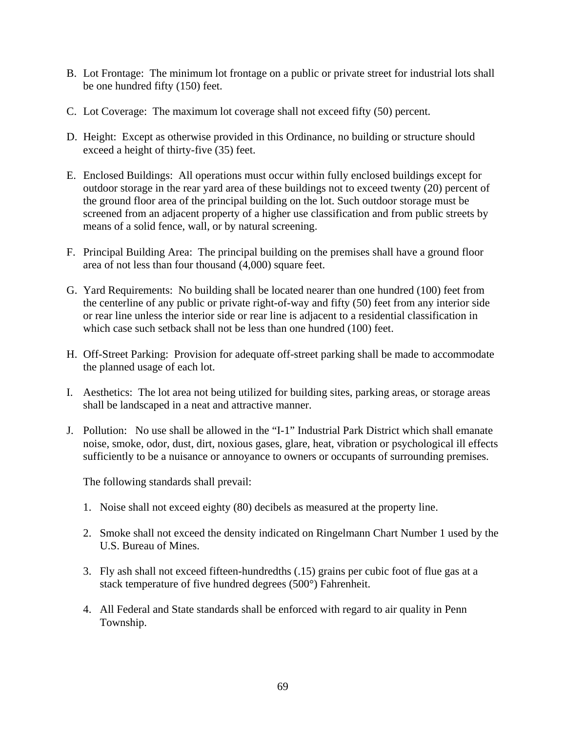B. Lot Frontage: The minimum lot frontage on a public or private street for industrial lots shall be one hundred fifty (150) feet.

C. Lot Coverage: The maximum lot coverage shall not exceed fifty (50) percent.

D. Height: Except as otherwise provided in this Ordinance, no building or structure should exceed a height of thirty-five (35) feet.

E. Enclosed Buildings: All operations must occur within fully enclosed buildings except for outdoor storage in the rear yard area of these buildings not to exceed twenty (20) percent of the ground floor area of the principal building on the lot. Such outdoor storage must be screened from an adjacent property of a higher use classification and from public streets by means of a solid fence, wall, or by natural screening.

F. Principal Building Area: The principal building on the premises shall have a ground floor area of not less than four thousand (4,000) square feet.

G. Yard Requirements: No building shall be located nearer than one hundred (100) feet from the centerline of any public or private right-of-way and fifty (50) feet from any interior side or rear line unless the interior side or rear line is adjacent to a residential classification in which case such setback shall not be less than one hundred (100) feet.

H. Off-Street Parking: Provision for adequate off-street parking shall be made to accommodate the planned usage of each lot.

I. Aesthetics: The lot area not being utilized for building sites, parking areas, or storage areas shall be landscaped in a neat and attractive manner.

J. Pollution: No use shall be allowed in the "I-1" Industrial Park District which shall emanate noise, smoke, odor, dust, dirt, noxious gases, glare, heat, vibration or psychological ill effects sufficiently to be a nuisance or annoyance to owners or occupants of surrounding premises.

   The following standards shall prevail:

   1. Noise shall not exceed eighty (80) decibels as measured at the property line.

   2. Smoke shall not exceed the density indicated on Ringelmann Chart Number 1 used by the U.S. Bureau of Mines.

   3. Fly ash shall not exceed fifteen-hundredths (.15) grains per cubic foot of flue gas at a stack temperature of five hundred degrees (500°) Fahrenheit.

   4. All Federal and State standards shall be enforced with regard to air quality in Penn Township.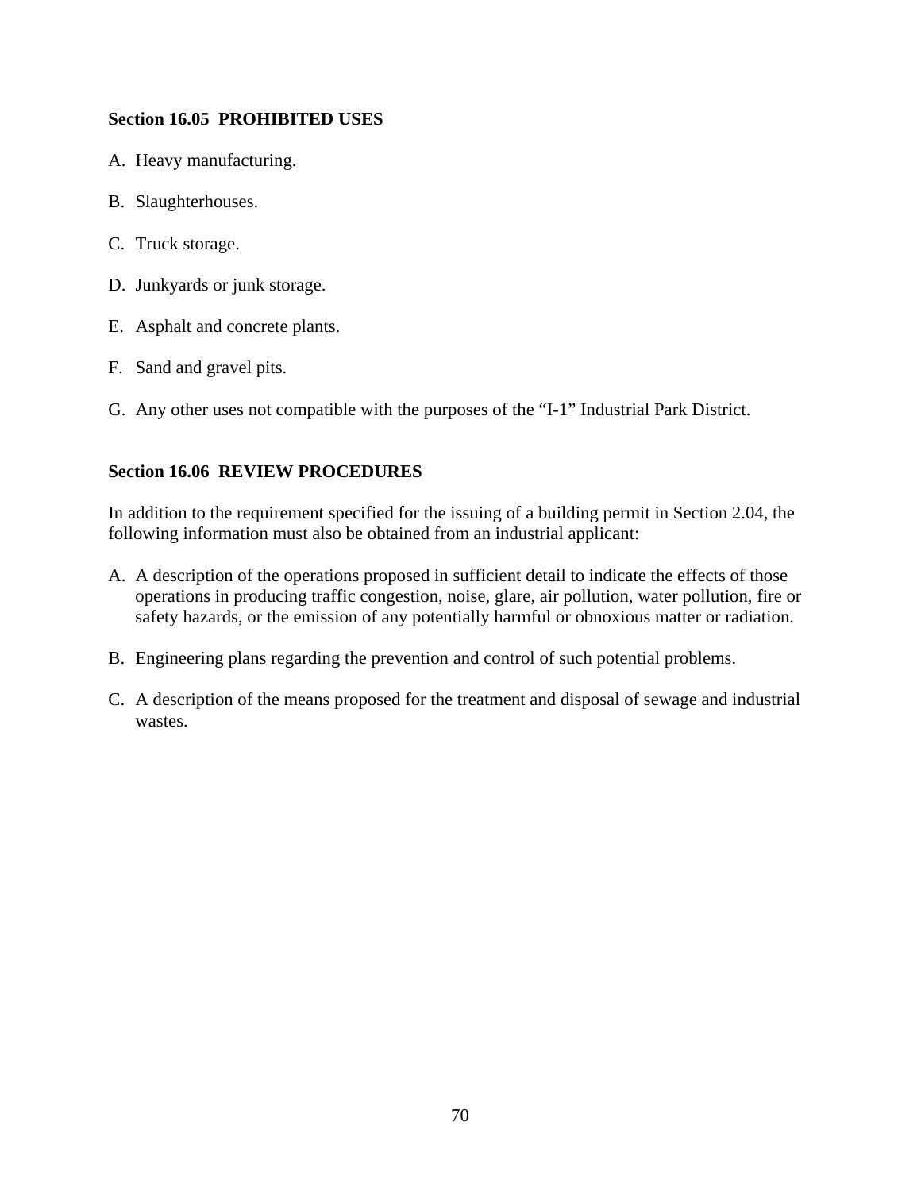**Section 16.05 PROHIBITED USES**

A. Heavy manufacturing.

B. Slaughterhouses.

C. Truck storage.

D. Junkyards or junk storage.

E. Asphalt and concrete plants.

F. Sand and gravel pits.

G. Any other uses not compatible with the purposes of the "I-1" Industrial Park District.

**Section 16.06 REVIEW PROCEDURES**

In addition to the requirement specified for the issuing of a building permit in Section 2.04, the following information must also be obtained from an industrial applicant:

A. A description of the operations proposed in sufficient detail to indicate the effects of those operations in producing traffic congestion, noise, glare, air pollution, water pollution, fire or safety hazards, or the emission of any potentially harmful or obnoxious matter or radiation.

B. Engineering plans regarding the prevention and control of such potential problems.

C. A description of the means proposed for the treatment and disposal of sewage and industrial wastes.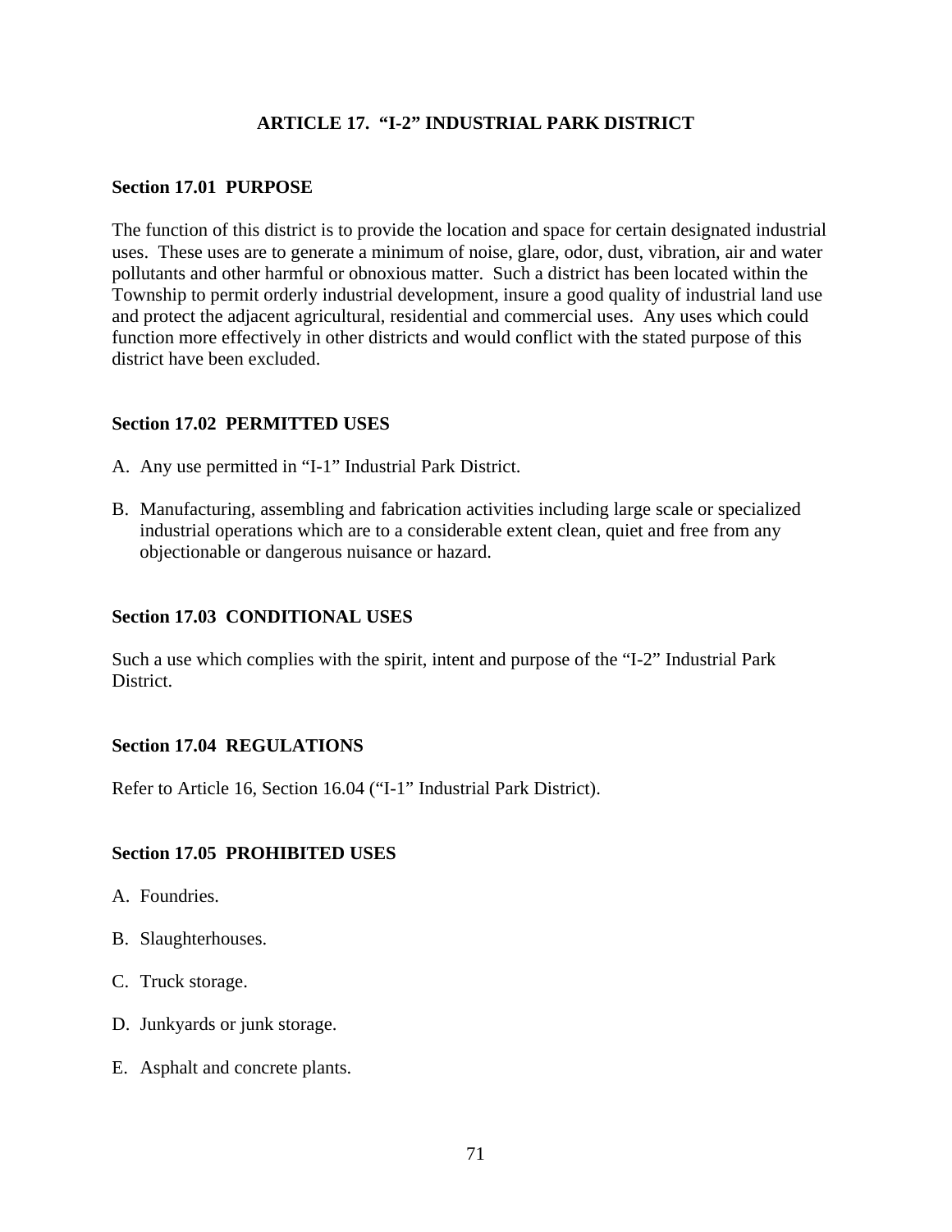# ARTICLE 17. "I-2" INDUSTRIAL PARK DISTRICT

## Section 17.01 PURPOSE

The function of this district is to provide the location and space for certain designated industrial uses. These uses are to generate a minimum of noise, glare, odor, dust, vibration, air and water pollutants and other harmful or obnoxious matter. Such a district has been located within the Township to permit orderly industrial development, insure a good quality of industrial land use and protect the adjacent agricultural, residential and commercial uses. Any uses which could function more effectively in other districts and would conflict with the stated purpose of this district have been excluded.

## Section 17.02 PERMITTED USES

A. Any use permitted in "I-1" Industrial Park District.

B. Manufacturing, assembling and fabrication activities including large scale or specialized industrial operations which are to a considerable extent clean, quiet and free from any objectionable or dangerous nuisance or hazard.

## Section 17.03 CONDITIONAL USES

Such a use which complies with the spirit, intent and purpose of the "I-2" Industrial Park District.

## Section 17.04 REGULATIONS

Refer to Article 16, Section 16.04 ("I-1" Industrial Park District).

## Section 17.05 PROHIBITED USES

A. Foundries.

B. Slaughterhouses.

C. Truck storage.

D. Junkyards or junk storage.

E. Asphalt and concrete plants.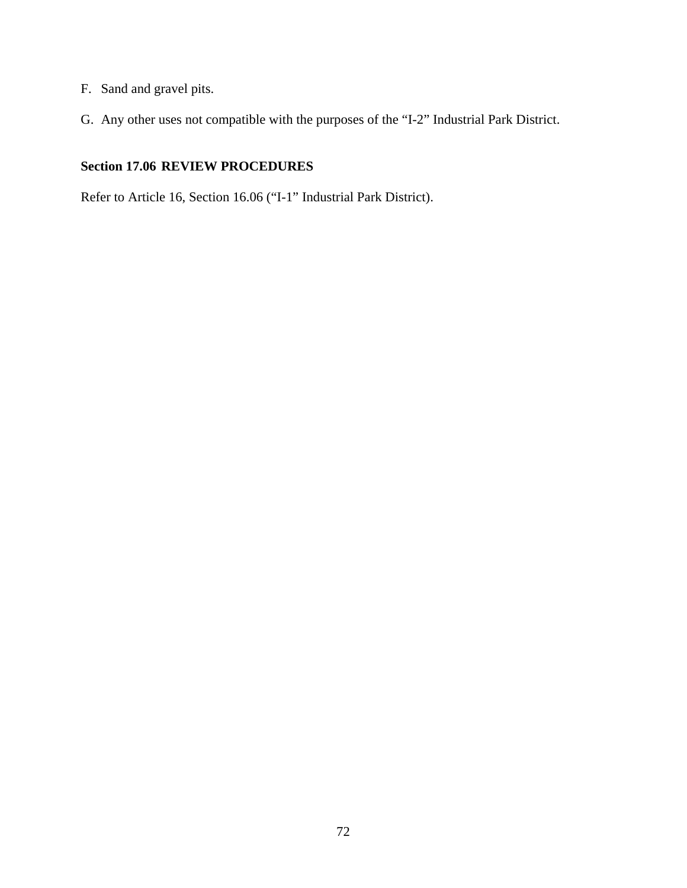F. Sand and gravel pits.

G. Any other uses not compatible with the purposes of the “I-2” Industrial Park District.

### Section 17.06 REVIEW PROCEDURES

Refer to Article 16, Section 16.06 (“I-1” Industrial Park District).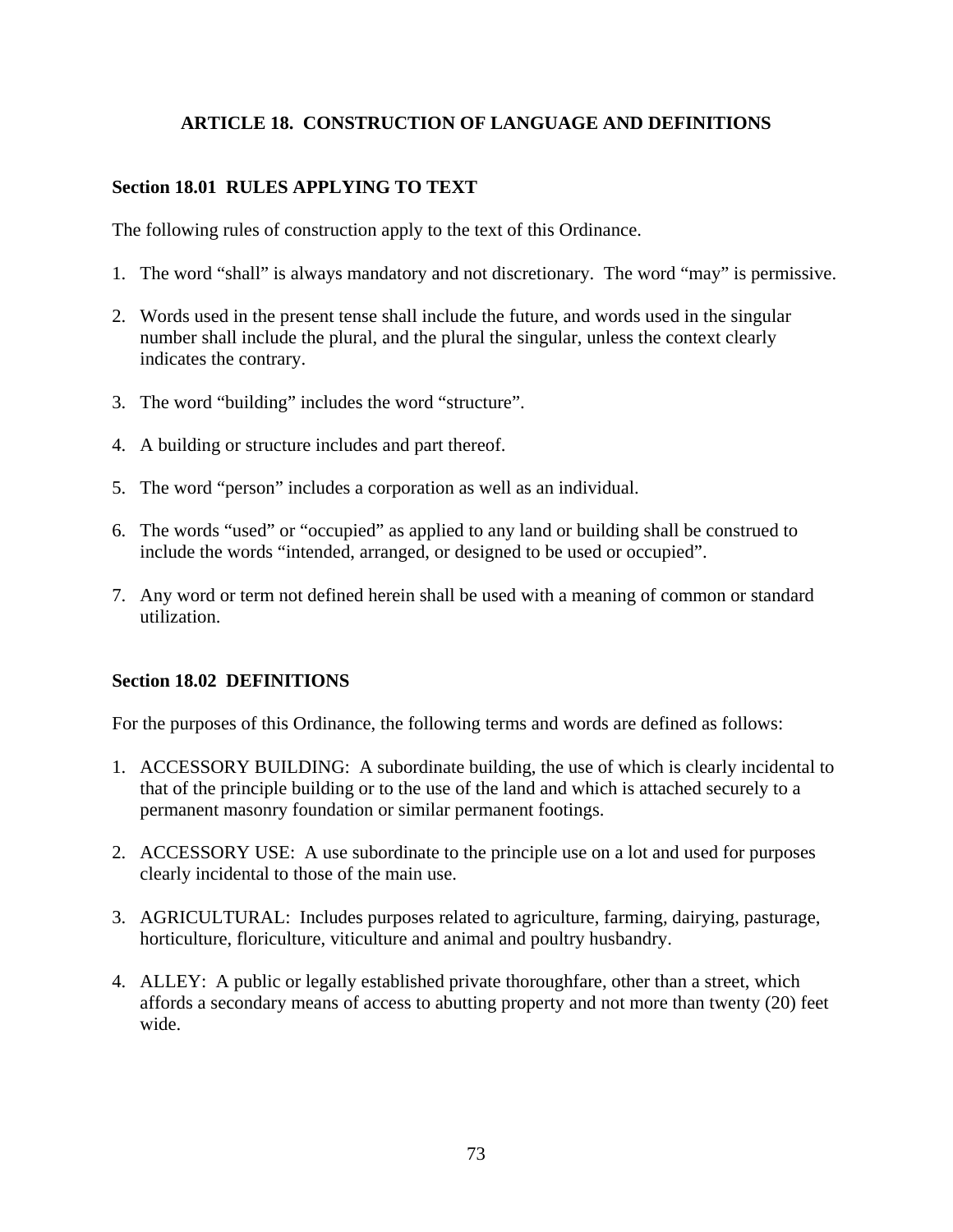# ARTICLE 18. CONSTRUCTION OF LANGUAGE AND DEFINITIONS

## Section 18.01 RULES APPLYING TO TEXT

The following rules of construction apply to the text of this Ordinance.

1. The word “shall” is always mandatory and not discretionary. The word “may” is permissive.

2. Words used in the present tense shall include the future, and words used in the singular number shall include the plural, and the plural the singular, unless the context clearly indicates the contrary.

3. The word “building” includes the word “structure”.

4. A building or structure includes and part thereof.

5. The word “person” includes a corporation as well as an individual.

6. The words “used” or “occupied” as applied to any land or building shall be construed to include the words “intended, arranged, or designed to be used or occupied”.

7. Any word or term not defined herein shall be used with a meaning of common or standard utilization.

## Section 18.02 DEFINITIONS

For the purposes of this Ordinance, the following terms and words are defined as follows:

1. ACCESSORY BUILDING: A subordinate building, the use of which is clearly incidental to that of the principle building or to the use of the land and which is attached securely to a permanent masonry foundation or similar permanent footings.

2. ACCESSORY USE: A use subordinate to the principle use on a lot and used for purposes clearly incidental to those of the main use.

3. AGRICULTURAL: Includes purposes related to agriculture, farming, dairying, pasturage, horticulture, floriculture, viticulture and animal and poultry husbandry.

4. ALLEY: A public or legally established private thoroughfare, other than a street, which affords a secondary means of access to abutting property and not more than twenty (20) feet wide.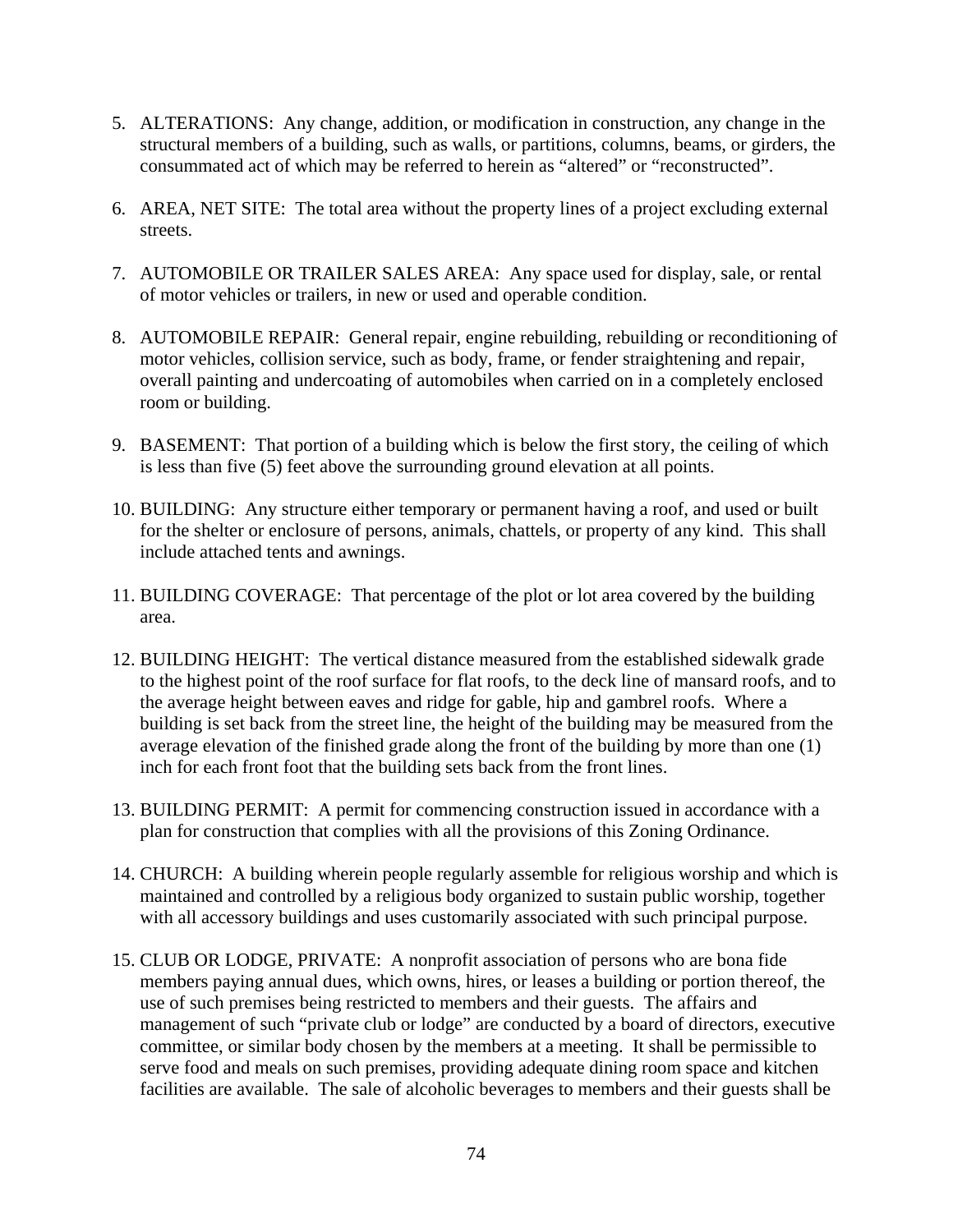5. ALTERATIONS: Any change, addition, or modification in construction, any change in the structural members of a building, such as walls, or partitions, columns, beams, or girders, the consummated act of which may be referred to herein as "altered" or "reconstructed".

6. AREA, NET SITE: The total area without the property lines of a project excluding external streets.

7. AUTOMOBILE OR TRAILER SALES AREA: Any space used for display, sale, or rental of motor vehicles or trailers, in new or used and operable condition.

8. AUTOMOBILE REPAIR: General repair, engine rebuilding, rebuilding or reconditioning of motor vehicles, collision service, such as body, frame, or fender straightening and repair, overall painting and undercoating of automobiles when carried on in a completely enclosed room or building.

9. BASEMENT: That portion of a building which is below the first story, the ceiling of which is less than five (5) feet above the surrounding ground elevation at all points.

10. BUILDING: Any structure either temporary or permanent having a roof, and used or built for the shelter or enclosure of persons, animals, chattels, or property of any kind. This shall include attached tents and awnings.

11. BUILDING COVERAGE: That percentage of the plot or lot area covered by the building area.

12. BUILDING HEIGHT: The vertical distance measured from the established sidewalk grade to the highest point of the roof surface for flat roofs, to the deck line of mansard roofs, and to the average height between eaves and ridge for gable, hip and gambrel roofs. Where a building is set back from the street line, the height of the building may be measured from the average elevation of the finished grade along the front of the building by more than one (1) inch for each front foot that the building sets back from the front lines.

13. BUILDING PERMIT: A permit for commencing construction issued in accordance with a plan for construction that complies with all the provisions of this Zoning Ordinance.

14. CHURCH: A building wherein people regularly assemble for religious worship and which is maintained and controlled by a religious body organized to sustain public worship, together with all accessory buildings and uses customarily associated with such principal purpose.

15. CLUB OR LODGE, PRIVATE: A nonprofit association of persons who are bona fide members paying annual dues, which owns, hires, or leases a building or portion thereof, the use of such premises being restricted to members and their guests. The affairs and management of such "private club or lodge" are conducted by a board of directors, executive committee, or similar body chosen by the members at a meeting. It shall be permissible to serve food and meals on such premises, providing adequate dining room space and kitchen facilities are available. The sale of alcoholic beverages to members and their guests shall be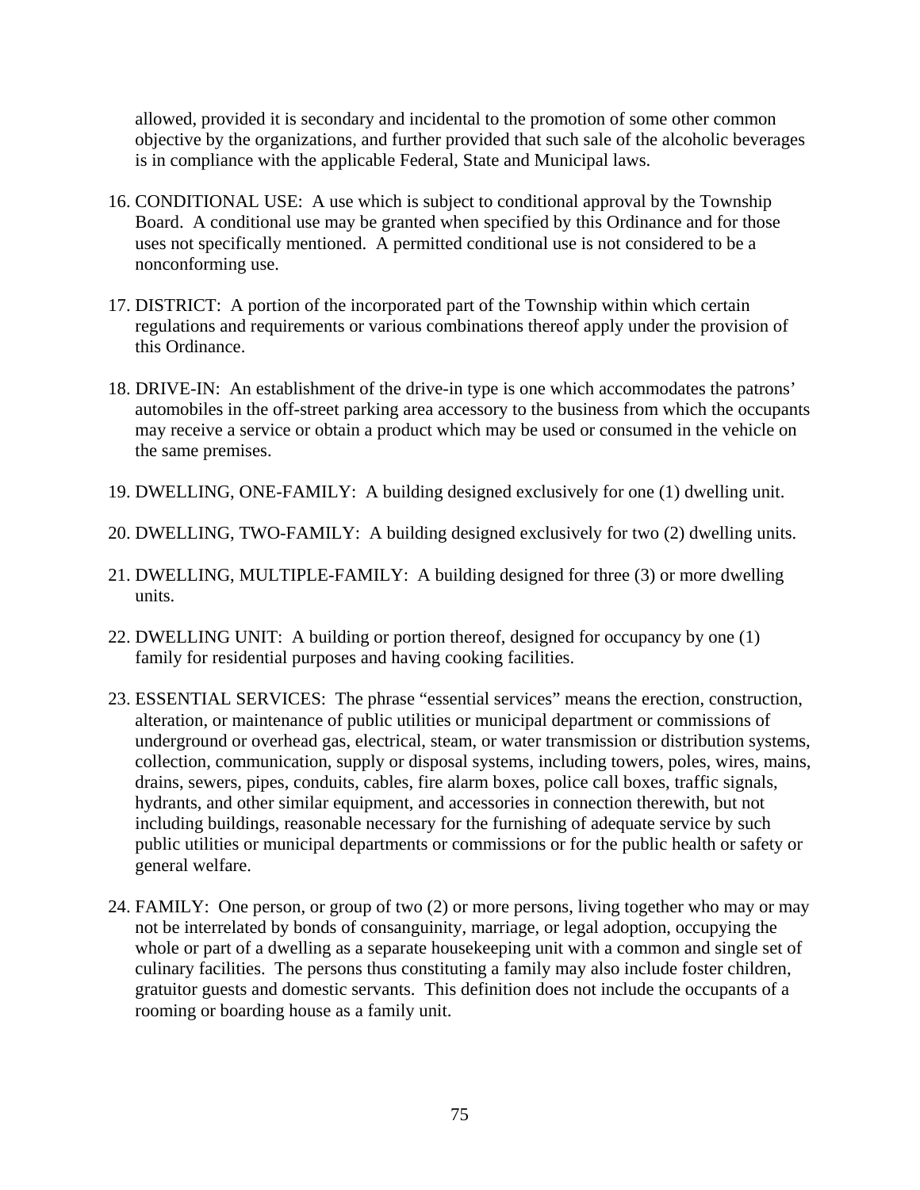allowed, provided it is secondary and incidental to the promotion of some other common objective by the organizations, and further provided that such sale of the alcoholic beverages is in compliance with the applicable Federal, State and Municipal laws.

16. CONDITIONAL USE: A use which is subject to conditional approval by the Township Board. A conditional use may be granted when specified by this Ordinance and for those uses not specifically mentioned. A permitted conditional use is not considered to be a nonconforming use.

17. DISTRICT: A portion of the incorporated part of the Township within which certain regulations and requirements or various combinations thereof apply under the provision of this Ordinance.

18. DRIVE-IN: An establishment of the drive-in type is one which accommodates the patrons' automobiles in the off-street parking area accessory to the business from which the occupants may receive a service or obtain a product which may be used or consumed in the vehicle on the same premises.

19. DWELLING, ONE-FAMILY: A building designed exclusively for one (1) dwelling unit.

20. DWELLING, TWO-FAMILY: A building designed exclusively for two (2) dwelling units.

21. DWELLING, MULTIPLE-FAMILY: A building designed for three (3) or more dwelling units.

22. DWELLING UNIT: A building or portion thereof, designed for occupancy by one (1) family for residential purposes and having cooking facilities.

23. ESSENTIAL SERVICES: The phrase "essential services" means the erection, construction, alteration, or maintenance of public utilities or municipal department or commissions of underground or overhead gas, electrical, steam, or water transmission or distribution systems, collection, communication, supply or disposal systems, including towers, poles, wires, mains, drains, sewers, pipes, conduits, cables, fire alarm boxes, police call boxes, traffic signals, hydrants, and other similar equipment, and accessories in connection therewith, but not including buildings, reasonable necessary for the furnishing of adequate service by such public utilities or municipal departments or commissions or for the public health or safety or general welfare.

24. FAMILY: One person, or group of two (2) or more persons, living together who may or may not be interrelated by bonds of consanguinity, marriage, or legal adoption, occupying the whole or part of a dwelling as a separate housekeeping unit with a common and single set of culinary facilities. The persons thus constituting a family may also include foster children, gratuitor guests and domestic servants. This definition does not include the occupants of a rooming or boarding house as a family unit.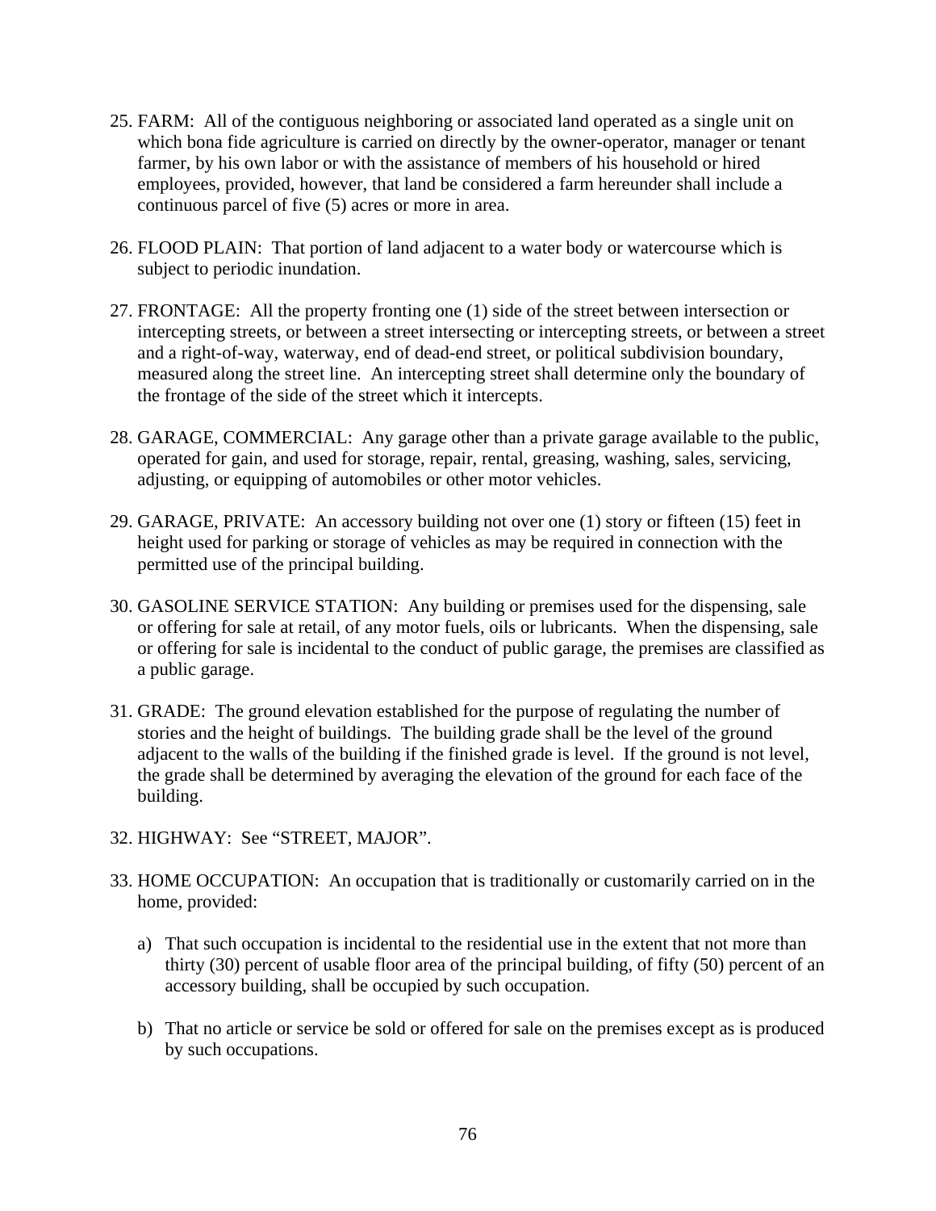25. FARM: All of the contiguous neighboring or associated land operated as a single unit on which bona fide agriculture is carried on directly by the owner-operator, manager or tenant farmer, by his own labor or with the assistance of members of his household or hired employees, provided, however, that land be considered a farm hereunder shall include a continuous parcel of five (5) acres or more in area.

26. FLOOD PLAIN: That portion of land adjacent to a water body or watercourse which is subject to periodic inundation.

27. FRONTAGE: All the property fronting one (1) side of the street between intersection or intercepting streets, or between a street intersecting or intercepting streets, or between a street and a right-of-way, waterway, end of dead-end street, or political subdivision boundary, measured along the street line. An intercepting street shall determine only the boundary of the frontage of the side of the street which it intercepts.

28. GARAGE, COMMERCIAL: Any garage other than a private garage available to the public, operated for gain, and used for storage, repair, rental, greasing, washing, sales, servicing, adjusting, or equipping of automobiles or other motor vehicles.

29. GARAGE, PRIVATE: An accessory building not over one (1) story or fifteen (15) feet in height used for parking or storage of vehicles as may be required in connection with the permitted use of the principal building.

30. GASOLINE SERVICE STATION: Any building or premises used for the dispensing, sale or offering for sale at retail, of any motor fuels, oils or lubricants. When the dispensing, sale or offering for sale is incidental to the conduct of public garage, the premises are classified as a public garage.

31. GRADE: The ground elevation established for the purpose of regulating the number of stories and the height of buildings. The building grade shall be the level of the ground adjacent to the walls of the building if the finished grade is level. If the ground is not level, the grade shall be determined by averaging the elevation of the ground for each face of the building.

32. HIGHWAY: See "STREET, MAJOR".

33. HOME OCCUPATION: An occupation that is traditionally or customarily carried on in the home, provided:

    a) That such occupation is incidental to the residential use in the extent that not more than thirty (30) percent of usable floor area of the principal building, of fifty (50) percent of an accessory building, shall be occupied by such occupation.

    b) That no article or service be sold or offered for sale on the premises except as is produced by such occupations.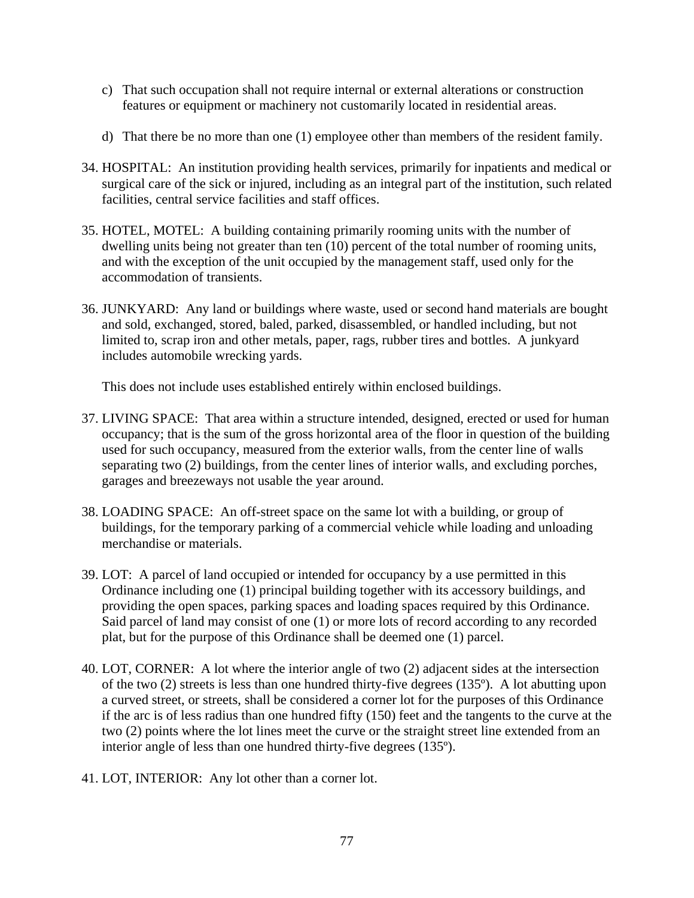c) That such occupation shall not require internal or external alterations or construction features or equipment or machinery not customarily located in residential areas.

d) That there be no more than one (1) employee other than members of the resident family.

34. HOSPITAL: An institution providing health services, primarily for inpatients and medical or surgical care of the sick or injured, including as an integral part of the institution, such related facilities, central service facilities and staff offices.

35. HOTEL, MOTEL: A building containing primarily rooming units with the number of dwelling units being not greater than ten (10) percent of the total number of rooming units, and with the exception of the unit occupied by the management staff, used only for the accommodation of transients.

36. JUNKYARD: Any land or buildings where waste, used or second hand materials are bought and sold, exchanged, stored, baled, parked, disassembled, or handled including, but not limited to, scrap iron and other metals, paper, rags, rubber tires and bottles. A junkyard includes automobile wrecking yards.

    This does not include uses established entirely within enclosed buildings.

37. LIVING SPACE: That area within a structure intended, designed, erected or used for human occupancy; that is the sum of the gross horizontal area of the floor in question of the building used for such occupancy, measured from the exterior walls, from the center line of walls separating two (2) buildings, from the center lines of interior walls, and excluding porches, garages and breezeways not usable the year around.

38. LOADING SPACE: An off-street space on the same lot with a building, or group of buildings, for the temporary parking of a commercial vehicle while loading and unloading merchandise or materials.

39. LOT: A parcel of land occupied or intended for occupancy by a use permitted in this Ordinance including one (1) principal building together with its accessory buildings, and providing the open spaces, parking spaces and loading spaces required by this Ordinance. Said parcel of land may consist of one (1) or more lots of record according to any recorded plat, but for the purpose of this Ordinance shall be deemed one (1) parcel.

40. LOT, CORNER: A lot where the interior angle of two (2) adjacent sides at the intersection of the two (2) streets is less than one hundred thirty-five degrees (135º). A lot abutting upon a curved street, or streets, shall be considered a corner lot for the purposes of this Ordinance if the arc is of less radius than one hundred fifty (150) feet and the tangents to the curve at the two (2) points where the lot lines meet the curve or the straight street line extended from an interior angle of less than one hundred thirty-five degrees (135º).

41. LOT, INTERIOR: Any lot other than a corner lot.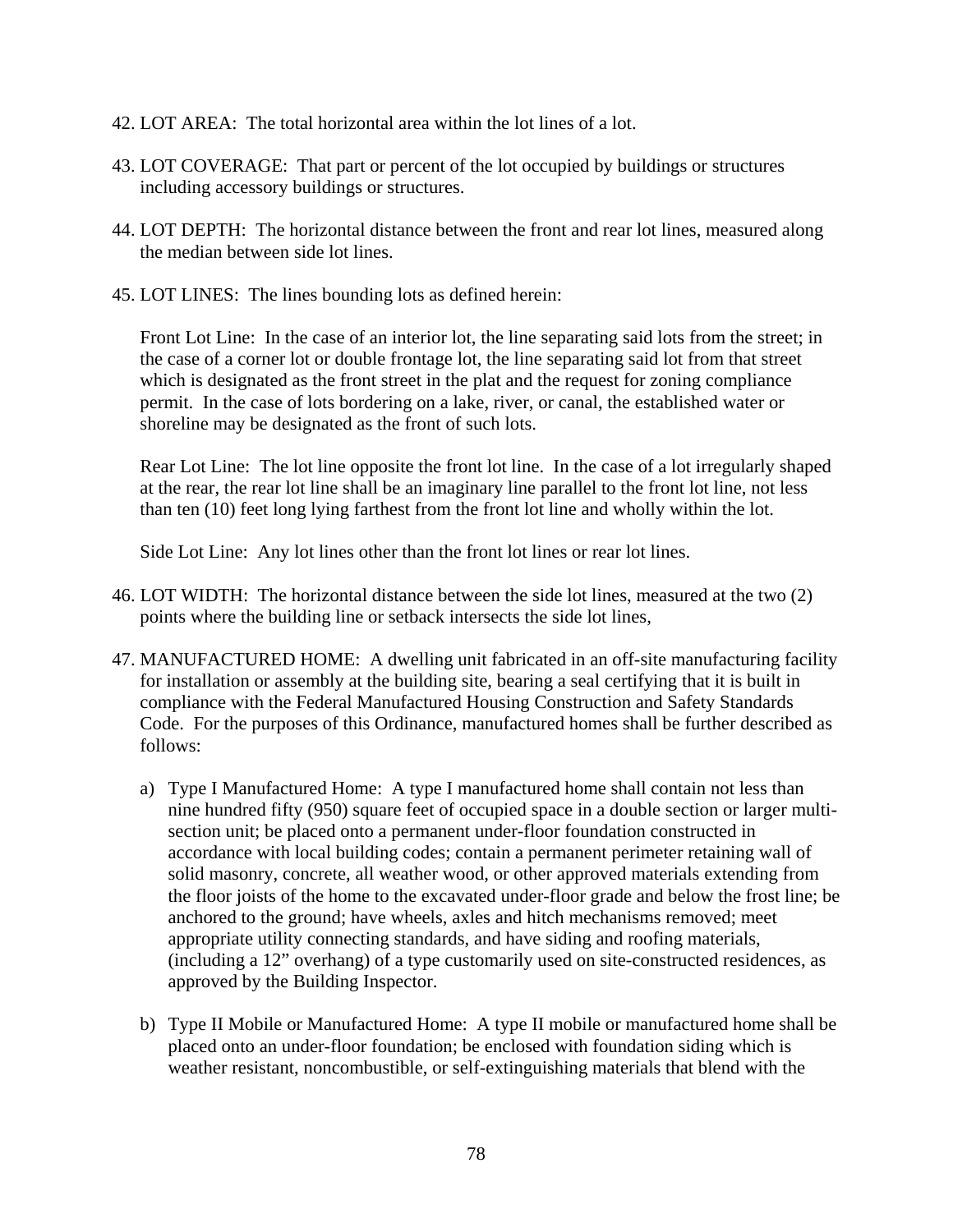42. LOT AREA: The total horizontal area within the lot lines of a lot.

43. LOT COVERAGE: That part or percent of the lot occupied by buildings or structures including accessory buildings or structures.

44. LOT DEPTH: The horizontal distance between the front and rear lot lines, measured along the median between side lot lines.

45. LOT LINES: The lines bounding lots as defined herein:

    Front Lot Line: In the case of an interior lot, the line separating said lots from the street; in the case of a corner lot or double frontage lot, the line separating said lot from that street which is designated as the front street in the plat and the request for zoning compliance permit. In the case of lots bordering on a lake, river, or canal, the established water or shoreline may be designated as the front of such lots.

    Rear Lot Line: The lot line opposite the front lot line. In the case of a lot irregularly shaped at the rear, the rear lot line shall be an imaginary line parallel to the front lot line, not less than ten (10) feet long lying farthest from the front lot line and wholly within the lot.

    Side Lot Line: Any lot lines other than the front lot lines or rear lot lines.

46. LOT WIDTH: The horizontal distance between the side lot lines, measured at the two (2) points where the building line or setback intersects the side lot lines,

47. MANUFACTURED HOME: A dwelling unit fabricated in an off-site manufacturing facility for installation or assembly at the building site, bearing a seal certifying that it is built in compliance with the Federal Manufactured Housing Construction and Safety Standards Code. For the purposes of this Ordinance, manufactured homes shall be further described as follows:

    a) Type I Manufactured Home: A type I manufactured home shall contain not less than nine hundred fifty (950) square feet of occupied space in a double section or larger multi-section unit; be placed onto a permanent under-floor foundation constructed in accordance with local building codes; contain a permanent perimeter retaining wall of solid masonry, concrete, all weather wood, or other approved materials extending from the floor joists of the home to the excavated under-floor grade and below the frost line; be anchored to the ground; have wheels, axles and hitch mechanisms removed; meet appropriate utility connecting standards, and have siding and roofing materials, (including a 12" overhang) of a type customarily used on site-constructed residences, as approved by the Building Inspector.

    b) Type II Mobile or Manufactured Home: A type II mobile or manufactured home shall be placed onto an under-floor foundation; be enclosed with foundation siding which is weather resistant, noncombustible, or self-extinguishing materials that blend with the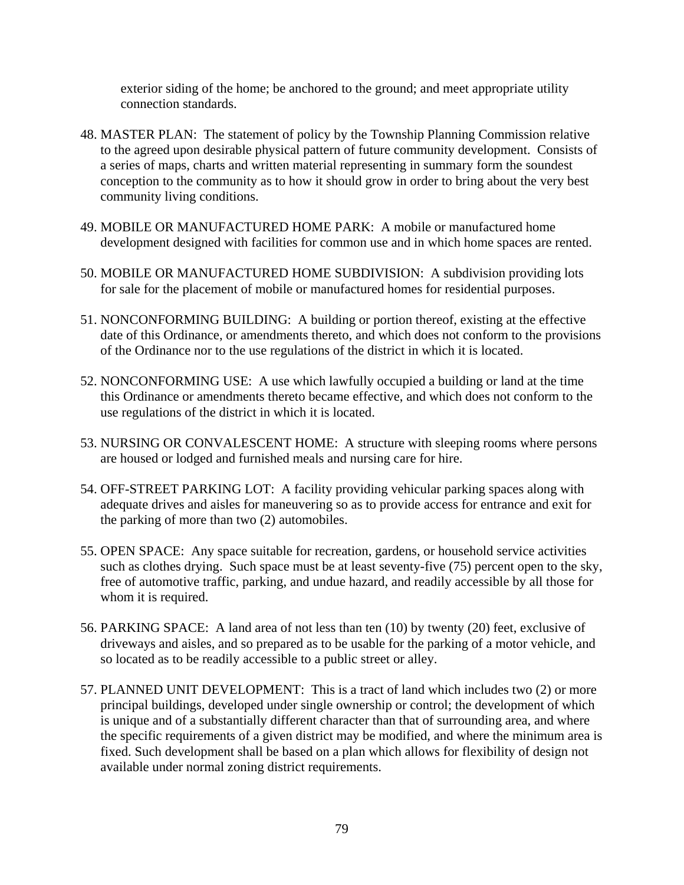exterior siding of the home; be anchored to the ground; and meet appropriate utility connection standards.

48. MASTER PLAN: The statement of policy by the Township Planning Commission relative to the agreed upon desirable physical pattern of future community development. Consists of a series of maps, charts and written material representing in summary form the soundest conception to the community as to how it should grow in order to bring about the very best community living conditions.

49. MOBILE OR MANUFACTURED HOME PARK: A mobile or manufactured home development designed with facilities for common use and in which home spaces are rented.

50. MOBILE OR MANUFACTURED HOME SUBDIVISION: A subdivision providing lots for sale for the placement of mobile or manufactured homes for residential purposes.

51. NONCONFORMING BUILDING: A building or portion thereof, existing at the effective date of this Ordinance, or amendments thereto, and which does not conform to the provisions of the Ordinance nor to the use regulations of the district in which it is located.

52. NONCONFORMING USE: A use which lawfully occupied a building or land at the time this Ordinance or amendments thereto became effective, and which does not conform to the use regulations of the district in which it is located.

53. NURSING OR CONVALESCENT HOME: A structure with sleeping rooms where persons are housed or lodged and furnished meals and nursing care for hire.

54. OFF-STREET PARKING LOT: A facility providing vehicular parking spaces along with adequate drives and aisles for maneuvering so as to provide access for entrance and exit for the parking of more than two (2) automobiles.

55. OPEN SPACE: Any space suitable for recreation, gardens, or household service activities such as clothes drying. Such space must be at least seventy-five (75) percent open to the sky, free of automotive traffic, parking, and undue hazard, and readily accessible by all those for whom it is required.

56. PARKING SPACE: A land area of not less than ten (10) by twenty (20) feet, exclusive of driveways and aisles, and so prepared as to be usable for the parking of a motor vehicle, and so located as to be readily accessible to a public street or alley.

57. PLANNED UNIT DEVELOPMENT: This is a tract of land which includes two (2) or more principal buildings, developed under single ownership or control; the development of which is unique and of a substantially different character than that of surrounding area, and where the specific requirements of a given district may be modified, and where the minimum area is fixed. Such development shall be based on a plan which allows for flexibility of design not available under normal zoning district requirements.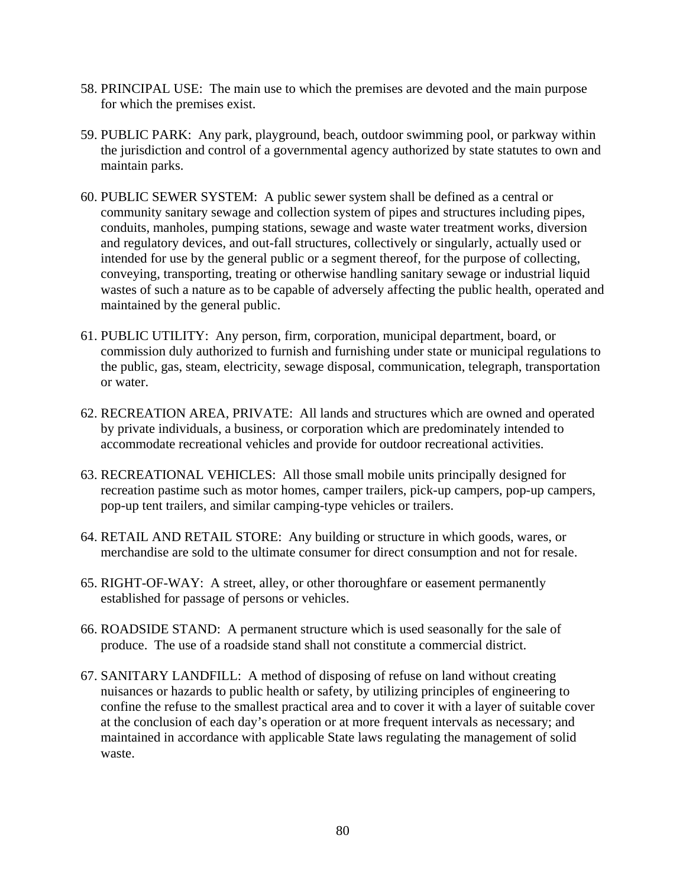58. PRINCIPAL USE:  The main use to which the premises are devoted and the main purpose for which the premises exist.

59. PUBLIC PARK:  Any park, playground, beach, outdoor swimming pool, or parkway within the jurisdiction and control of a governmental agency authorized by state statutes to own and maintain parks.

60. PUBLIC SEWER SYSTEM:  A public sewer system shall be defined as a central or community sanitary sewage and collection system of pipes and structures including pipes, conduits, manholes, pumping stations, sewage and waste water treatment works, diversion and regulatory devices, and out-fall structures, collectively or singularly, actually used or intended for use by the general public or a segment thereof, for the purpose of collecting, conveying, transporting, treating or otherwise handling sanitary sewage or industrial liquid wastes of such a nature as to be capable of adversely affecting the public health, operated and maintained by the general public.

61. PUBLIC UTILITY:  Any person, firm, corporation, municipal department, board, or commission duly authorized to furnish and furnishing under state or municipal regulations to the public, gas, steam, electricity, sewage disposal, communication, telegraph, transportation or water.

62. RECREATION AREA, PRIVATE:  All lands and structures which are owned and operated by private individuals, a business, or corporation which are predominately intended to accommodate recreational vehicles and provide for outdoor recreational activities.

63. RECREATIONAL VEHICLES:  All those small mobile units principally designed for recreation pastime such as motor homes, camper trailers, pick-up campers, pop-up campers, pop-up tent trailers, and similar camping-type vehicles or trailers.

64. RETAIL AND RETAIL STORE:  Any building or structure in which goods, wares, or merchandise are sold to the ultimate consumer for direct consumption and not for resale.

65. RIGHT-OF-WAY:  A street, alley, or other thoroughfare or easement permanently established for passage of persons or vehicles.

66. ROADSIDE STAND:  A permanent structure which is used seasonally for the sale of produce.  The use of a roadside stand shall not constitute a commercial district.

67. SANITARY LANDFILL:  A method of disposing of refuse on land without creating nuisances or hazards to public health or safety, by utilizing principles of engineering to confine the refuse to the smallest practical area and to cover it with a layer of suitable cover at the conclusion of each day's operation or at more frequent intervals as necessary; and maintained in accordance with applicable State laws regulating the management of solid waste.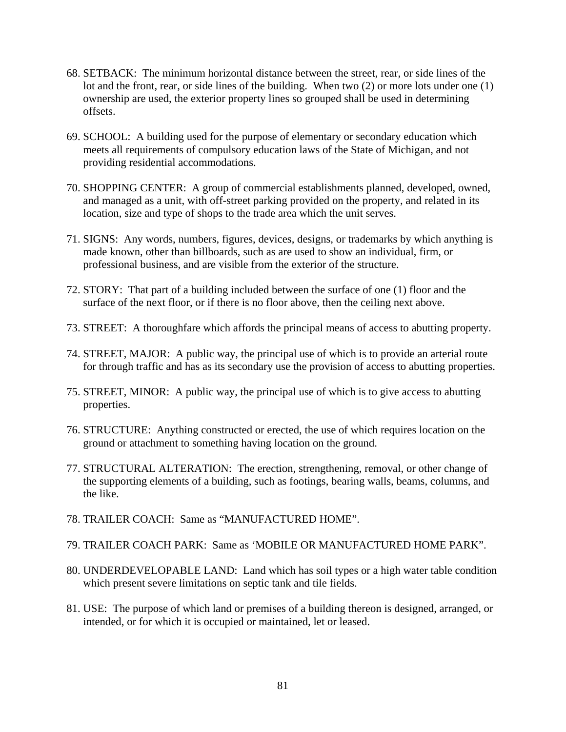68. SETBACK: The minimum horizontal distance between the street, rear, or side lines of the lot and the front, rear, or side lines of the building. When two (2) or more lots under one (1) ownership are used, the exterior property lines so grouped shall be used in determining offsets.

69. SCHOOL: A building used for the purpose of elementary or secondary education which meets all requirements of compulsory education laws of the State of Michigan, and not providing residential accommodations.

70. SHOPPING CENTER: A group of commercial establishments planned, developed, owned, and managed as a unit, with off-street parking provided on the property, and related in its location, size and type of shops to the trade area which the unit serves.

71. SIGNS: Any words, numbers, figures, devices, designs, or trademarks by which anything is made known, other than billboards, such as are used to show an individual, firm, or professional business, and are visible from the exterior of the structure.

72. STORY: That part of a building included between the surface of one (1) floor and the surface of the next floor, or if there is no floor above, then the ceiling next above.

73. STREET: A thoroughfare which affords the principal means of access to abutting property.

74. STREET, MAJOR: A public way, the principal use of which is to provide an arterial route for through traffic and has as its secondary use the provision of access to abutting properties.

75. STREET, MINOR: A public way, the principal use of which is to give access to abutting properties.

76. STRUCTURE: Anything constructed or erected, the use of which requires location on the ground or attachment to something having location on the ground.

77. STRUCTURAL ALTERATION: The erection, strengthening, removal, or other change of the supporting elements of a building, such as footings, bearing walls, beams, columns, and the like.

78. TRAILER COACH: Same as "MANUFACTURED HOME".

79. TRAILER COACH PARK: Same as 'MOBILE OR MANUFACTURED HOME PARK".

80. UNDERDEVELOPABLE LAND: Land which has soil types or a high water table condition which present severe limitations on septic tank and tile fields.

81. USE: The purpose of which land or premises of a building thereon is designed, arranged, or intended, or for which it is occupied or maintained, let or leased.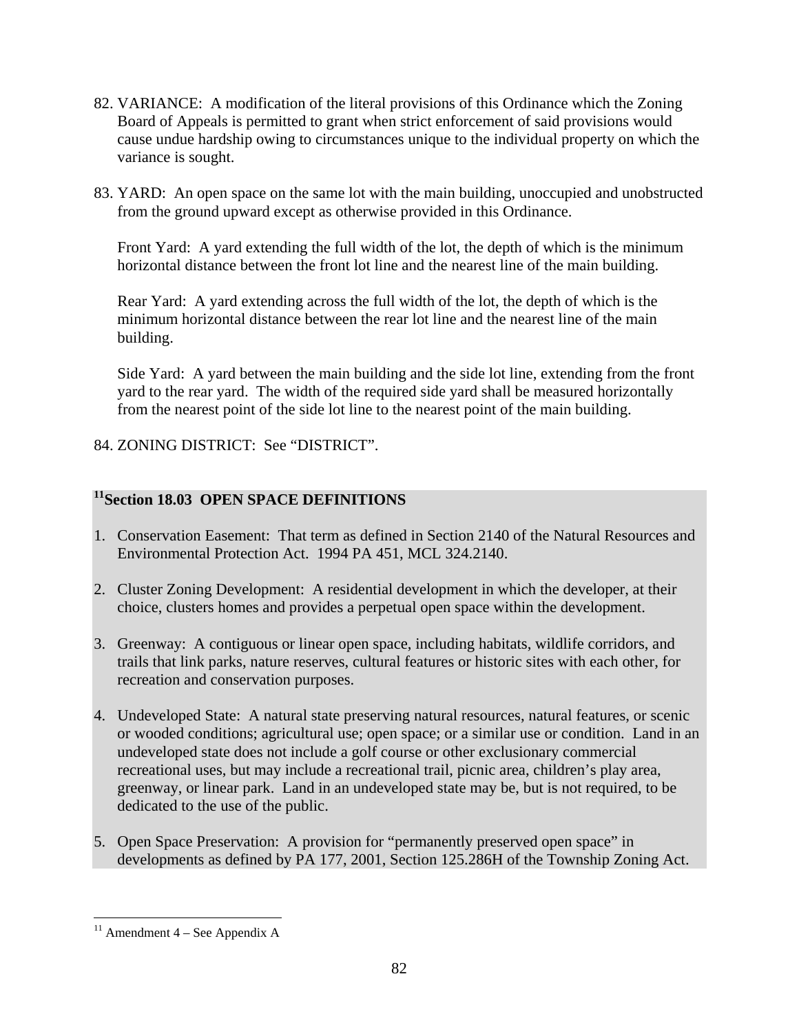82. VARIANCE: A modification of the literal provisions of this Ordinance which the Zoning Board of Appeals is permitted to grant when strict enforcement of said provisions would cause undue hardship owing to circumstances unique to the individual property on which the variance is sought.

83. YARD: An open space on the same lot with the main building, unoccupied and unobstructed from the ground upward except as otherwise provided in this Ordinance.

    Front Yard: A yard extending the full width of the lot, the depth of which is the minimum horizontal distance between the front lot line and the nearest line of the main building.

    Rear Yard: A yard extending across the full width of the lot, the depth of which is the minimum horizontal distance between the rear lot line and the nearest line of the main building.

    Side Yard: A yard between the main building and the side lot line, extending from the front yard to the rear yard. The width of the required side yard shall be measured horizontally from the nearest point of the side lot line to the nearest point of the main building.

84. ZONING DISTRICT: See "DISTRICT".

## [11]Section 18.03 OPEN SPACE DEFINITIONS

1. Conservation Easement: That term as defined in Section 2140 of the Natural Resources and Environmental Protection Act. 1994 PA 451, MCL 324.2140.

2. Cluster Zoning Development: A residential development in which the developer, at their choice, clusters homes and provides a perpetual open space within the development.

3. Greenway: A contiguous or linear open space, including habitats, wildlife corridors, and trails that link parks, nature reserves, cultural features or historic sites with each other, for recreation and conservation purposes.

4. Undeveloped State: A natural state preserving natural resources, natural features, or scenic or wooded conditions; agricultural use; open space; or a similar use or condition. Land in an undeveloped state does not include a golf course or other exclusionary commercial recreational uses, but may include a recreational trail, picnic area, children's play area, greenway, or linear park. Land in an undeveloped state may be, but is not required, to be dedicated to the use of the public.

5. Open Space Preservation: A provision for "permanently preserved open space" in developments as defined by PA 177, 2001, Section 125.286H of the Township Zoning Act.

---

[11] Amendment 4 – See Appendix A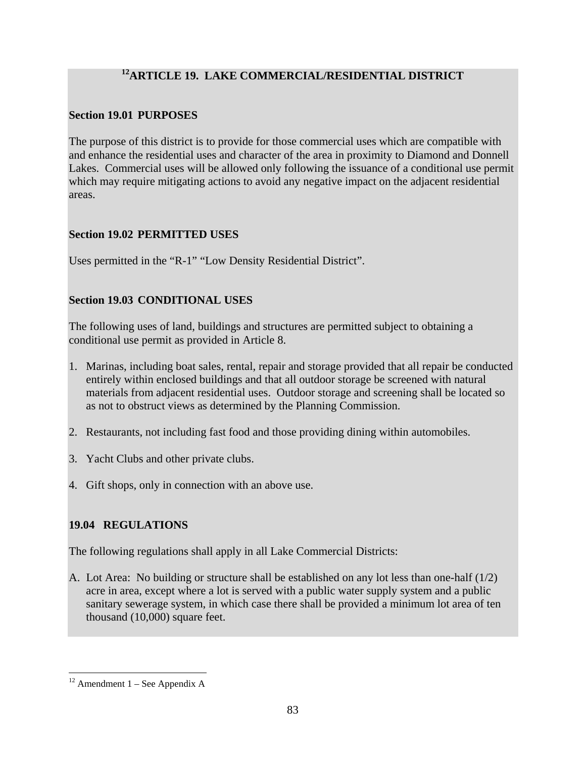# [12]ARTICLE 19. LAKE COMMERCIAL/RESIDENTIAL DISTRICT

## Section 19.01 PURPOSES

The purpose of this district is to provide for those commercial uses which are compatible with and enhance the residential uses and character of the area in proximity to Diamond and Donnell Lakes. Commercial uses will be allowed only following the issuance of a conditional use permit which may require mitigating actions to avoid any negative impact on the adjacent residential areas.

## Section 19.02 PERMITTED USES

Uses permitted in the "R-1" "Low Density Residential District".

## Section 19.03 CONDITIONAL USES

The following uses of land, buildings and structures are permitted subject to obtaining a conditional use permit as provided in Article 8.

1. Marinas, including boat sales, rental, repair and storage provided that all repair be conducted entirely within enclosed buildings and that all outdoor storage be screened with natural materials from adjacent residential uses. Outdoor storage and screening shall be located so as not to obstruct views as determined by the Planning Commission.

2. Restaurants, not including fast food and those providing dining within automobiles.

3. Yacht Clubs and other private clubs.

4. Gift shops, only in connection with an above use.

## 19.04 REGULATIONS

The following regulations shall apply in all Lake Commercial Districts:

A. Lot Area: No building or structure shall be established on any lot less than one-half (1/2) acre in area, except where a lot is served with a public water supply system and a public sanitary sewerage system, in which case there shall be provided a minimum lot area of ten thousand (10,000) square feet.

---

[12] Amendment 1 – See Appendix A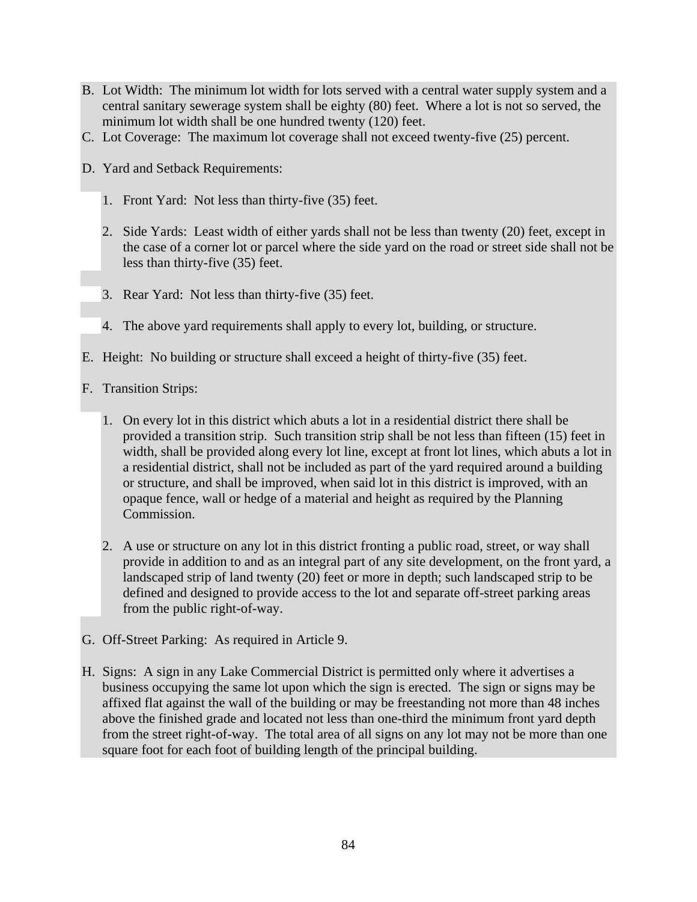B. Lot Width: The minimum lot width for lots served with a central water supply system and a central sanitary sewerage system shall be eighty (80) feet. Where a lot is not so served, the minimum lot width shall be one hundred twenty (120) feet.

C. Lot Coverage: The maximum lot coverage shall not exceed twenty-five (25) percent.

D. Yard and Setback Requirements:

   1. Front Yard: Not less than thirty-five (35) feet.

   2. Side Yards: Least width of either yards shall not be less than twenty (20) feet, except in the case of a corner lot or parcel where the side yard on the road or street side shall not be less than thirty-five (35) feet.

   3. Rear Yard: Not less than thirty-five (35) feet.

   4. The above yard requirements shall apply to every lot, building, or structure.

E. Height: No building or structure shall exceed a height of thirty-five (35) feet.

F. Transition Strips:

   1. On every lot in this district which abuts a lot in a residential district there shall be provided a transition strip. Such transition strip shall be not less than fifteen (15) feet in width, shall be provided along every lot line, except at front lot lines, which abuts a lot in a residential district, shall not be included as part of the yard required around a building or structure, and shall be improved, when said lot in this district is improved, with an opaque fence, wall or hedge of a material and height as required by the Planning Commission.

   2. A use or structure on any lot in this district fronting a public road, street, or way shall provide in addition to and as an integral part of any site development, on the front yard, a landscaped strip of land twenty (20) feet or more in depth; such landscaped strip to be defined and designed to provide access to the lot and separate off-street parking areas from the public right-of-way.

G. Off-Street Parking: As required in Article 9.

H. Signs: A sign in any Lake Commercial District is permitted only where it advertises a business occupying the same lot upon which the sign is erected. The sign or signs may be affixed flat against the wall of the building or may be freestanding not more than 48 inches above the finished grade and located not less than one-third the minimum front yard depth from the street right-of-way. The total area of all signs on any lot may not be more than one square foot for each foot of building length of the principal building.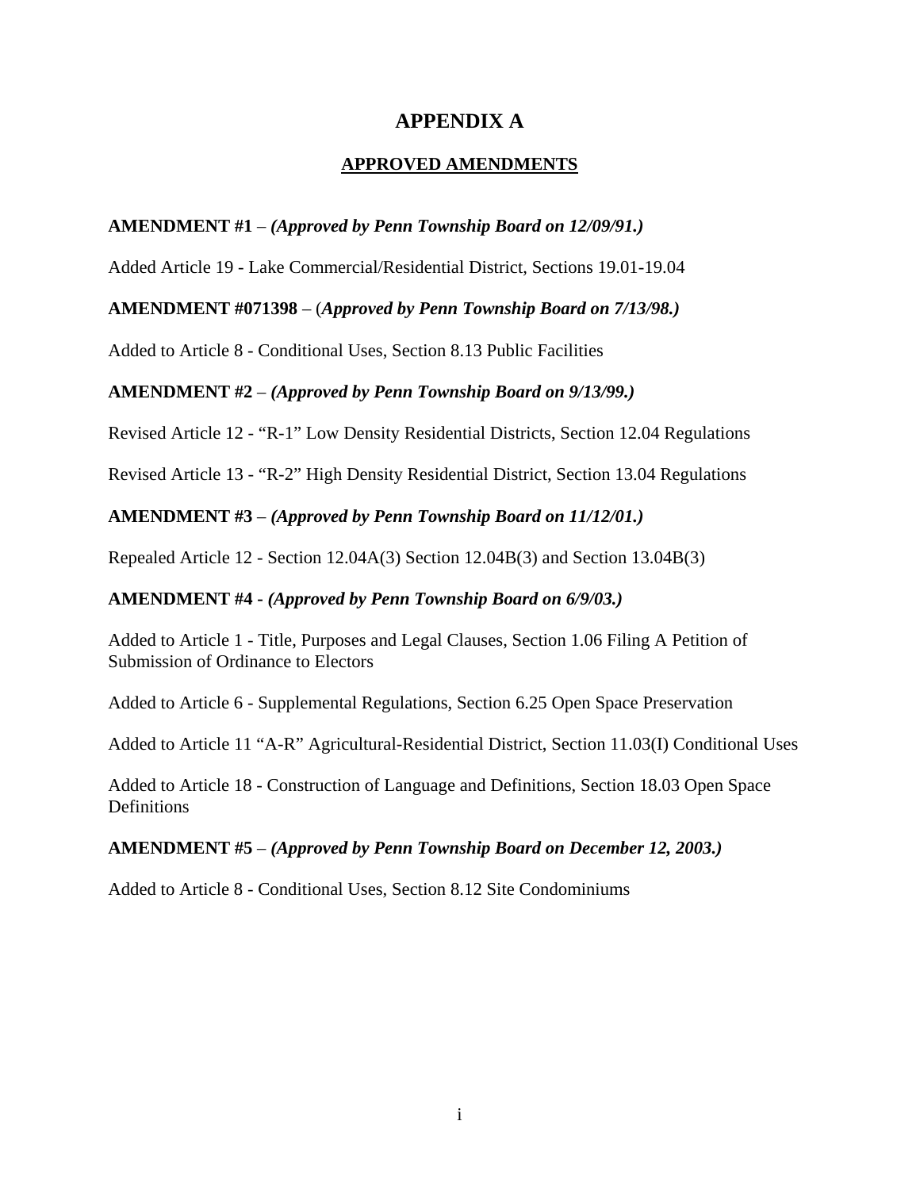# APPENDIX A

## APPROVED AMENDMENTS

**AMENDMENT #1** – ***(Approved by Penn Township Board on 12/09/91.)***

Added Article 19 - Lake Commercial/Residential District, Sections 19.01-19.04

**AMENDMENT #071398** – (***Approved by Penn Township Board on 7/13/98.)***

Added to Article 8 - Conditional Uses, Section 8.13 Public Facilities

**AMENDMENT #2** – ***(Approved by Penn Township Board on 9/13/99.)***

Revised Article 12 - "R-1" Low Density Residential Districts, Section 12.04 Regulations

Revised Article 13 - "R-2" High Density Residential District, Section 13.04 Regulations

**AMENDMENT #3** – ***(Approved by Penn Township Board on 11/12/01.)***

Repealed Article 12 - Section 12.04A(3) Section 12.04B(3) and Section 13.04B(3)

**AMENDMENT #4 -** ***(Approved by Penn Township Board on 6/9/03.)***

Added to Article 1 - Title, Purposes and Legal Clauses, Section 1.06 Filing A Petition of Submission of Ordinance to Electors

Added to Article 6 - Supplemental Regulations, Section 6.25 Open Space Preservation

Added to Article 11 "A-R" Agricultural-Residential District, Section 11.03(I) Conditional Uses

Added to Article 18 - Construction of Language and Definitions, Section 18.03 Open Space Definitions

**AMENDMENT #5** – ***(Approved by Penn Township Board on December 12, 2003.)***

Added to Article 8 - Conditional Uses, Section 8.12 Site Condominiums